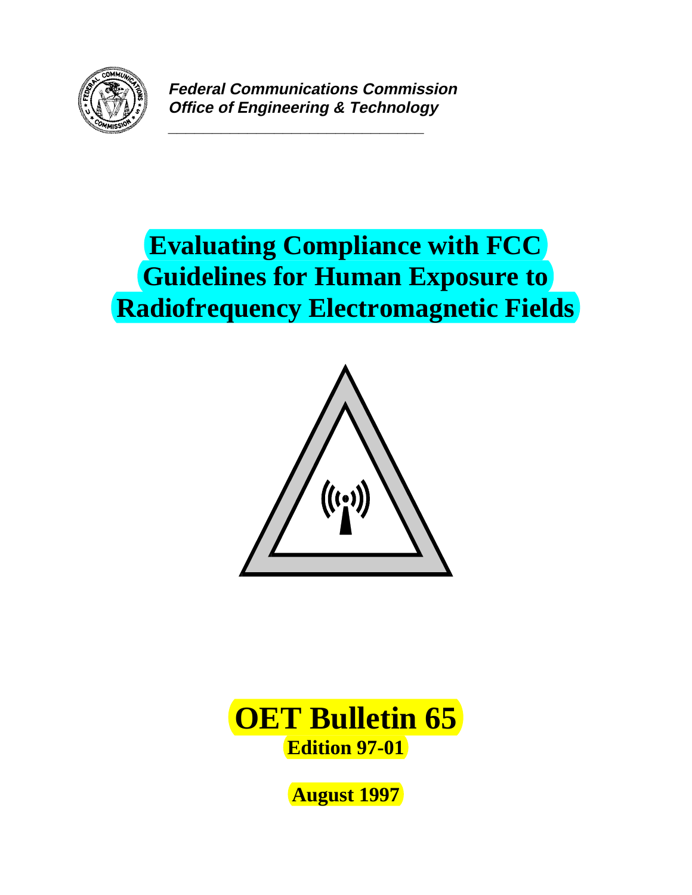***Federal Communications Commission***
***Office of Engineering & Technology***

# Evaluating Compliance with FCC Guidelines for Human Exposure to Radiofrequency Electromagnetic Fields

# OET Bulletin 65

**Edition 97-01**

**August 1997**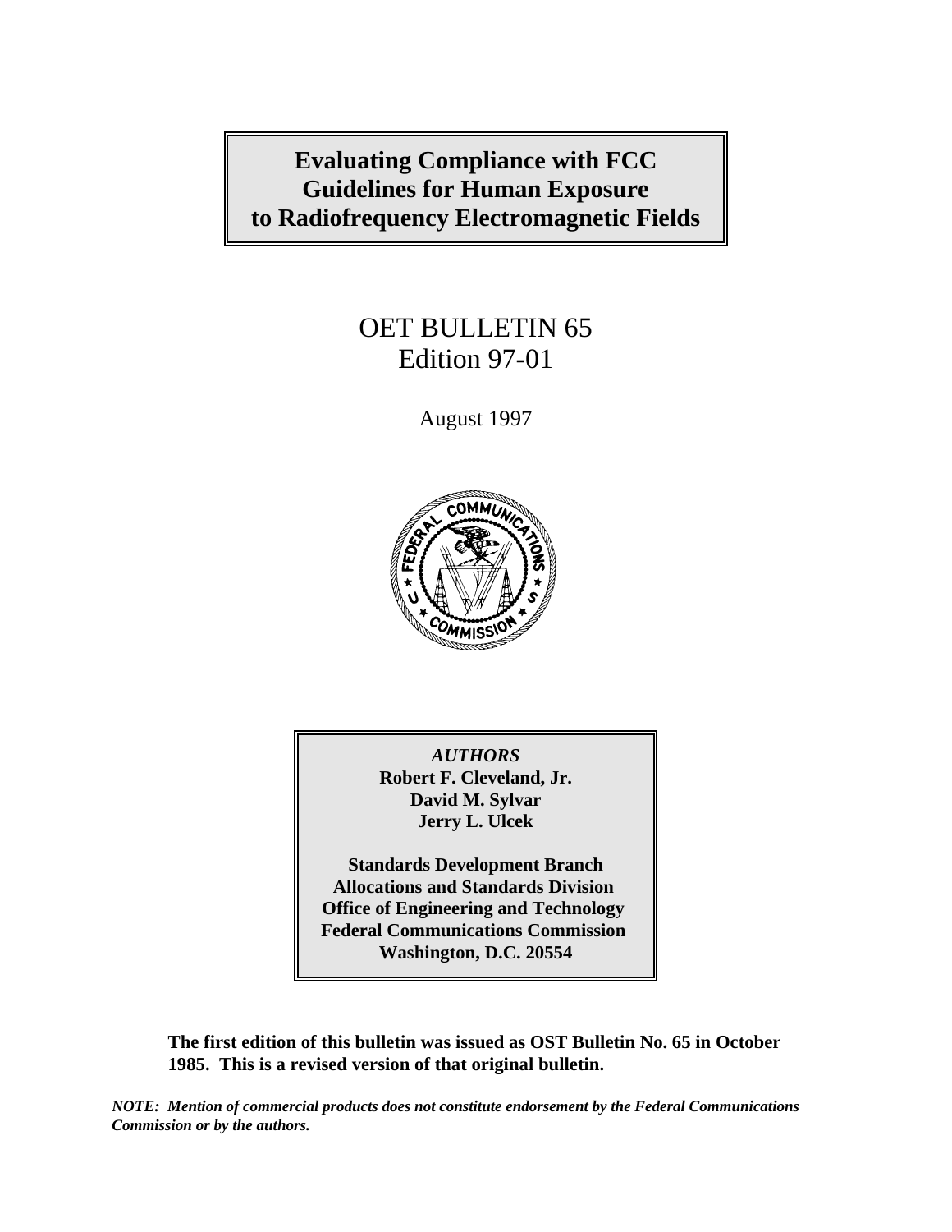# Evaluating Compliance with FCC Guidelines for Human Exposure to Radiofrequency Electromagnetic Fields

OET BULLETIN 65
Edition 97-01

August 1997

*AUTHORS*

**Robert F. Cleveland, Jr.**
**David M. Sylvar**
**Jerry L. Ulcek**

**Standards Development Branch**
**Allocations and Standards Division**
**Office of Engineering and Technology**
**Federal Communications Commission**
**Washington, D.C. 20554**

**The first edition of this bulletin was issued as OST Bulletin No. 65 in October 1985. This is a revised version of that original bulletin.**

***NOTE: Mention of commercial products does not constitute endorsement by the Federal Communications Commission or by the authors.***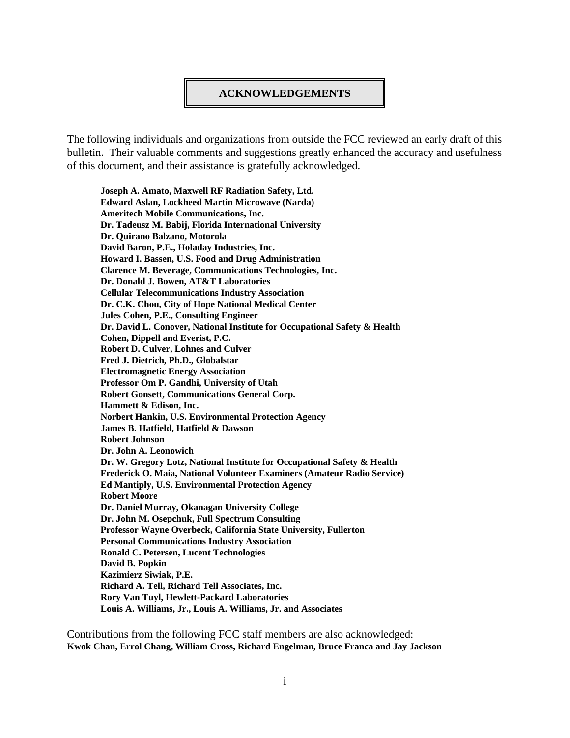# ACKNOWLEDGEMENTS

The following individuals and organizations from outside the FCC reviewed an early draft of this bulletin. Their valuable comments and suggestions greatly enhanced the accuracy and usefulness of this document, and their assistance is gratefully acknowledged.

**Joseph A. Amato, Maxwell RF Radiation Safety, Ltd.**
**Edward Aslan, Lockheed Martin Microwave (Narda)**
**Ameritech Mobile Communications, Inc.**
**Dr. Tadeusz M. Babij, Florida International University**
**Dr. Quirano Balzano, Motorola**
**David Baron, P.E., Holaday Industries, Inc.**
**Howard I. Bassen, U.S. Food and Drug Administration**
**Clarence M. Beverage, Communications Technologies, Inc.**
**Dr. Donald J. Bowen, AT&T Laboratories**
**Cellular Telecommunications Industry Association**
**Dr. C.K. Chou, City of Hope National Medical Center**
**Jules Cohen, P.E., Consulting Engineer**
**Dr. David L. Conover, National Institute for Occupational Safety & Health**
**Cohen, Dippell and Everist, P.C.**
**Robert D. Culver, Lohnes and Culver**
**Fred J. Dietrich, Ph.D., Globalstar**
**Electromagnetic Energy Association**
**Professor Om P. Gandhi, University of Utah**
**Robert Gonsett, Communications General Corp.**
**Hammett & Edison, Inc.**
**Norbert Hankin, U.S. Environmental Protection Agency**
**James B. Hatfield, Hatfield & Dawson**
**Robert Johnson**
**Dr. John A. Leonowich**
**Dr. W. Gregory Lotz, National Institute for Occupational Safety & Health**
**Frederick O. Maia, National Volunteer Examiners (Amateur Radio Service)**
**Ed Mantiply, U.S. Environmental Protection Agency**
**Robert Moore**
**Dr. Daniel Murray, Okanagan University College**
**Dr. John M. Osepchuk, Full Spectrum Consulting**
**Professor Wayne Overbeck, California State University, Fullerton**
**Personal Communications Industry Association**
**Ronald C. Petersen, Lucent Technologies**
**David B. Popkin**
**Kazimierz Siwiak, P.E.**
**Richard A. Tell, Richard Tell Associates, Inc.**
**Rory Van Tuyl, Hewlett-Packard Laboratories**
**Louis A. Williams, Jr., Louis A. Williams, Jr. and Associates**

Contributions from the following FCC staff members are also acknowledged:
**Kwok Chan, Errol Chang, William Cross, Richard Engelman, Bruce Franca and Jay Jackson**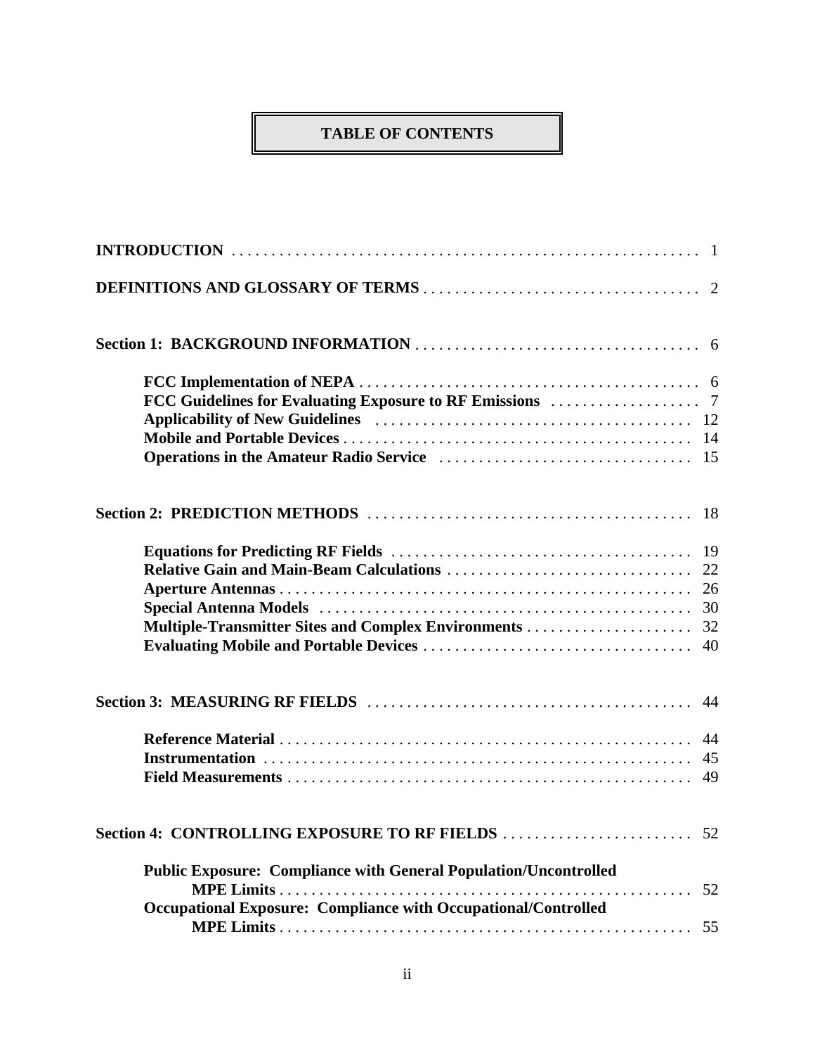# TABLE OF CONTENTS

**INTRODUCTION** . . . . . . . . . . . . . . . . . . . . . . . . . . . . . . . . . . . . . . . . . . . . . . . . . . . . . . . . . 1

**DEFINITIONS AND GLOSSARY OF TERMS** . . . . . . . . . . . . . . . . . . . . . . . . . . . . . . . . . . . 2

**Section 1: BACKGROUND INFORMATION** . . . . . . . . . . . . . . . . . . . . . . . . . . . . . . . . . . . . 6

- **FCC Implementation of NEPA** . . . . . . . . . . . . . . . . . . . . . . . . . . . . . . . . . . . . . . . . . . 6
- **FCC Guidelines for Evaluating Exposure to RF Emissions** . . . . . . . . . . . . . . . . . . . 7
- **Applicability of New Guidelines** . . . . . . . . . . . . . . . . . . . . . . . . . . . . . . . . . . . . . . . 12
- **Mobile and Portable Devices** . . . . . . . . . . . . . . . . . . . . . . . . . . . . . . . . . . . . . . . . . . . 14
- **Operations in the Amateur Radio Service** . . . . . . . . . . . . . . . . . . . . . . . . . . . . . . . 15

**Section 2: PREDICTION METHODS** . . . . . . . . . . . . . . . . . . . . . . . . . . . . . . . . . . . . . . . . . 18

- **Equations for Predicting RF Fields** . . . . . . . . . . . . . . . . . . . . . . . . . . . . . . . . . . . . . 19
- **Relative Gain and Main-Beam Calculations** . . . . . . . . . . . . . . . . . . . . . . . . . . . . . . 22
- **Aperture Antennas** . . . . . . . . . . . . . . . . . . . . . . . . . . . . . . . . . . . . . . . . . . . . . . . . . . . 26
- **Special Antenna Models** . . . . . . . . . . . . . . . . . . . . . . . . . . . . . . . . . . . . . . . . . . . . . . 30
- **Multiple-Transmitter Sites and Complex Environments** . . . . . . . . . . . . . . . . . . . . . 32
- **Evaluating Mobile and Portable Devices** . . . . . . . . . . . . . . . . . . . . . . . . . . . . . . . . . . 40

**Section 3: MEASURING RF FIELDS** . . . . . . . . . . . . . . . . . . . . . . . . . . . . . . . . . . . . . . . . . 44

- **Reference Material** . . . . . . . . . . . . . . . . . . . . . . . . . . . . . . . . . . . . . . . . . . . . . . . . . . . 44
- **Instrumentation** . . . . . . . . . . . . . . . . . . . . . . . . . . . . . . . . . . . . . . . . . . . . . . . . . . . . . 45
- **Field Measurements** . . . . . . . . . . . . . . . . . . . . . . . . . . . . . . . . . . . . . . . . . . . . . . . . . . 49

**Section 4: CONTROLLING EXPOSURE TO RF FIELDS** . . . . . . . . . . . . . . . . . . . . . . . . 52

- **Public Exposure: Compliance with General Population/Uncontrolled MPE Limits** . . . . . . . . . . . . . . . . . . . . . . . . . . . . . . . . . . . . . . . . . . . . . . . . . . . . 52
- **Occupational Exposure: Compliance with Occupational/Controlled MPE Limits** . . . . . . . . . . . . . . . . . . . . . . . . . . . . . . . . . . . . . . . . . . . . . . . . . . . 55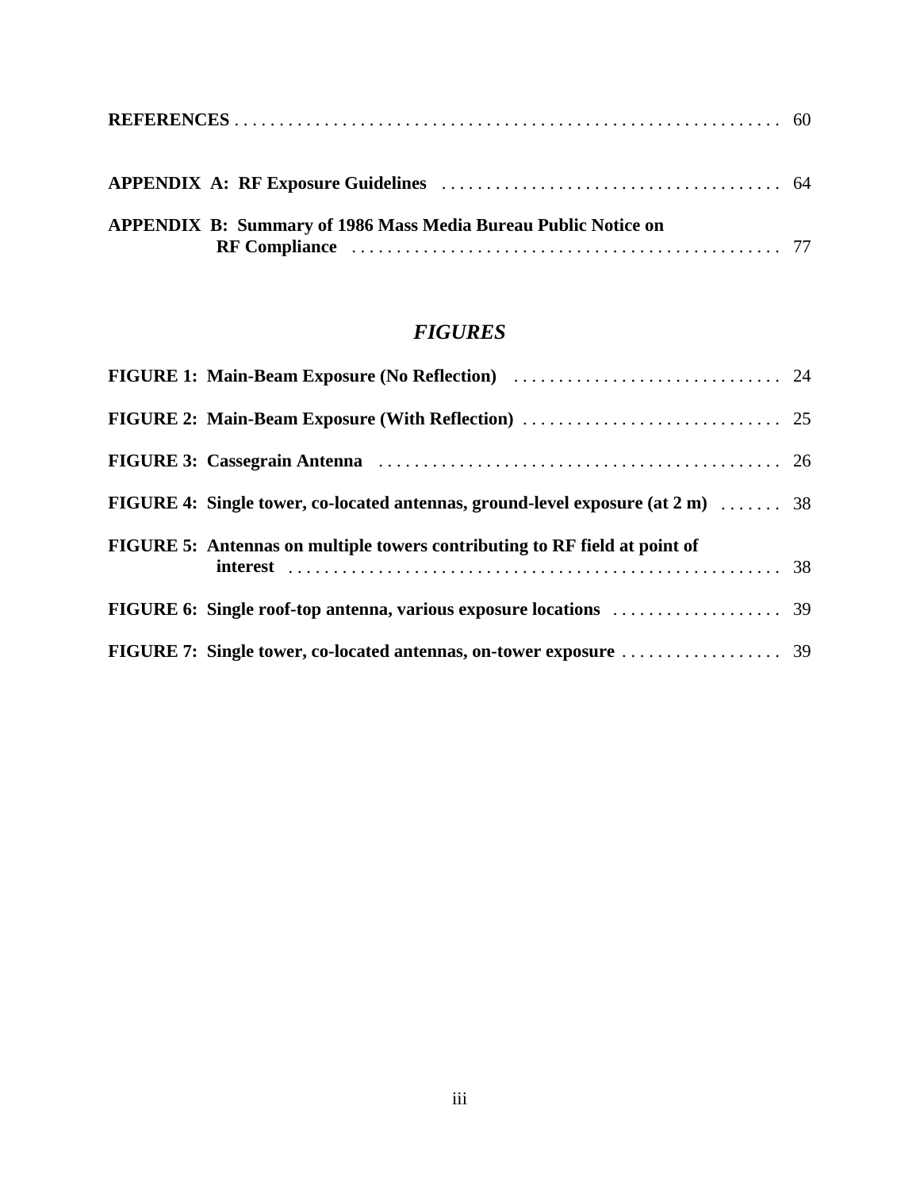**REFERENCES** . . . . . . . . . . . . . . . . . . . . . . . . . . . . . . . . . . . . . . . . . . . . . . . . . . . . . . . . . . . . 60

**APPENDIX A: RF Exposure Guidelines** . . . . . . . . . . . . . . . . . . . . . . . . . . . . . . . . . . . . . 64

**APPENDIX B: Summary of 1986 Mass Media Bureau Public Notice on RF Compliance** . . . . . . . . . . . . . . . . . . . . . . . . . . . . . . . . . . . . . . . . . . . . . . . . . 77

## *FIGURES*

**FIGURE 1: Main-Beam Exposure (No Reflection)** . . . . . . . . . . . . . . . . . . . . . . . . . . . . . . 24

**FIGURE 2: Main-Beam Exposure (With Reflection)** . . . . . . . . . . . . . . . . . . . . . . . . . . . . . 25

**FIGURE 3: Cassegrain Antenna** . . . . . . . . . . . . . . . . . . . . . . . . . . . . . . . . . . . . . . . . . . . . . 26

**FIGURE 4: Single tower, co-located antennas, ground-level exposure (at 2 m)** . . . . . . . 38

**FIGURE 5: Antennas on multiple towers contributing to RF field at point of interest** . . . . . . . . . . . . . . . . . . . . . . . . . . . . . . . . . . . . . . . . . . . . . . . . . . . . . . 38

**FIGURE 6: Single roof-top antenna, various exposure locations** . . . . . . . . . . . . . . . . . . . 39

**FIGURE 7: Single tower, co-located antennas, on-tower exposure** . . . . . . . . . . . . . . . . . . 39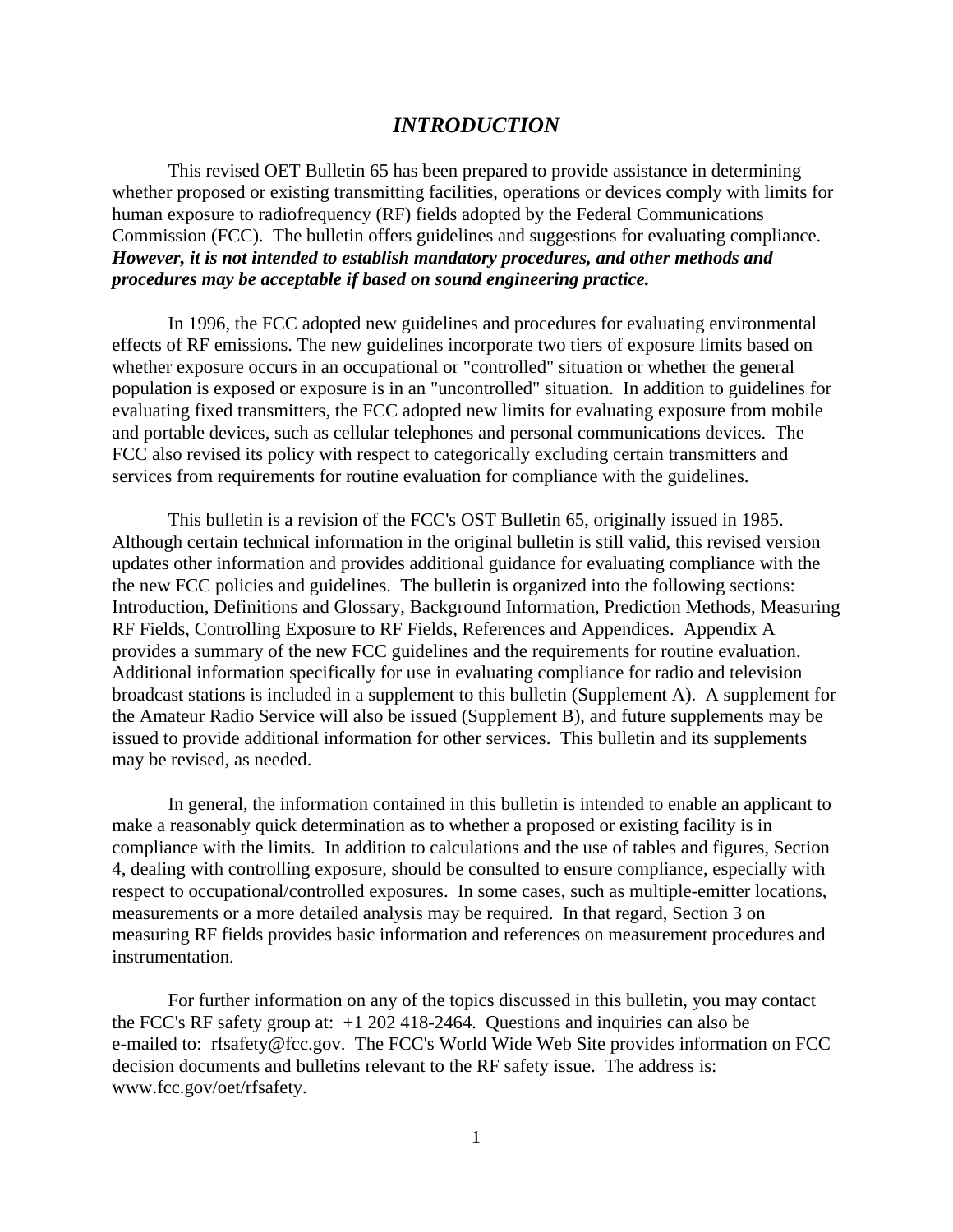# *INTRODUCTION*

This revised OET Bulletin 65 has been prepared to provide assistance in determining whether proposed or existing transmitting facilities, operations or devices comply with limits for human exposure to radiofrequency (RF) fields adopted by the Federal Communications Commission (FCC). The bulletin offers guidelines and suggestions for evaluating compliance. ***However, it is not intended to establish mandatory procedures, and other methods and procedures may be acceptable if based on sound engineering practice.***

In 1996, the FCC adopted new guidelines and procedures for evaluating environmental effects of RF emissions. The new guidelines incorporate two tiers of exposure limits based on whether exposure occurs in an occupational or "controlled" situation or whether the general population is exposed or exposure is in an "uncontrolled" situation. In addition to guidelines for evaluating fixed transmitters, the FCC adopted new limits for evaluating exposure from mobile and portable devices, such as cellular telephones and personal communications devices. The FCC also revised its policy with respect to categorically excluding certain transmitters and services from requirements for routine evaluation for compliance with the guidelines.

This bulletin is a revision of the FCC's OST Bulletin 65, originally issued in 1985. Although certain technical information in the original bulletin is still valid, this revised version updates other information and provides additional guidance for evaluating compliance with the the new FCC policies and guidelines. The bulletin is organized into the following sections: Introduction, Definitions and Glossary, Background Information, Prediction Methods, Measuring RF Fields, Controlling Exposure to RF Fields, References and Appendices. Appendix A provides a summary of the new FCC guidelines and the requirements for routine evaluation. Additional information specifically for use in evaluating compliance for radio and television broadcast stations is included in a supplement to this bulletin (Supplement A). A supplement for the Amateur Radio Service will also be issued (Supplement B), and future supplements may be issued to provide additional information for other services. This bulletin and its supplements may be revised, as needed.

In general, the information contained in this bulletin is intended to enable an applicant to make a reasonably quick determination as to whether a proposed or existing facility is in compliance with the limits. In addition to calculations and the use of tables and figures, Section 4, dealing with controlling exposure, should be consulted to ensure compliance, especially with respect to occupational/controlled exposures. In some cases, such as multiple-emitter locations, measurements or a more detailed analysis may be required. In that regard, Section 3 on measuring RF fields provides basic information and references on measurement procedures and instrumentation.

For further information on any of the topics discussed in this bulletin, you may contact the FCC's RF safety group at: +1 202 418-2464. Questions and inquiries can also be e-mailed to: rfsafety@fcc.gov. The FCC's World Wide Web Site provides information on FCC decision documents and bulletins relevant to the RF safety issue. The address is: www.fcc.gov/oet/rfsafety.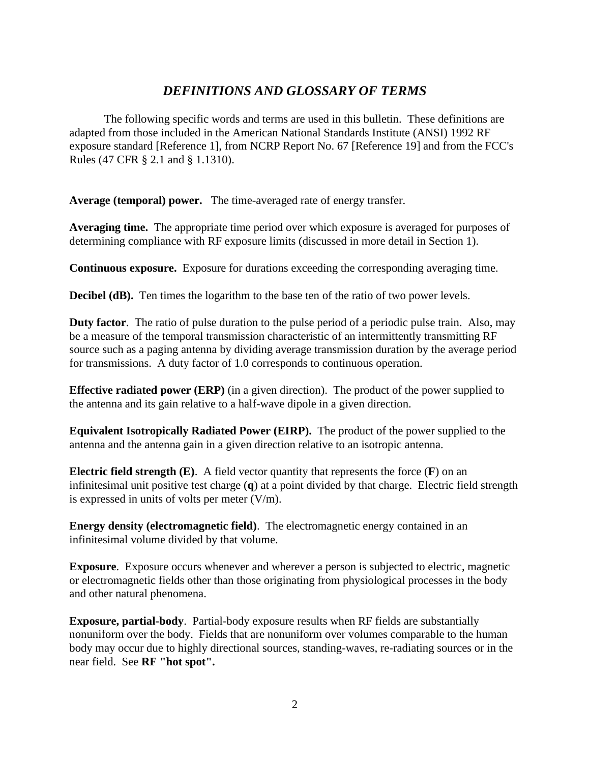## *DEFINITIONS AND GLOSSARY OF TERMS*

The following specific words and terms are used in this bulletin. These definitions are adapted from those included in the American National Standards Institute (ANSI) 1992 RF exposure standard [Reference 1], from NCRP Report No. 67 [Reference 19] and from the FCC's Rules (47 CFR § 2.1 and § 1.1310).

**Average (temporal) power.** The time-averaged rate of energy transfer.

**Averaging time.** The appropriate time period over which exposure is averaged for purposes of determining compliance with RF exposure limits (discussed in more detail in Section 1).

**Continuous exposure.** Exposure for durations exceeding the corresponding averaging time.

**Decibel (dB).** Ten times the logarithm to the base ten of the ratio of two power levels.

**Duty factor**. The ratio of pulse duration to the pulse period of a periodic pulse train. Also, may be a measure of the temporal transmission characteristic of an intermittently transmitting RF source such as a paging antenna by dividing average transmission duration by the average period for transmissions. A duty factor of 1.0 corresponds to continuous operation.

**Effective radiated power (ERP)** (in a given direction). The product of the power supplied to the antenna and its gain relative to a half-wave dipole in a given direction.

**Equivalent Isotropically Radiated Power (EIRP).** The product of the power supplied to the antenna and the antenna gain in a given direction relative to an isotropic antenna.

**Electric field strength (E)**. A field vector quantity that represents the force (**F**) on an infinitesimal unit positive test charge (**q**) at a point divided by that charge. Electric field strength is expressed in units of volts per meter (V/m).

**Energy density (electromagnetic field)**. The electromagnetic energy contained in an infinitesimal volume divided by that volume.

**Exposure**. Exposure occurs whenever and wherever a person is subjected to electric, magnetic or electromagnetic fields other than those originating from physiological processes in the body and other natural phenomena.

**Exposure, partial-body**. Partial-body exposure results when RF fields are substantially nonuniform over the body. Fields that are nonuniform over volumes comparable to the human body may occur due to highly directional sources, standing-waves, re-radiating sources or in the near field. See **RF "hot spot".**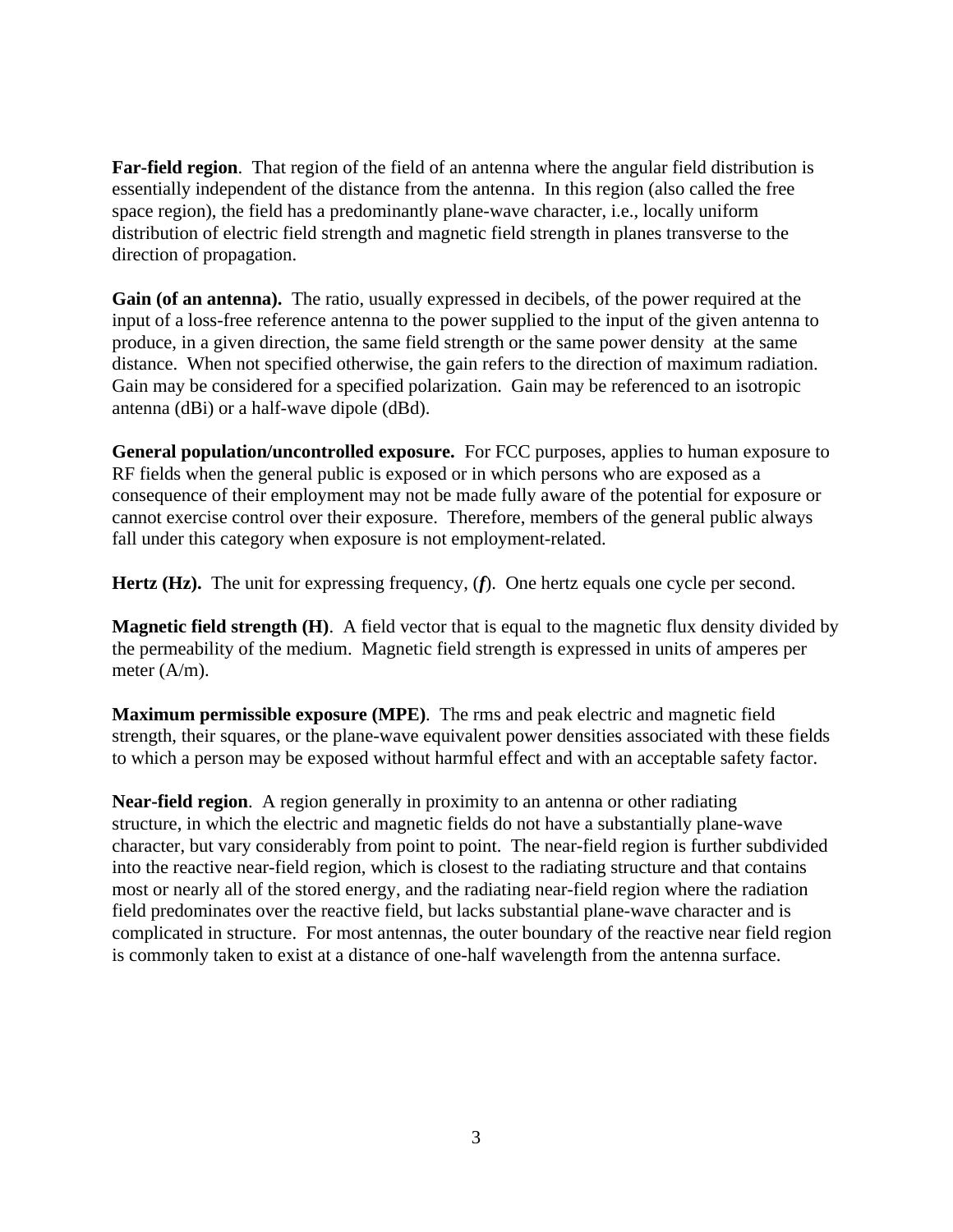**Far-field region**. That region of the field of an antenna where the angular field distribution is essentially independent of the distance from the antenna. In this region (also called the free space region), the field has a predominantly plane-wave character, i.e., locally uniform distribution of electric field strength and magnetic field strength in planes transverse to the direction of propagation.

**Gain (of an antenna).** The ratio, usually expressed in decibels, of the power required at the input of a loss-free reference antenna to the power supplied to the input of the given antenna to produce, in a given direction, the same field strength or the same power density at the same distance. When not specified otherwise, the gain refers to the direction of maximum radiation. Gain may be considered for a specified polarization. Gain may be referenced to an isotropic antenna (dBi) or a half-wave dipole (dBd).

**General population/uncontrolled exposure.** For FCC purposes, applies to human exposure to RF fields when the general public is exposed or in which persons who are exposed as a consequence of their employment may not be made fully aware of the potential for exposure or cannot exercise control over their exposure. Therefore, members of the general public always fall under this category when exposure is not employment-related.

**Hertz (Hz).** The unit for expressing frequency, (***f***). One hertz equals one cycle per second.

**Magnetic field strength (H)**. A field vector that is equal to the magnetic flux density divided by the permeability of the medium. Magnetic field strength is expressed in units of amperes per meter (A/m).

**Maximum permissible exposure (MPE)**. The rms and peak electric and magnetic field strength, their squares, or the plane-wave equivalent power densities associated with these fields to which a person may be exposed without harmful effect and with an acceptable safety factor.

**Near-field region**. A region generally in proximity to an antenna or other radiating structure, in which the electric and magnetic fields do not have a substantially plane-wave character, but vary considerably from point to point. The near-field region is further subdivided into the reactive near-field region, which is closest to the radiating structure and that contains most or nearly all of the stored energy, and the radiating near-field region where the radiation field predominates over the reactive field, but lacks substantial plane-wave character and is complicated in structure. For most antennas, the outer boundary of the reactive near field region is commonly taken to exist at a distance of one-half wavelength from the antenna surface.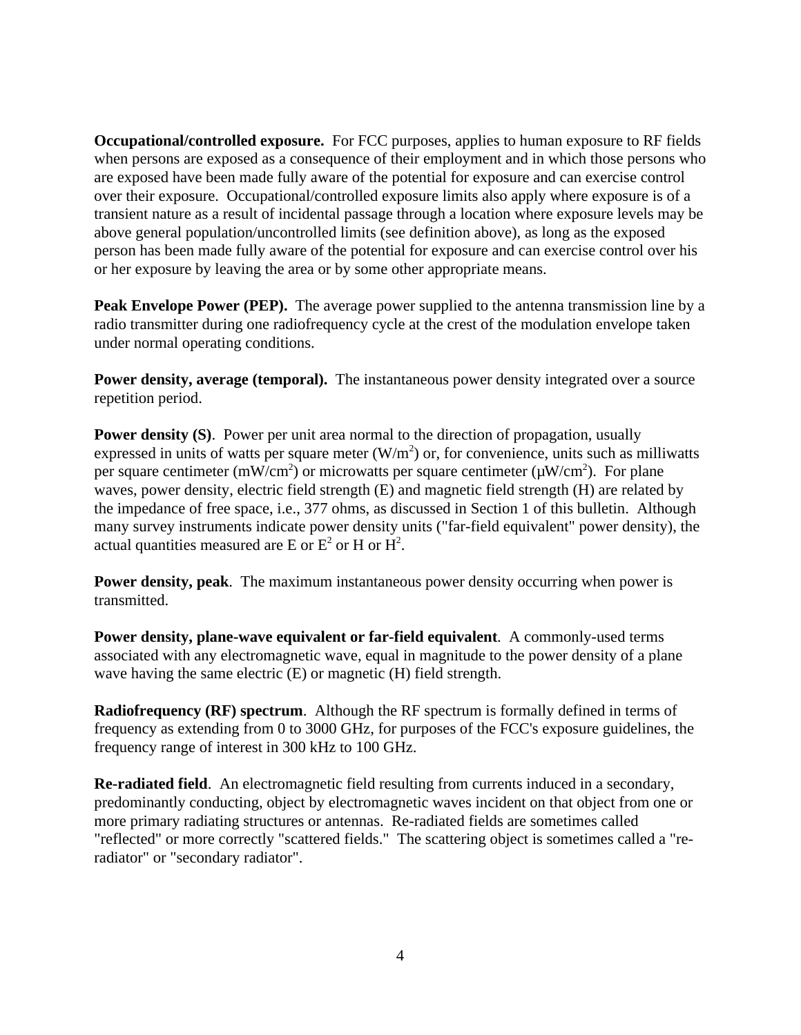**Occupational/controlled exposure.** For FCC purposes, applies to human exposure to RF fields when persons are exposed as a consequence of their employment and in which those persons who are exposed have been made fully aware of the potential for exposure and can exercise control over their exposure. Occupational/controlled exposure limits also apply where exposure is of a transient nature as a result of incidental passage through a location where exposure levels may be above general population/uncontrolled limits (see definition above), as long as the exposed person has been made fully aware of the potential for exposure and can exercise control over his or her exposure by leaving the area or by some other appropriate means.

**Peak Envelope Power (PEP).** The average power supplied to the antenna transmission line by a radio transmitter during one radiofrequency cycle at the crest of the modulation envelope taken under normal operating conditions.

**Power density, average (temporal).** The instantaneous power density integrated over a source repetition period.

**Power density (S)**. Power per unit area normal to the direction of propagation, usually expressed in units of watts per square meter ($W/m^2$) or, for convenience, units such as milliwatts per square centimeter ($mW/cm^2$) or microwatts per square centimeter ($\mu W/cm^2$). For plane waves, power density, electric field strength (E) and magnetic field strength (H) are related by the impedance of free space, i.e., 377 ohms, as discussed in Section 1 of this bulletin. Although many survey instruments indicate power density units ("far-field equivalent" power density), the actual quantities measured are E or $E^2$ or H or $H^2$.

**Power density, peak**. The maximum instantaneous power density occurring when power is transmitted.

**Power density, plane-wave equivalent or far-field equivalent**. A commonly-used terms associated with any electromagnetic wave, equal in magnitude to the power density of a plane wave having the same electric (E) or magnetic (H) field strength.

**Radiofrequency (RF) spectrum**. Although the RF spectrum is formally defined in terms of frequency as extending from 0 to 3000 GHz, for purposes of the FCC's exposure guidelines, the frequency range of interest in 300 kHz to 100 GHz.

**Re-radiated field**. An electromagnetic field resulting from currents induced in a secondary, predominantly conducting, object by electromagnetic waves incident on that object from one or more primary radiating structures or antennas. Re-radiated fields are sometimes called "reflected" or more correctly "scattered fields." The scattering object is sometimes called a "re-radiator" or "secondary radiator".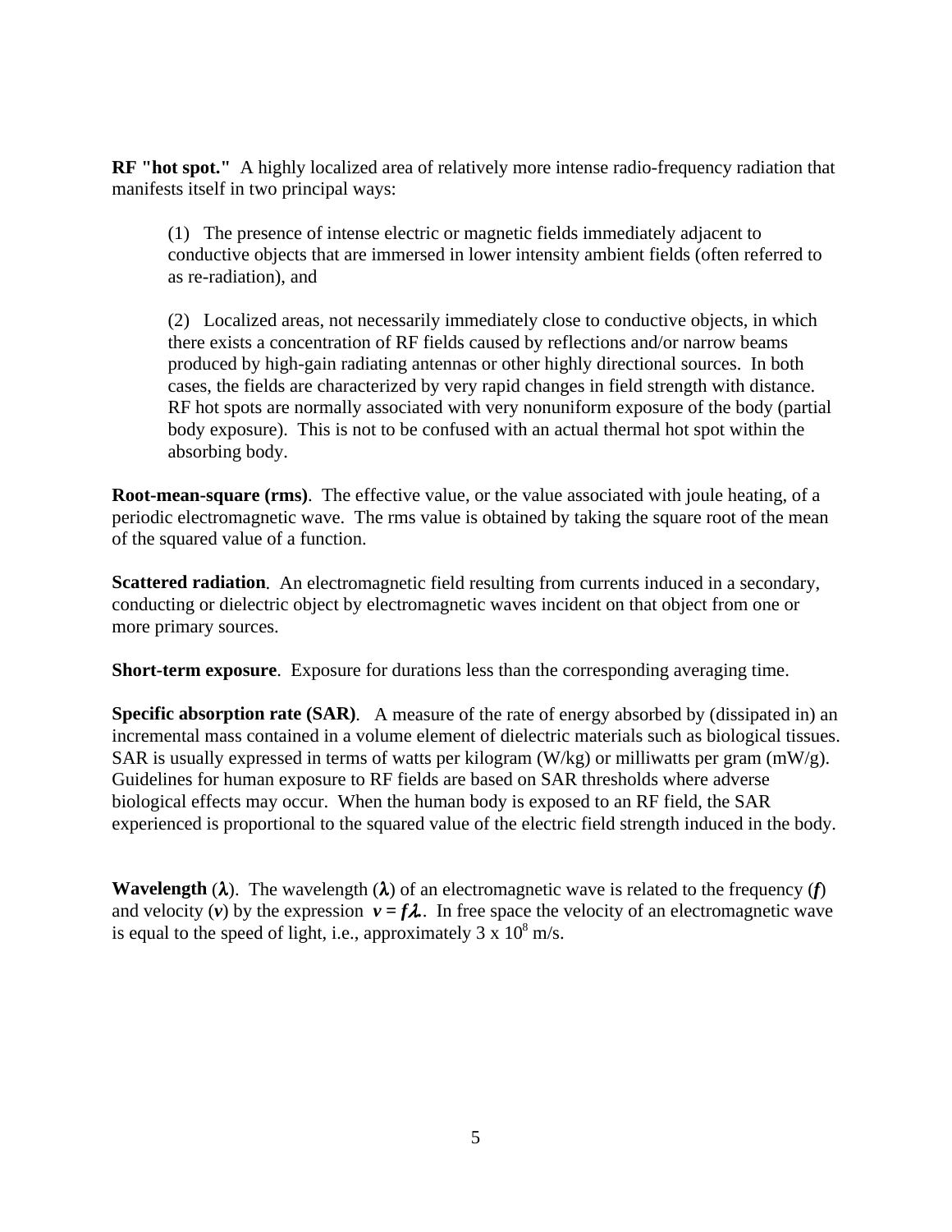**RF "hot spot."** A highly localized area of relatively more intense radio-frequency radiation that manifests itself in two principal ways:

> (1) The presence of intense electric or magnetic fields immediately adjacent to conductive objects that are immersed in lower intensity ambient fields (often referred to as re-radiation), and
>
> (2) Localized areas, not necessarily immediately close to conductive objects, in which there exists a concentration of RF fields caused by reflections and/or narrow beams produced by high-gain radiating antennas or other highly directional sources. In both cases, the fields are characterized by very rapid changes in field strength with distance. RF hot spots are normally associated with very nonuniform exposure of the body (partial body exposure). This is not to be confused with an actual thermal hot spot within the absorbing body.

**Root-mean-square (rms)**. The effective value, or the value associated with joule heating, of a periodic electromagnetic wave. The rms value is obtained by taking the square root of the mean of the squared value of a function.

**Scattered radiation**. An electromagnetic field resulting from currents induced in a secondary, conducting or dielectric object by electromagnetic waves incident on that object from one or more primary sources.

**Short-term exposure**. Exposure for durations less than the corresponding averaging time.

**Specific absorption rate (SAR)**. A measure of the rate of energy absorbed by (dissipated in) an incremental mass contained in a volume element of dielectric materials such as biological tissues. SAR is usually expressed in terms of watts per kilogram (W/kg) or milliwatts per gram (mW/g). Guidelines for human exposure to RF fields are based on SAR thresholds where adverse biological effects may occur. When the human body is exposed to an RF field, the SAR experienced is proportional to the squared value of the electric field strength induced in the body.

**Wavelength** ($\lambda$). The wavelength ($\lambda$) of an electromagnetic wave is related to the frequency ($f$) and velocity ($v$) by the expression $v = f\lambda$. In free space the velocity of an electromagnetic wave is equal to the speed of light, i.e., approximately $3 \times 10^8$ m/s.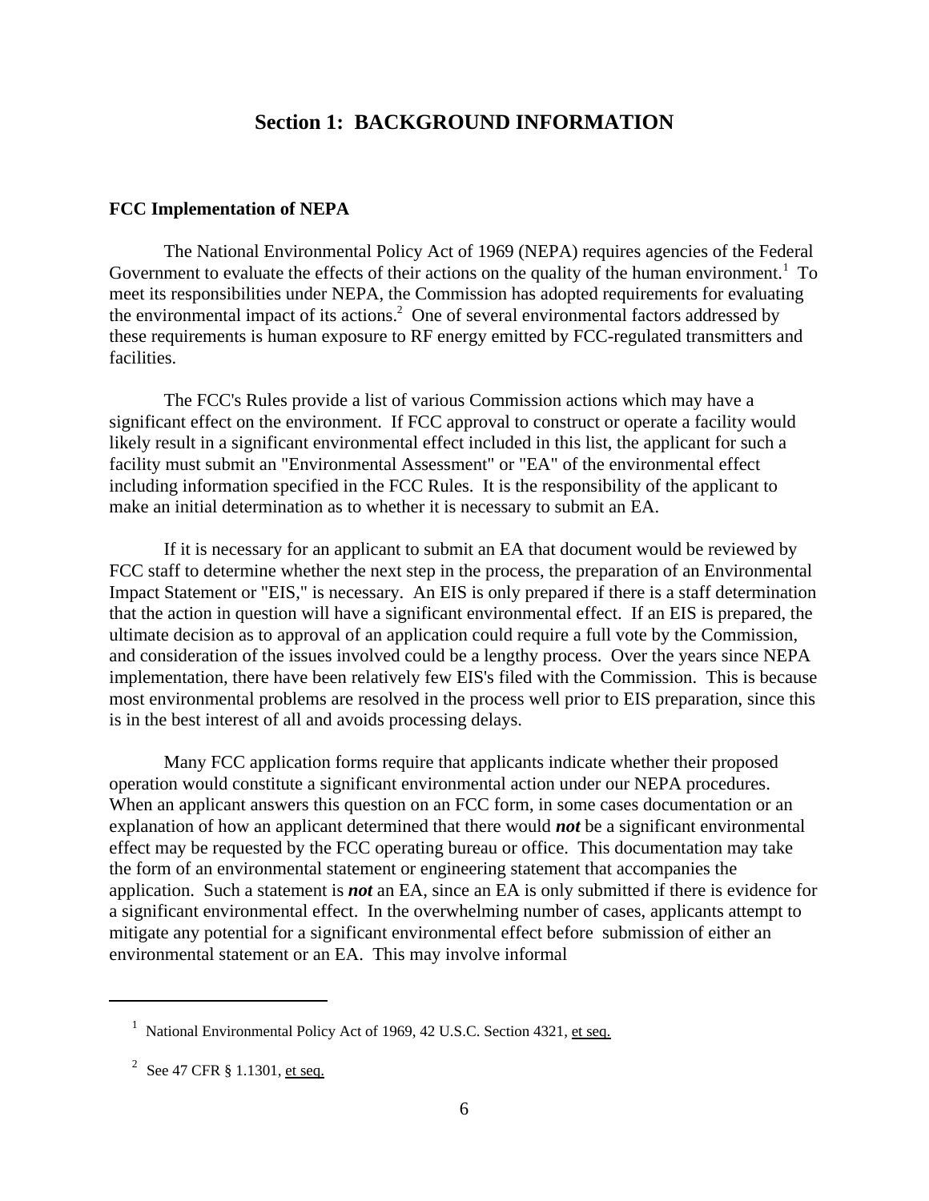# Section 1: BACKGROUND INFORMATION

## FCC Implementation of NEPA

The National Environmental Policy Act of 1969 (NEPA) requires agencies of the Federal Government to evaluate the effects of their actions on the quality of the human environment.[1] To meet its responsibilities under NEPA, the Commission has adopted requirements for evaluating the environmental impact of its actions.[2] One of several environmental factors addressed by these requirements is human exposure to RF energy emitted by FCC-regulated transmitters and facilities.

The FCC's Rules provide a list of various Commission actions which may have a significant effect on the environment. If FCC approval to construct or operate a facility would likely result in a significant environmental effect included in this list, the applicant for such a facility must submit an "Environmental Assessment" or "EA" of the environmental effect including information specified in the FCC Rules. It is the responsibility of the applicant to make an initial determination as to whether it is necessary to submit an EA.

If it is necessary for an applicant to submit an EA that document would be reviewed by FCC staff to determine whether the next step in the process, the preparation of an Environmental Impact Statement or "EIS," is necessary. An EIS is only prepared if there is a staff determination that the action in question will have a significant environmental effect. If an EIS is prepared, the ultimate decision as to approval of an application could require a full vote by the Commission, and consideration of the issues involved could be a lengthy process. Over the years since NEPA implementation, there have been relatively few EIS's filed with the Commission. This is because most environmental problems are resolved in the process well prior to EIS preparation, since this is in the best interest of all and avoids processing delays.

Many FCC application forms require that applicants indicate whether their proposed operation would constitute a significant environmental action under our NEPA procedures. When an applicant answers this question on an FCC form, in some cases documentation or an explanation of how an applicant determined that there would ***not*** be a significant environmental effect may be requested by the FCC operating bureau or office. This documentation may take the form of an environmental statement or engineering statement that accompanies the application. Such a statement is ***not*** an EA, since an EA is only submitted if there is evidence for a significant environmental effect. In the overwhelming number of cases, applicants attempt to mitigate any potential for a significant environmental effect before submission of either an environmental statement or an EA. This may involve informal

---

[1] National Environmental Policy Act of 1969, 42 U.S.C. Section 4321, et seq.

[2] See 47 CFR § 1.1301, et seq.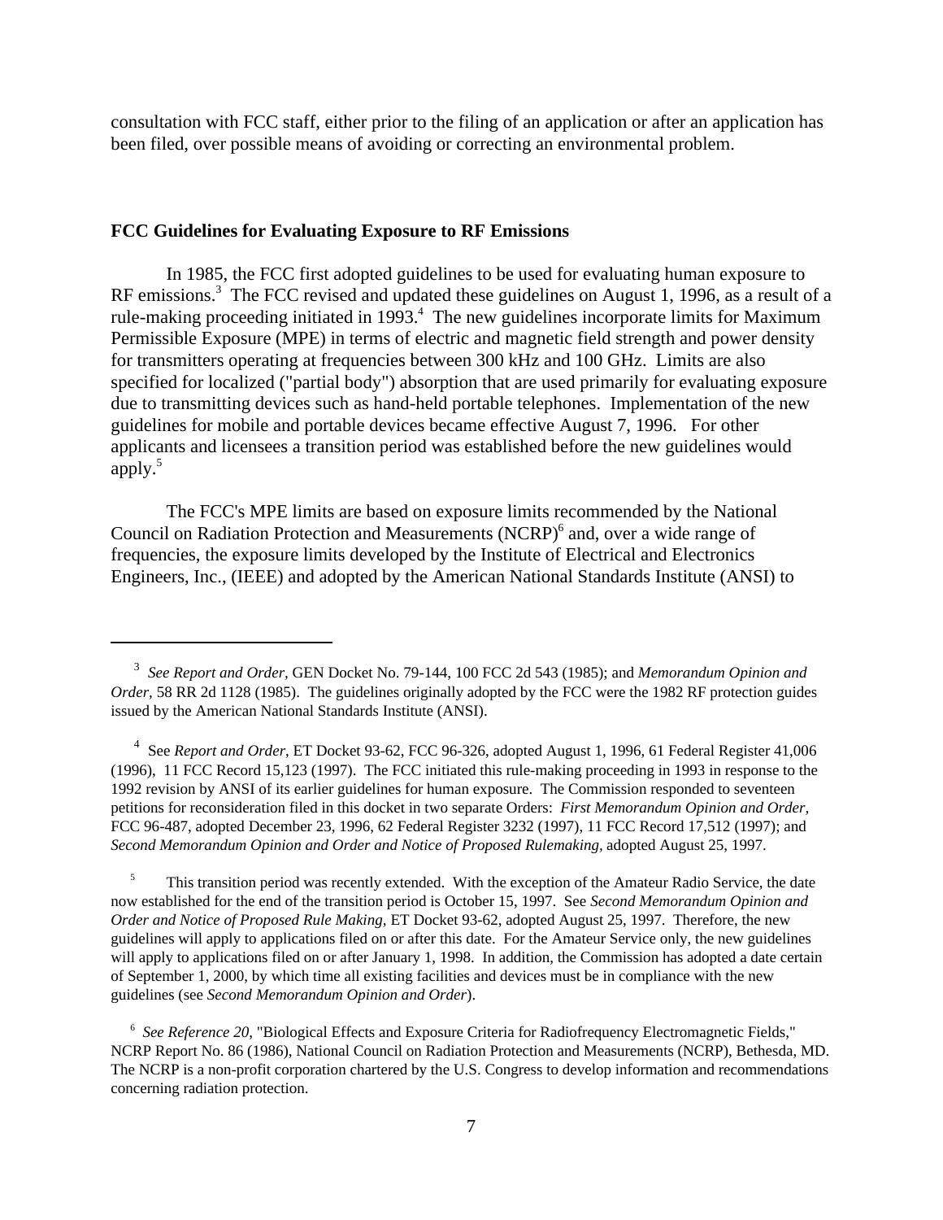consultation with FCC staff, either prior to the filing of an application or after an application has been filed, over possible means of avoiding or correcting an environmental problem.

## FCC Guidelines for Evaluating Exposure to RF Emissions

In 1985, the FCC first adopted guidelines to be used for evaluating human exposure to RF emissions.[3] The FCC revised and updated these guidelines on August 1, 1996, as a result of a rule-making proceeding initiated in 1993.[4] The new guidelines incorporate limits for Maximum Permissible Exposure (MPE) in terms of electric and magnetic field strength and power density for transmitters operating at frequencies between 300 kHz and 100 GHz. Limits are also specified for localized ("partial body") absorption that are used primarily for evaluating exposure due to transmitting devices such as hand-held portable telephones. Implementation of the new guidelines for mobile and portable devices became effective August 7, 1996. For other applicants and licensees a transition period was established before the new guidelines would apply.[5]

The FCC's MPE limits are based on exposure limits recommended by the National Council on Radiation Protection and Measurements (NCRP)[6] and, over a wide range of frequencies, the exposure limits developed by the Institute of Electrical and Electronics Engineers, Inc., (IEEE) and adopted by the American National Standards Institute (ANSI) to

---

[3] *See Report and Order,* GEN Docket No. 79-144, 100 FCC 2d 543 (1985); and *Memorandum Opinion and Order,* 58 RR 2d 1128 (1985). The guidelines originally adopted by the FCC were the 1982 RF protection guides issued by the American National Standards Institute (ANSI).

[4] See *Report and Order*, ET Docket 93-62, FCC 96-326, adopted August 1, 1996, 61 Federal Register 41,006 (1996), 11 FCC Record 15,123 (1997). The FCC initiated this rule-making proceeding in 1993 in response to the 1992 revision by ANSI of its earlier guidelines for human exposure. The Commission responded to seventeen petitions for reconsideration filed in this docket in two separate Orders: *First Memorandum Opinion and Order,* FCC 96-487, adopted December 23, 1996, 62 Federal Register 3232 (1997), 11 FCC Record 17,512 (1997); and *Second Memorandum Opinion and Order and Notice of Proposed Rulemaking,* adopted August 25, 1997.

[5] This transition period was recently extended. With the exception of the Amateur Radio Service, the date now established for the end of the transition period is October 15, 1997. See *Second Memorandum Opinion and Order and Notice of Proposed Rule Making,* ET Docket 93-62, adopted August 25, 1997. Therefore, the new guidelines will apply to applications filed on or after this date. For the Amateur Service only, the new guidelines will apply to applications filed on or after January 1, 1998. In addition, the Commission has adopted a date certain of September 1, 2000, by which time all existing facilities and devices must be in compliance with the new guidelines (see *Second Memorandum Opinion and Order*).

[6] *See Reference 20,* "Biological Effects and Exposure Criteria for Radiofrequency Electromagnetic Fields," NCRP Report No. 86 (1986), National Council on Radiation Protection and Measurements (NCRP), Bethesda, MD. The NCRP is a non-profit corporation chartered by the U.S. Congress to develop information and recommendations concerning radiation protection.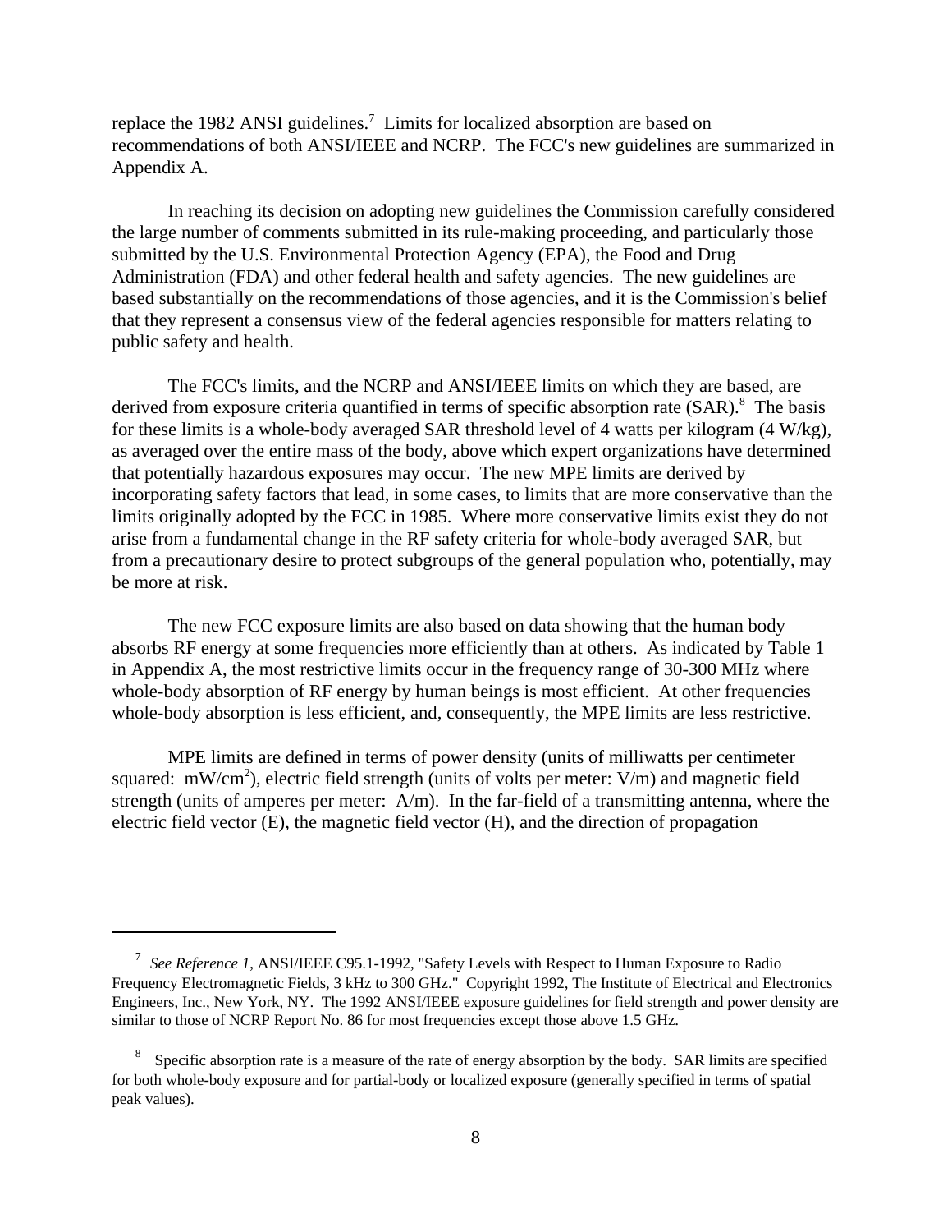replace the 1982 ANSI guidelines.[7] Limits for localized absorption are based on recommendations of both ANSI/IEEE and NCRP. The FCC's new guidelines are summarized in Appendix A.

In reaching its decision on adopting new guidelines the Commission carefully considered the large number of comments submitted in its rule-making proceeding, and particularly those submitted by the U.S. Environmental Protection Agency (EPA), the Food and Drug Administration (FDA) and other federal health and safety agencies. The new guidelines are based substantially on the recommendations of those agencies, and it is the Commission's belief that they represent a consensus view of the federal agencies responsible for matters relating to public safety and health.

The FCC's limits, and the NCRP and ANSI/IEEE limits on which they are based, are derived from exposure criteria quantified in terms of specific absorption rate (SAR).[8] The basis for these limits is a whole-body averaged SAR threshold level of 4 watts per kilogram (4 W/kg), as averaged over the entire mass of the body, above which expert organizations have determined that potentially hazardous exposures may occur. The new MPE limits are derived by incorporating safety factors that lead, in some cases, to limits that are more conservative than the limits originally adopted by the FCC in 1985. Where more conservative limits exist they do not arise from a fundamental change in the RF safety criteria for whole-body averaged SAR, but from a precautionary desire to protect subgroups of the general population who, potentially, may be more at risk.

The new FCC exposure limits are also based on data showing that the human body absorbs RF energy at some frequencies more efficiently than at others. As indicated by Table 1 in Appendix A, the most restrictive limits occur in the frequency range of 30-300 MHz where whole-body absorption of RF energy by human beings is most efficient. At other frequencies whole-body absorption is less efficient, and, consequently, the MPE limits are less restrictive.

MPE limits are defined in terms of power density (units of milliwatts per centimeter squared: $mW/cm^2$), electric field strength (units of volts per meter: V/m) and magnetic field strength (units of amperes per meter: A/m). In the far-field of a transmitting antenna, where the electric field vector (E), the magnetic field vector (H), and the direction of propagation

---

[7] *See Reference 1*, ANSI/IEEE C95.1-1992, "Safety Levels with Respect to Human Exposure to Radio Frequency Electromagnetic Fields, 3 kHz to 300 GHz." Copyright 1992, The Institute of Electrical and Electronics Engineers, Inc., New York, NY. The 1992 ANSI/IEEE exposure guidelines for field strength and power density are similar to those of NCRP Report No. 86 for most frequencies except those above 1.5 GHz.

[8] Specific absorption rate is a measure of the rate of energy absorption by the body. SAR limits are specified for both whole-body exposure and for partial-body or localized exposure (generally specified in terms of spatial peak values).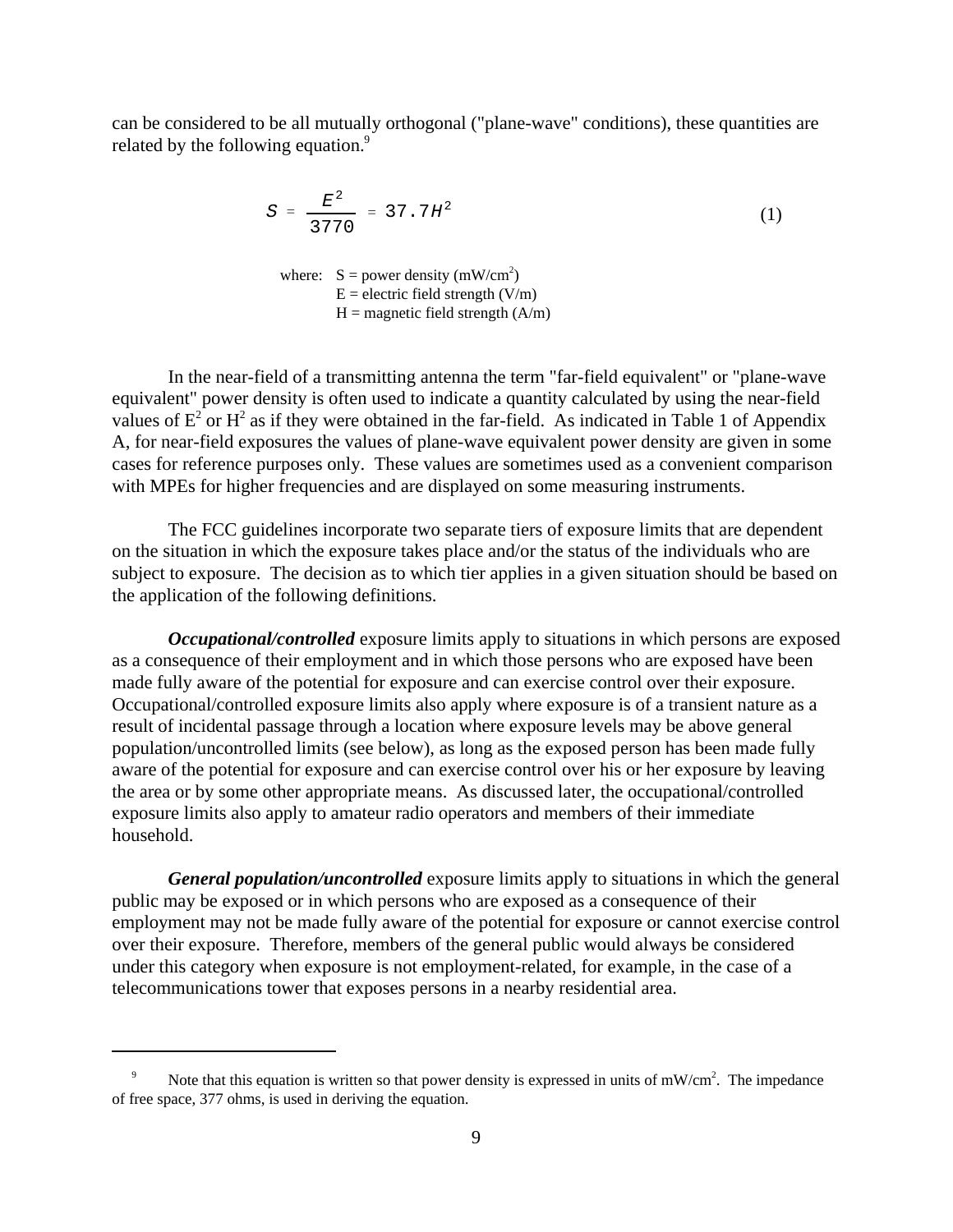can be considered to be all mutually orthogonal ("plane-wave" conditions), these quantities are related by the following equation.[9]

$$S = \frac{E^2}{3770} = 37.7H^2 \qquad (1)$$

where: S = power density ($mW/cm^2$)
E = electric field strength (V/m)
H = magnetic field strength (A/m)

In the near-field of a transmitting antenna the term "far-field equivalent" or "plane-wave equivalent" power density is often used to indicate a quantity calculated by using the near-field values of $E^2$ or $H^2$ as if they were obtained in the far-field. As indicated in Table 1 of Appendix A, for near-field exposures the values of plane-wave equivalent power density are given in some cases for reference purposes only. These values are sometimes used as a convenient comparison with MPEs for higher frequencies and are displayed on some measuring instruments.

The FCC guidelines incorporate two separate tiers of exposure limits that are dependent on the situation in which the exposure takes place and/or the status of the individuals who are subject to exposure. The decision as to which tier applies in a given situation should be based on the application of the following definitions.

***Occupational/controlled*** exposure limits apply to situations in which persons are exposed as a consequence of their employment and in which those persons who are exposed have been made fully aware of the potential for exposure and can exercise control over their exposure. Occupational/controlled exposure limits also apply where exposure is of a transient nature as a result of incidental passage through a location where exposure levels may be above general population/uncontrolled limits (see below), as long as the exposed person has been made fully aware of the potential for exposure and can exercise control over his or her exposure by leaving the area or by some other appropriate means. As discussed later, the occupational/controlled exposure limits also apply to amateur radio operators and members of their immediate household.

***General population/uncontrolled*** exposure limits apply to situations in which the general public may be exposed or in which persons who are exposed as a consequence of their employment may not be made fully aware of the potential for exposure or cannot exercise control over their exposure. Therefore, members of the general public would always be considered under this category when exposure is not employment-related, for example, in the case of a telecommunications tower that exposes persons in a nearby residential area.

---

[9] Note that this equation is written so that power density is expressed in units of $mW/cm^2$. The impedance of free space, 377 ohms, is used in deriving the equation.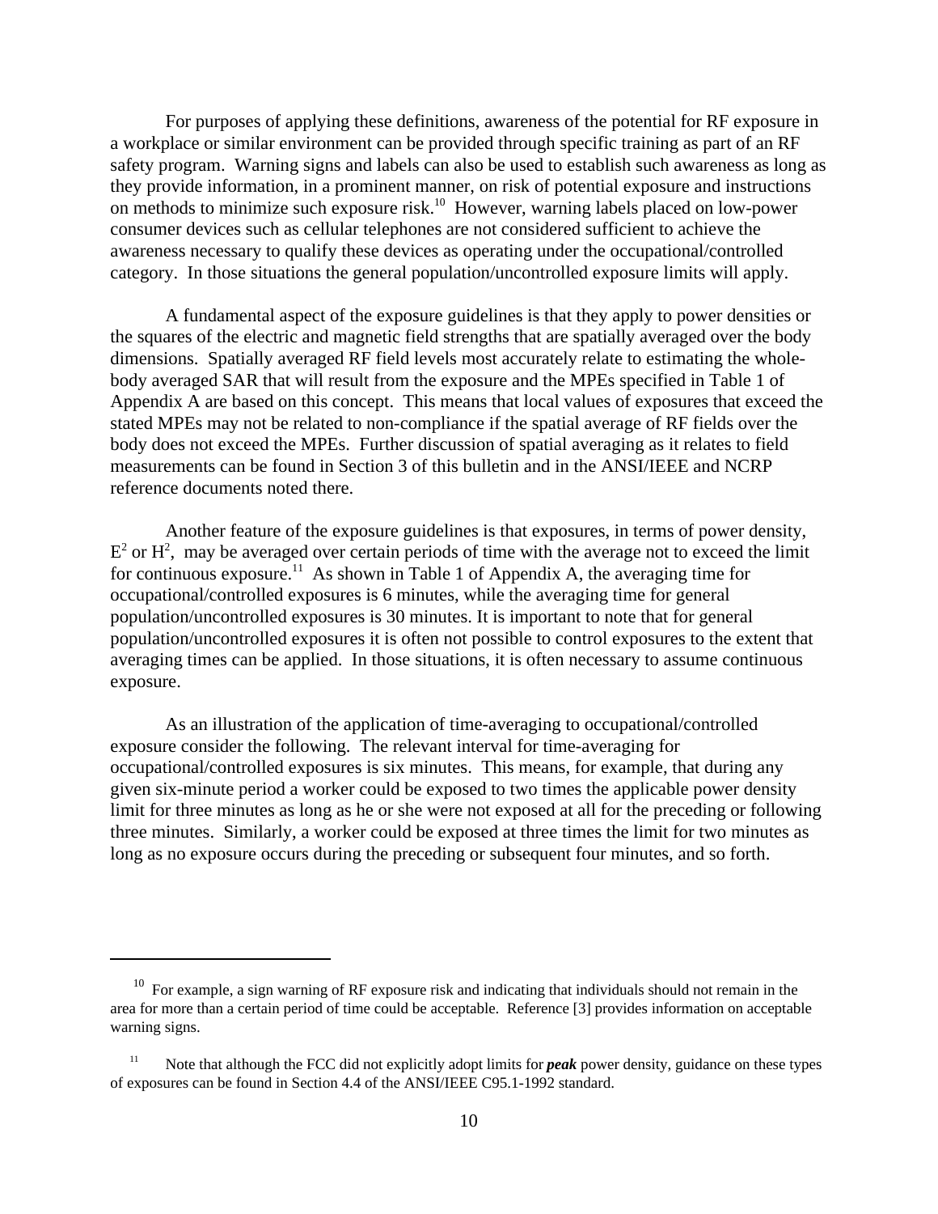For purposes of applying these definitions, awareness of the potential for RF exposure in a workplace or similar environment can be provided through specific training as part of an RF safety program. Warning signs and labels can also be used to establish such awareness as long as they provide information, in a prominent manner, on risk of potential exposure and instructions on methods to minimize such exposure risk.[10] However, warning labels placed on low-power consumer devices such as cellular telephones are not considered sufficient to achieve the awareness necessary to qualify these devices as operating under the occupational/controlled category. In those situations the general population/uncontrolled exposure limits will apply.

A fundamental aspect of the exposure guidelines is that they apply to power densities or the squares of the electric and magnetic field strengths that are spatially averaged over the body dimensions. Spatially averaged RF field levels most accurately relate to estimating the whole-body averaged SAR that will result from the exposure and the MPEs specified in Table 1 of Appendix A are based on this concept. This means that local values of exposures that exceed the stated MPEs may not be related to non-compliance if the spatial average of RF fields over the body does not exceed the MPEs. Further discussion of spatial averaging as it relates to field measurements can be found in Section 3 of this bulletin and in the ANSI/IEEE and NCRP reference documents noted there.

Another feature of the exposure guidelines is that exposures, in terms of power density, $E^2$ or $H^2$, may be averaged over certain periods of time with the average not to exceed the limit for continuous exposure.[11] As shown in Table 1 of Appendix A, the averaging time for occupational/controlled exposures is 6 minutes, while the averaging time for general population/uncontrolled exposures is 30 minutes. It is important to note that for general population/uncontrolled exposures it is often not possible to control exposures to the extent that averaging times can be applied. In those situations, it is often necessary to assume continuous exposure.

As an illustration of the application of time-averaging to occupational/controlled exposure consider the following. The relevant interval for time-averaging for occupational/controlled exposures is six minutes. This means, for example, that during any given six-minute period a worker could be exposed to two times the applicable power density limit for three minutes as long as he or she were not exposed at all for the preceding or following three minutes. Similarly, a worker could be exposed at three times the limit for two minutes as long as no exposure occurs during the preceding or subsequent four minutes, and so forth.

---

[10] For example, a sign warning of RF exposure risk and indicating that individuals should not remain in the area for more than a certain period of time could be acceptable. Reference [3] provides information on acceptable warning signs.

[11] Note that although the FCC did not explicitly adopt limits for ***peak*** power density, guidance on these types of exposures can be found in Section 4.4 of the ANSI/IEEE C95.1-1992 standard.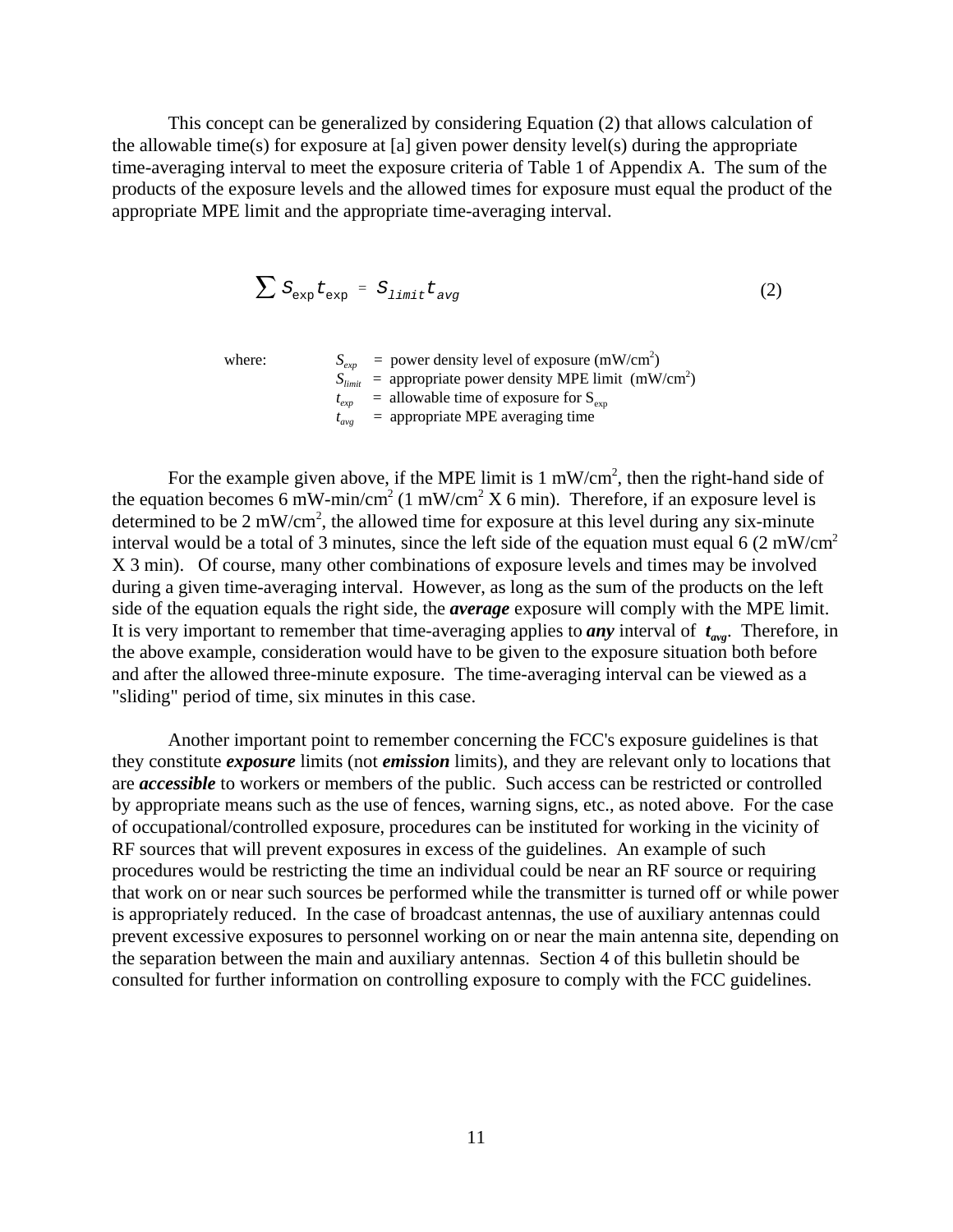This concept can be generalized by considering Equation (2) that allows calculation of the allowable time(s) for exposure at [a] given power density level(s) during the appropriate time-averaging interval to meet the exposure criteria of Table 1 of Appendix A. The sum of the products of the exposure levels and the allowed times for exposure must equal the product of the appropriate MPE limit and the appropriate time-averaging interval.

$$\sum S_{\exp} t_{\exp} = S_{limit} t_{avg} \tag{2}$$

where:
- $S_{exp}$ = power density level of exposure ($mW/cm^2$)
- $S_{limit}$ = appropriate power density MPE limit ($mW/cm^2$)
- $t_{exp}$ = allowable time of exposure for $S_{exp}$
- $t_{avg}$ = appropriate MPE averaging time

For the example given above, if the MPE limit is 1 $mW/cm^2$, then the right-hand side of the equation becomes 6 $mW\text{-}min/cm^2$ (1 $mW/cm^2$ X 6 min). Therefore, if an exposure level is determined to be 2 $mW/cm^2$, the allowed time for exposure at this level during any six-minute interval would be a total of 3 minutes, since the left side of the equation must equal 6 (2 $mW/cm^2$ X 3 min). Of course, many other combinations of exposure levels and times may be involved during a given time-averaging interval. However, as long as the sum of the products on the left side of the equation equals the right side, the ***average*** exposure will comply with the MPE limit. It is very important to remember that time-averaging applies to ***any*** interval of $t_{avg}$. Therefore, in the above example, consideration would have to be given to the exposure situation both before and after the allowed three-minute exposure. The time-averaging interval can be viewed as a "sliding" period of time, six minutes in this case.

Another important point to remember concerning the FCC's exposure guidelines is that they constitute ***exposure*** limits (not ***emission*** limits), and they are relevant only to locations that are ***accessible*** to workers or members of the public. Such access can be restricted or controlled by appropriate means such as the use of fences, warning signs, etc., as noted above. For the case of occupational/controlled exposure, procedures can be instituted for working in the vicinity of RF sources that will prevent exposures in excess of the guidelines. An example of such procedures would be restricting the time an individual could be near an RF source or requiring that work on or near such sources be performed while the transmitter is turned off or while power is appropriately reduced. In the case of broadcast antennas, the use of auxiliary antennas could prevent excessive exposures to personnel working on or near the main antenna site, depending on the separation between the main and auxiliary antennas. Section 4 of this bulletin should be consulted for further information on controlling exposure to comply with the FCC guidelines.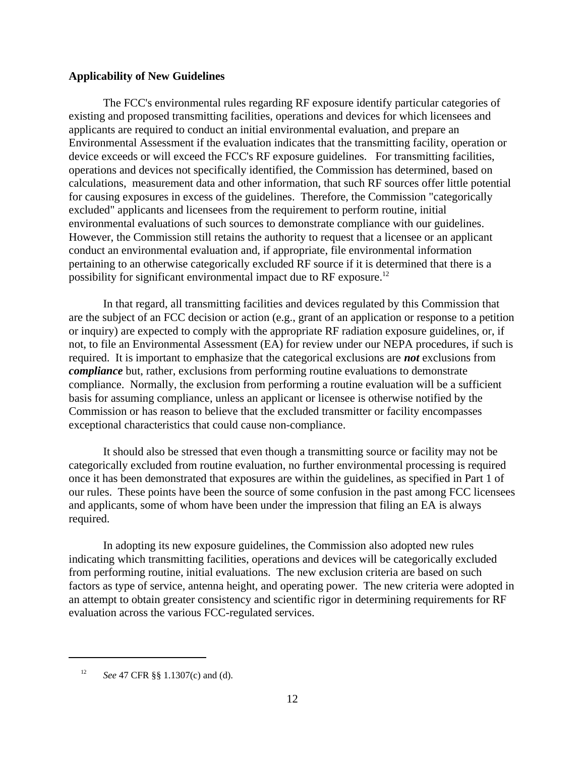**Applicability of New Guidelines**

The FCC's environmental rules regarding RF exposure identify particular categories of existing and proposed transmitting facilities, operations and devices for which licensees and applicants are required to conduct an initial environmental evaluation, and prepare an Environmental Assessment if the evaluation indicates that the transmitting facility, operation or device exceeds or will exceed the FCC's RF exposure guidelines. For transmitting facilities, operations and devices not specifically identified, the Commission has determined, based on calculations, measurement data and other information, that such RF sources offer little potential for causing exposures in excess of the guidelines. Therefore, the Commission "categorically excluded" applicants and licensees from the requirement to perform routine, initial environmental evaluations of such sources to demonstrate compliance with our guidelines. However, the Commission still retains the authority to request that a licensee or an applicant conduct an environmental evaluation and, if appropriate, file environmental information pertaining to an otherwise categorically excluded RF source if it is determined that there is a possibility for significant environmental impact due to RF exposure.[12]

In that regard, all transmitting facilities and devices regulated by this Commission that are the subject of an FCC decision or action (e.g., grant of an application or response to a petition or inquiry) are expected to comply with the appropriate RF radiation exposure guidelines, or, if not, to file an Environmental Assessment (EA) for review under our NEPA procedures, if such is required. It is important to emphasize that the categorical exclusions are ***not*** exclusions from ***compliance*** but, rather, exclusions from performing routine evaluations to demonstrate compliance. Normally, the exclusion from performing a routine evaluation will be a sufficient basis for assuming compliance, unless an applicant or licensee is otherwise notified by the Commission or has reason to believe that the excluded transmitter or facility encompasses exceptional characteristics that could cause non-compliance.

It should also be stressed that even though a transmitting source or facility may not be categorically excluded from routine evaluation, no further environmental processing is required once it has been demonstrated that exposures are within the guidelines, as specified in Part 1 of our rules. These points have been the source of some confusion in the past among FCC licensees and applicants, some of whom have been under the impression that filing an EA is always required.

In adopting its new exposure guidelines, the Commission also adopted new rules indicating which transmitting facilities, operations and devices will be categorically excluded from performing routine, initial evaluations. The new exclusion criteria are based on such factors as type of service, antenna height, and operating power. The new criteria were adopted in an attempt to obtain greater consistency and scientific rigor in determining requirements for RF evaluation across the various FCC-regulated services.

---

[12] *See* 47 CFR §§ 1.1307(c) and (d).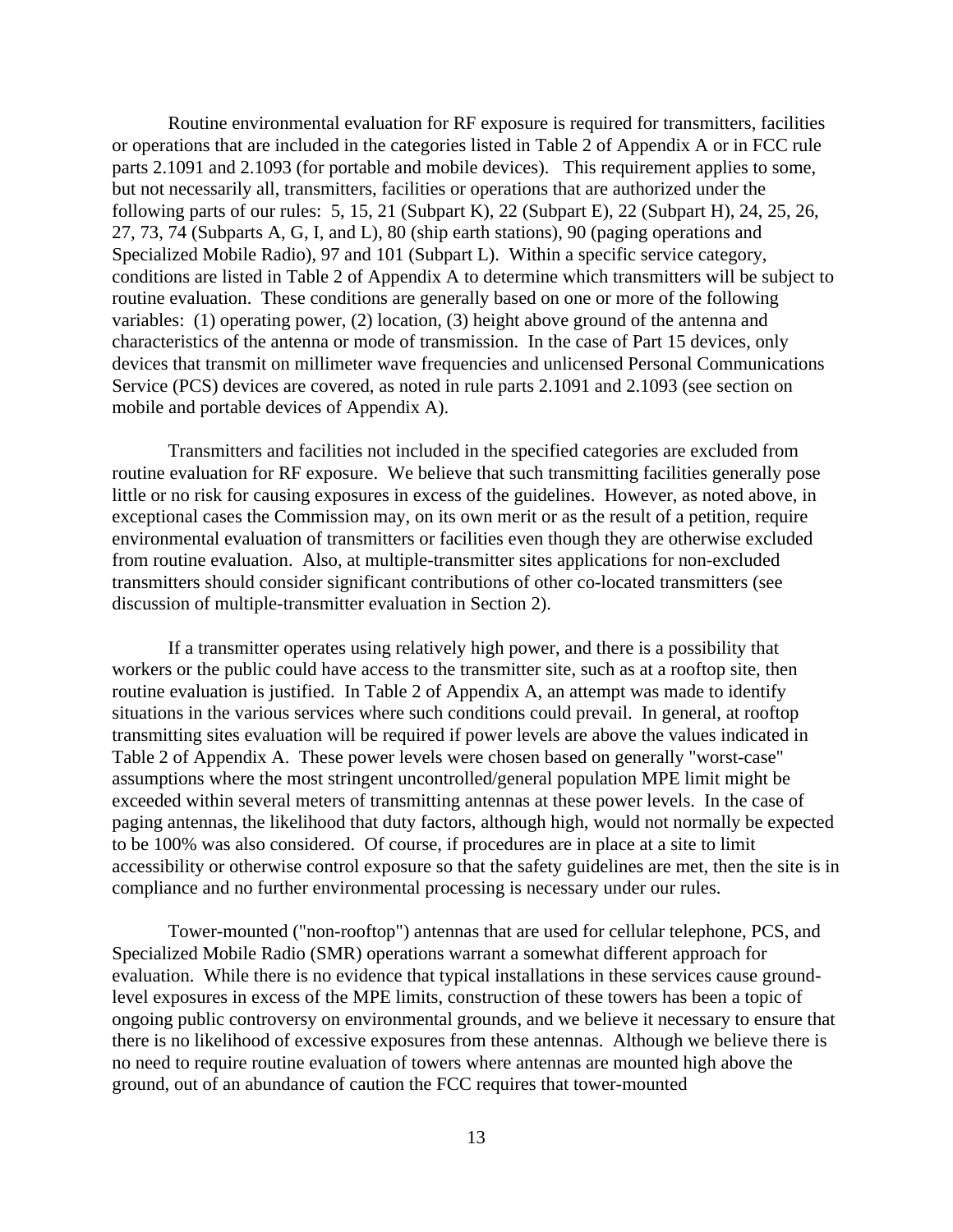Routine environmental evaluation for RF exposure is required for transmitters, facilities or operations that are included in the categories listed in Table 2 of Appendix A or in FCC rule parts 2.1091 and 2.1093 (for portable and mobile devices). This requirement applies to some, but not necessarily all, transmitters, facilities or operations that are authorized under the following parts of our rules: 5, 15, 21 (Subpart K), 22 (Subpart E), 22 (Subpart H), 24, 25, 26, 27, 73, 74 (Subparts A, G, I, and L), 80 (ship earth stations), 90 (paging operations and Specialized Mobile Radio), 97 and 101 (Subpart L). Within a specific service category, conditions are listed in Table 2 of Appendix A to determine which transmitters will be subject to routine evaluation. These conditions are generally based on one or more of the following variables: (1) operating power, (2) location, (3) height above ground of the antenna and characteristics of the antenna or mode of transmission. In the case of Part 15 devices, only devices that transmit on millimeter wave frequencies and unlicensed Personal Communications Service (PCS) devices are covered, as noted in rule parts 2.1091 and 2.1093 (see section on mobile and portable devices of Appendix A).

Transmitters and facilities not included in the specified categories are excluded from routine evaluation for RF exposure. We believe that such transmitting facilities generally pose little or no risk for causing exposures in excess of the guidelines. However, as noted above, in exceptional cases the Commission may, on its own merit or as the result of a petition, require environmental evaluation of transmitters or facilities even though they are otherwise excluded from routine evaluation. Also, at multiple-transmitter sites applications for non-excluded transmitters should consider significant contributions of other co-located transmitters (see discussion of multiple-transmitter evaluation in Section 2).

If a transmitter operates using relatively high power, and there is a possibility that workers or the public could have access to the transmitter site, such as at a rooftop site, then routine evaluation is justified. In Table 2 of Appendix A, an attempt was made to identify situations in the various services where such conditions could prevail. In general, at rooftop transmitting sites evaluation will be required if power levels are above the values indicated in Table 2 of Appendix A. These power levels were chosen based on generally "worst-case" assumptions where the most stringent uncontrolled/general population MPE limit might be exceeded within several meters of transmitting antennas at these power levels. In the case of paging antennas, the likelihood that duty factors, although high, would not normally be expected to be 100% was also considered. Of course, if procedures are in place at a site to limit accessibility or otherwise control exposure so that the safety guidelines are met, then the site is in compliance and no further environmental processing is necessary under our rules.

Tower-mounted ("non-rooftop") antennas that are used for cellular telephone, PCS, and Specialized Mobile Radio (SMR) operations warrant a somewhat different approach for evaluation. While there is no evidence that typical installations in these services cause ground-level exposures in excess of the MPE limits, construction of these towers has been a topic of ongoing public controversy on environmental grounds, and we believe it necessary to ensure that there is no likelihood of excessive exposures from these antennas. Although we believe there is no need to require routine evaluation of towers where antennas are mounted high above the ground, out of an abundance of caution the FCC requires that tower-mounted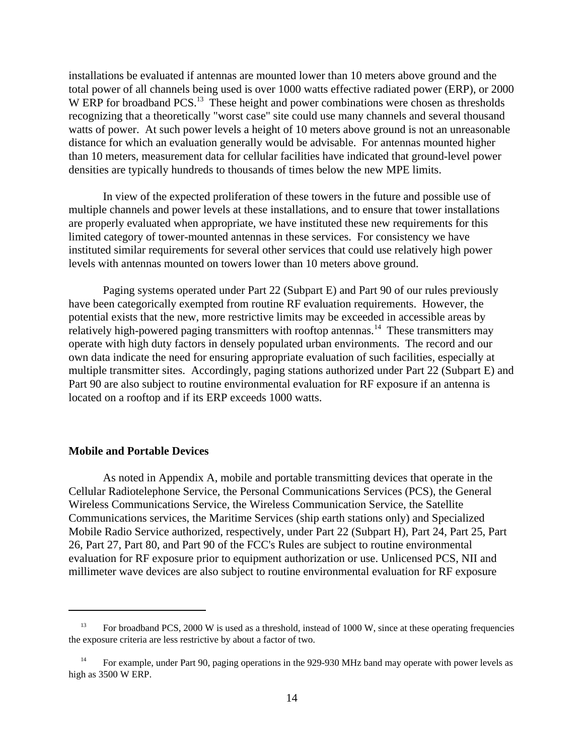installations be evaluated if antennas are mounted lower than 10 meters above ground and the total power of all channels being used is over 1000 watts effective radiated power (ERP), or 2000 W ERP for broadband PCS.[13] These height and power combinations were chosen as thresholds recognizing that a theoretically "worst case" site could use many channels and several thousand watts of power. At such power levels a height of 10 meters above ground is not an unreasonable distance for which an evaluation generally would be advisable. For antennas mounted higher than 10 meters, measurement data for cellular facilities have indicated that ground-level power densities are typically hundreds to thousands of times below the new MPE limits.

In view of the expected proliferation of these towers in the future and possible use of multiple channels and power levels at these installations, and to ensure that tower installations are properly evaluated when appropriate, we have instituted these new requirements for this limited category of tower-mounted antennas in these services. For consistency we have instituted similar requirements for several other services that could use relatively high power levels with antennas mounted on towers lower than 10 meters above ground.

Paging systems operated under Part 22 (Subpart E) and Part 90 of our rules previously have been categorically exempted from routine RF evaluation requirements. However, the potential exists that the new, more restrictive limits may be exceeded in accessible areas by relatively high-powered paging transmitters with rooftop antennas.[14] These transmitters may operate with high duty factors in densely populated urban environments. The record and our own data indicate the need for ensuring appropriate evaluation of such facilities, especially at multiple transmitter sites. Accordingly, paging stations authorized under Part 22 (Subpart E) and Part 90 are also subject to routine environmental evaluation for RF exposure if an antenna is located on a rooftop and if its ERP exceeds 1000 watts.

**Mobile and Portable Devices**

As noted in Appendix A, mobile and portable transmitting devices that operate in the Cellular Radiotelephone Service, the Personal Communications Services (PCS), the General Wireless Communications Service, the Wireless Communication Service, the Satellite Communications services, the Maritime Services (ship earth stations only) and Specialized Mobile Radio Service authorized, respectively, under Part 22 (Subpart H), Part 24, Part 25, Part 26, Part 27, Part 80, and Part 90 of the FCC's Rules are subject to routine environmental evaluation for RF exposure prior to equipment authorization or use. Unlicensed PCS, NII and millimeter wave devices are also subject to routine environmental evaluation for RF exposure

---

[13] For broadband PCS, 2000 W is used as a threshold, instead of 1000 W, since at these operating frequencies the exposure criteria are less restrictive by about a factor of two.

[14] For example, under Part 90, paging operations in the 929-930 MHz band may operate with power levels as high as 3500 W ERP.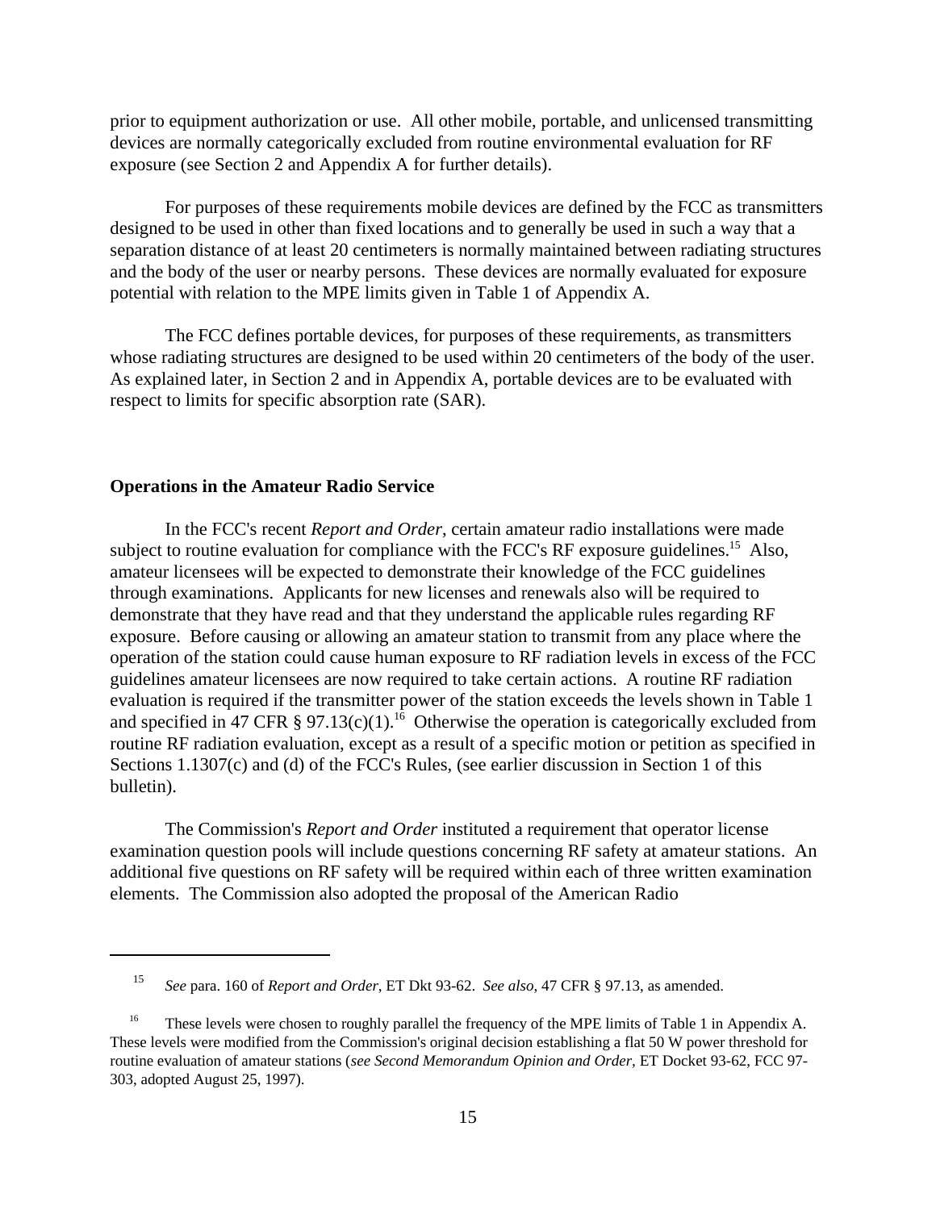prior to equipment authorization or use. All other mobile, portable, and unlicensed transmitting devices are normally categorically excluded from routine environmental evaluation for RF exposure (see Section 2 and Appendix A for further details).

For purposes of these requirements mobile devices are defined by the FCC as transmitters designed to be used in other than fixed locations and to generally be used in such a way that a separation distance of at least 20 centimeters is normally maintained between radiating structures and the body of the user or nearby persons. These devices are normally evaluated for exposure potential with relation to the MPE limits given in Table 1 of Appendix A.

The FCC defines portable devices, for purposes of these requirements, as transmitters whose radiating structures are designed to be used within 20 centimeters of the body of the user. As explained later, in Section 2 and in Appendix A, portable devices are to be evaluated with respect to limits for specific absorption rate (SAR).

**Operations in the Amateur Radio Service**

In the FCC's recent *Report and Order*, certain amateur radio installations were made subject to routine evaluation for compliance with the FCC's RF exposure guidelines.[15] Also, amateur licensees will be expected to demonstrate their knowledge of the FCC guidelines through examinations. Applicants for new licenses and renewals also will be required to demonstrate that they have read and that they understand the applicable rules regarding RF exposure. Before causing or allowing an amateur station to transmit from any place where the operation of the station could cause human exposure to RF radiation levels in excess of the FCC guidelines amateur licensees are now required to take certain actions. A routine RF radiation evaluation is required if the transmitter power of the station exceeds the levels shown in Table 1 and specified in 47 CFR § 97.13(c)(1).[16] Otherwise the operation is categorically excluded from routine RF radiation evaluation, except as a result of a specific motion or petition as specified in Sections 1.1307(c) and (d) of the FCC's Rules, (see earlier discussion in Section 1 of this bulletin).

The Commission's *Report and Order* instituted a requirement that operator license examination question pools will include questions concerning RF safety at amateur stations. An additional five questions on RF safety will be required within each of three written examination elements. The Commission also adopted the proposal of the American Radio

---

[15] *See* para. 160 of *Report and Order*, ET Dkt 93-62. *See also*, 47 CFR § 97.13, as amended.

[16] These levels were chosen to roughly parallel the frequency of the MPE limits of Table 1 in Appendix A. These levels were modified from the Commission's original decision establishing a flat 50 W power threshold for routine evaluation of amateur stations (*see Second Memorandum Opinion and Order,* ET Docket 93-62, FCC 97-303, adopted August 25, 1997).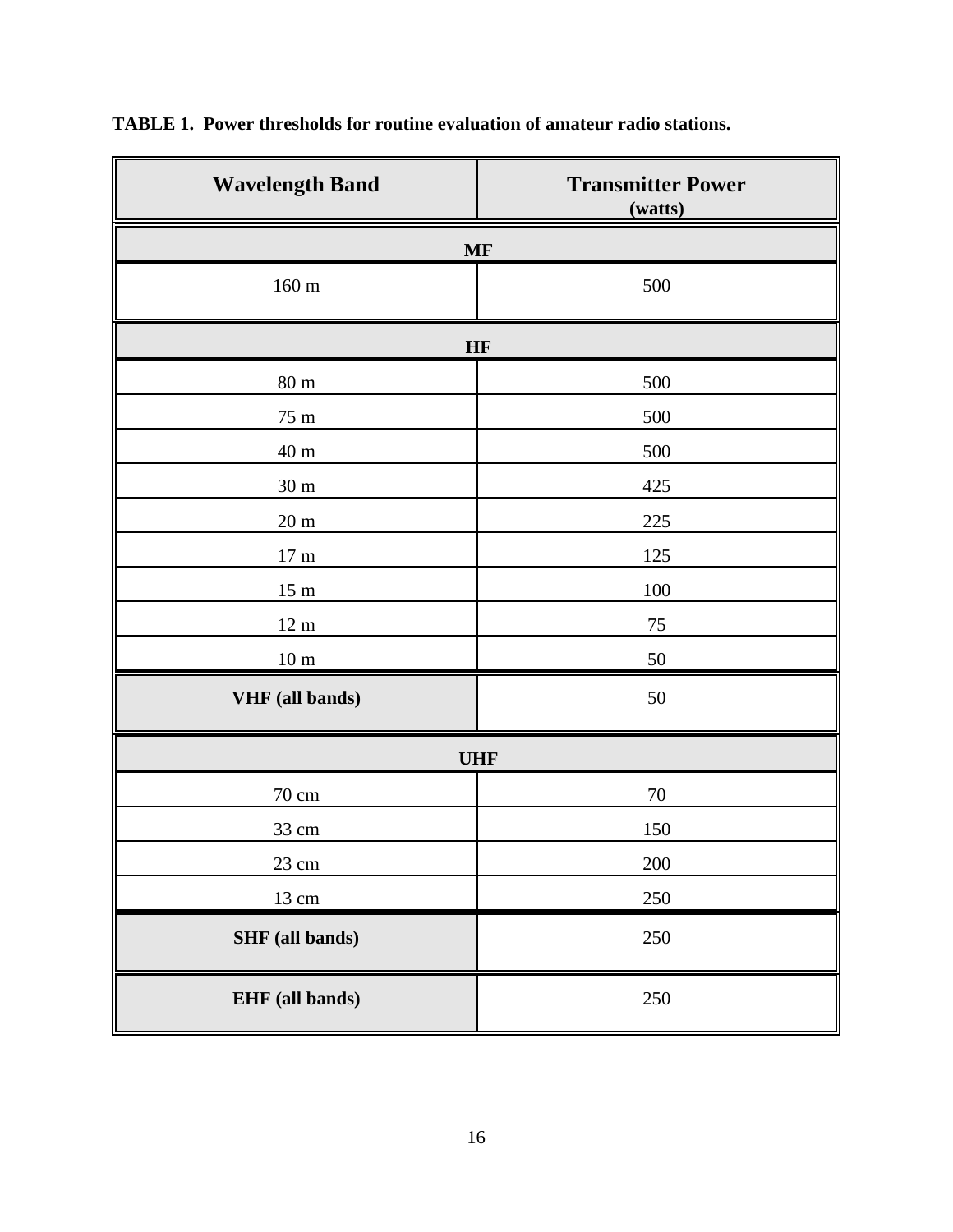**TABLE 1. Power thresholds for routine evaluation of amateur radio stations.**

| Wavelength Band | Transmitter Power (watts) |
|---|---|
| **MF** | |
| 160 m | 500 |
| **HF** | |
| 80 m | 500 |
| 75 m | 500 |
| 40 m | 500 |
| 30 m | 425 |
| 20 m | 225 |
| 17 m | 125 |
| 15 m | 100 |
| 12 m | 75 |
| 10 m | 50 |
| **VHF (all bands)** | 50 |
| **UHF** | |
| 70 cm | 70 |
| 33 cm | 150 |
| 23 cm | 200 |
| 13 cm | 250 |
| **SHF (all bands)** | 250 |
| **EHF (all bands)** | 250 |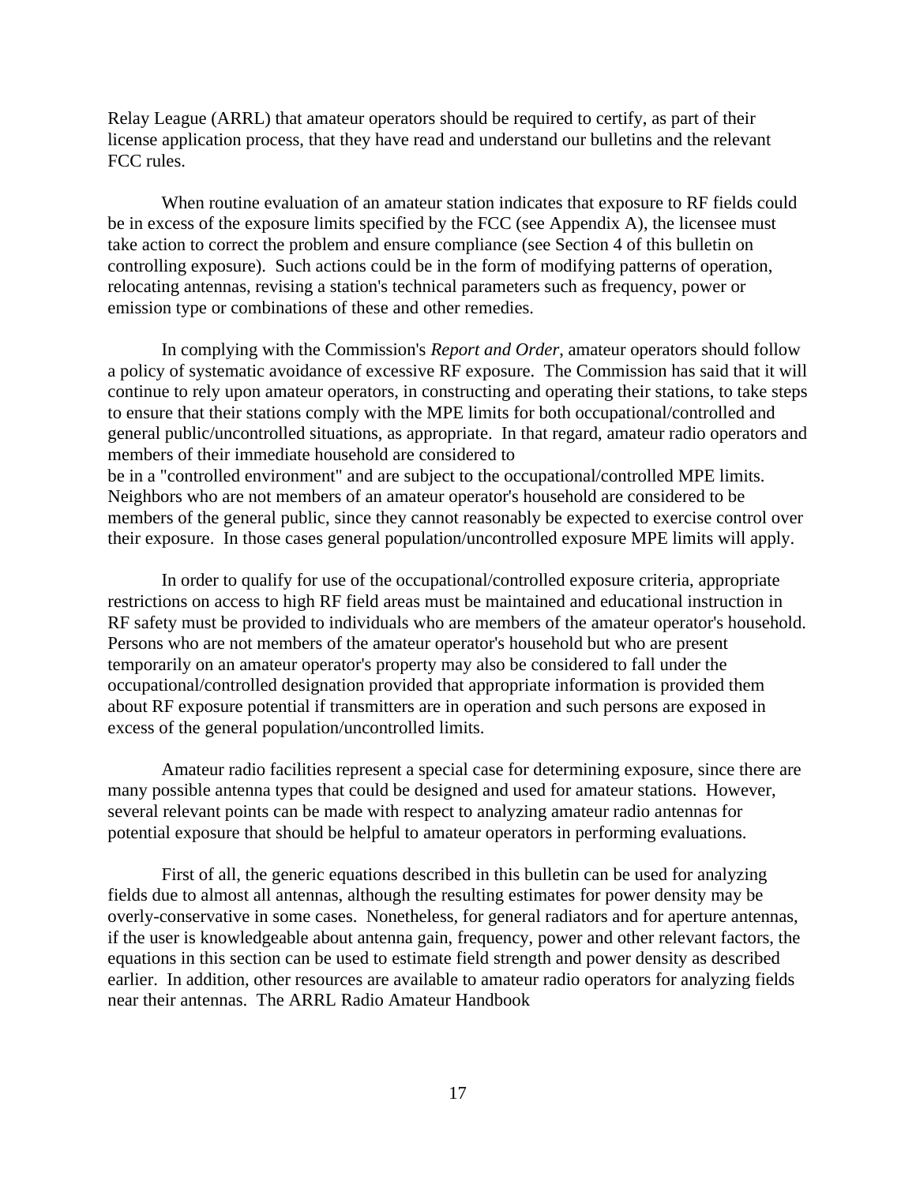Relay League (ARRL) that amateur operators should be required to certify, as part of their license application process, that they have read and understand our bulletins and the relevant FCC rules.

When routine evaluation of an amateur station indicates that exposure to RF fields could be in excess of the exposure limits specified by the FCC (see Appendix A), the licensee must take action to correct the problem and ensure compliance (see Section 4 of this bulletin on controlling exposure). Such actions could be in the form of modifying patterns of operation, relocating antennas, revising a station's technical parameters such as frequency, power or emission type or combinations of these and other remedies.

In complying with the Commission's *Report and Order*, amateur operators should follow a policy of systematic avoidance of excessive RF exposure. The Commission has said that it will continue to rely upon amateur operators, in constructing and operating their stations, to take steps to ensure that their stations comply with the MPE limits for both occupational/controlled and general public/uncontrolled situations, as appropriate. In that regard, amateur radio operators and members of their immediate household are considered to be in a "controlled environment" and are subject to the occupational/controlled MPE limits. Neighbors who are not members of an amateur operator's household are considered to be members of the general public, since they cannot reasonably be expected to exercise control over their exposure. In those cases general population/uncontrolled exposure MPE limits will apply.

In order to qualify for use of the occupational/controlled exposure criteria, appropriate restrictions on access to high RF field areas must be maintained and educational instruction in RF safety must be provided to individuals who are members of the amateur operator's household. Persons who are not members of the amateur operator's household but who are present temporarily on an amateur operator's property may also be considered to fall under the occupational/controlled designation provided that appropriate information is provided them about RF exposure potential if transmitters are in operation and such persons are exposed in excess of the general population/uncontrolled limits.

Amateur radio facilities represent a special case for determining exposure, since there are many possible antenna types that could be designed and used for amateur stations. However, several relevant points can be made with respect to analyzing amateur radio antennas for potential exposure that should be helpful to amateur operators in performing evaluations.

First of all, the generic equations described in this bulletin can be used for analyzing fields due to almost all antennas, although the resulting estimates for power density may be overly-conservative in some cases. Nonetheless, for general radiators and for aperture antennas, if the user is knowledgeable about antenna gain, frequency, power and other relevant factors, the equations in this section can be used to estimate field strength and power density as described earlier. In addition, other resources are available to amateur radio operators for analyzing fields near their antennas. The ARRL Radio Amateur Handbook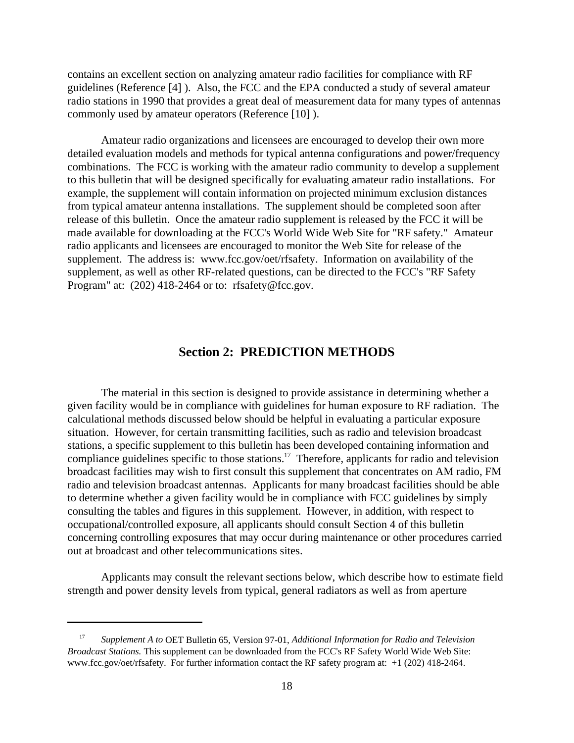contains an excellent section on analyzing amateur radio facilities for compliance with RF guidelines (Reference [4] ). Also, the FCC and the EPA conducted a study of several amateur radio stations in 1990 that provides a great deal of measurement data for many types of antennas commonly used by amateur operators (Reference [10] ).

Amateur radio organizations and licensees are encouraged to develop their own more detailed evaluation models and methods for typical antenna configurations and power/frequency combinations. The FCC is working with the amateur radio community to develop a supplement to this bulletin that will be designed specifically for evaluating amateur radio installations. For example, the supplement will contain information on projected minimum exclusion distances from typical amateur antenna installations. The supplement should be completed soon after release of this bulletin. Once the amateur radio supplement is released by the FCC it will be made available for downloading at the FCC's World Wide Web Site for "RF safety." Amateur radio applicants and licensees are encouraged to monitor the Web Site for release of the supplement. The address is: www.fcc.gov/oet/rfsafety. Information on availability of the supplement, as well as other RF-related questions, can be directed to the FCC's "RF Safety Program" at: (202) 418-2464 or to: rfsafety@fcc.gov.

## Section 2: PREDICTION METHODS

The material in this section is designed to provide assistance in determining whether a given facility would be in compliance with guidelines for human exposure to RF radiation. The calculational methods discussed below should be helpful in evaluating a particular exposure situation. However, for certain transmitting facilities, such as radio and television broadcast stations, a specific supplement to this bulletin has been developed containing information and compliance guidelines specific to those stations.[17] Therefore, applicants for radio and television broadcast facilities may wish to first consult this supplement that concentrates on AM radio, FM radio and television broadcast antennas. Applicants for many broadcast facilities should be able to determine whether a given facility would be in compliance with FCC guidelines by simply consulting the tables and figures in this supplement. However, in addition, with respect to occupational/controlled exposure, all applicants should consult Section 4 of this bulletin concerning controlling exposures that may occur during maintenance or other procedures carried out at broadcast and other telecommunications sites.

Applicants may consult the relevant sections below, which describe how to estimate field strength and power density levels from typical, general radiators as well as from aperture

---

[17] *Supplement A to* OET Bulletin 65, Version 97-01, *Additional Information for Radio and Television Broadcast Stations.* This supplement can be downloaded from the FCC's RF Safety World Wide Web Site: www.fcc.gov/oet/rfsafety. For further information contact the RF safety program at: +1 (202) 418-2464.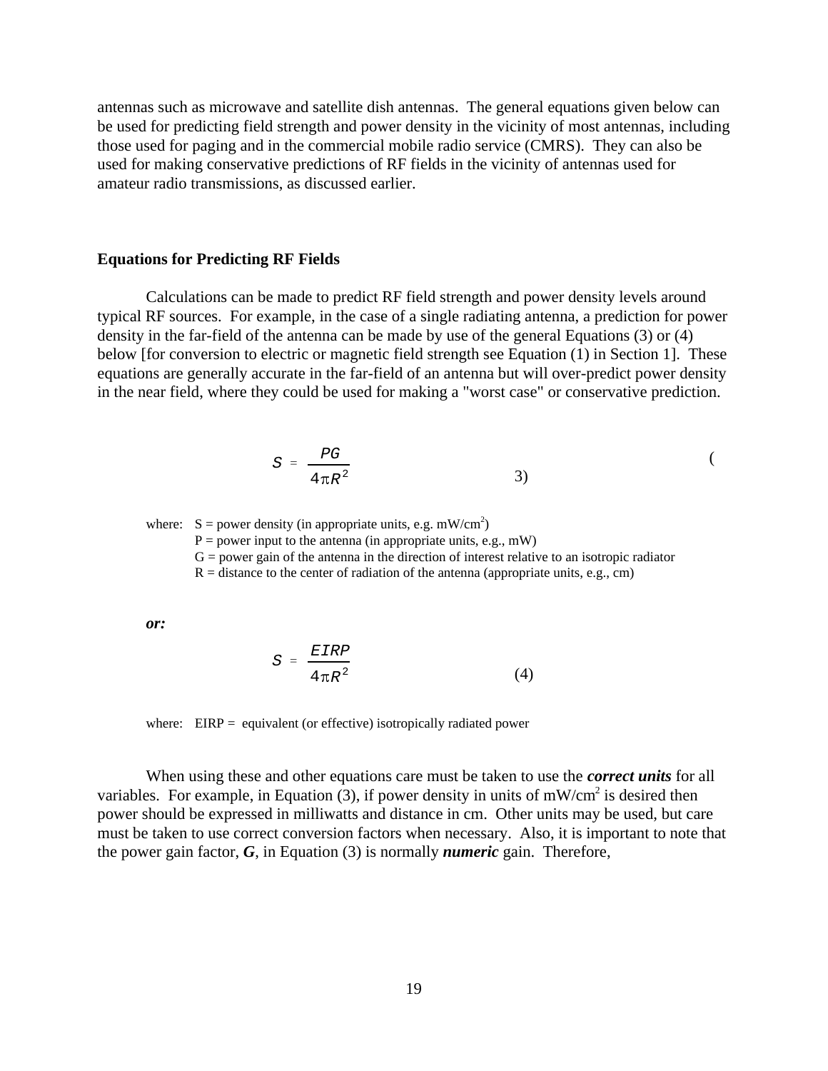antennas such as microwave and satellite dish antennas. The general equations given below can be used for predicting field strength and power density in the vicinity of most antennas, including those used for paging and in the commercial mobile radio service (CMRS). They can also be used for making conservative predictions of RF fields in the vicinity of antennas used for amateur radio transmissions, as discussed earlier.

### Equations for Predicting RF Fields

Calculations can be made to predict RF field strength and power density levels around typical RF sources. For example, in the case of a single radiating antenna, a prediction for power density in the far-field of the antenna can be made by use of the general Equations (3) or (4) below [for conversion to electric or magnetic field strength see Equation (1) in Section 1]. These equations are generally accurate in the far-field of an antenna but will over-predict power density in the near field, where they could be used for making a "worst case" or conservative prediction.

$$S = \frac{PG}{4\pi R^2} \qquad (3)$$

where: S = power density (in appropriate units, e.g. $mW/cm^2$)
P = power input to the antenna (in appropriate units, e.g., mW)
G = power gain of the antenna in the direction of interest relative to an isotropic radiator
R = distance to the center of radiation of the antenna (appropriate units, e.g., cm)

***or:***

$$S = \frac{EIRP}{4\pi R^2} \qquad (4)$$

where: EIRP = equivalent (or effective) isotropically radiated power

When using these and other equations care must be taken to use the ***correct units*** for all variables. For example, in Equation (3), if power density in units of $mW/cm^2$ is desired then power should be expressed in milliwatts and distance in cm. Other units may be used, but care must be taken to use correct conversion factors when necessary. Also, it is important to note that the power gain factor, ***G***, in Equation (3) is normally ***numeric*** gain. Therefore,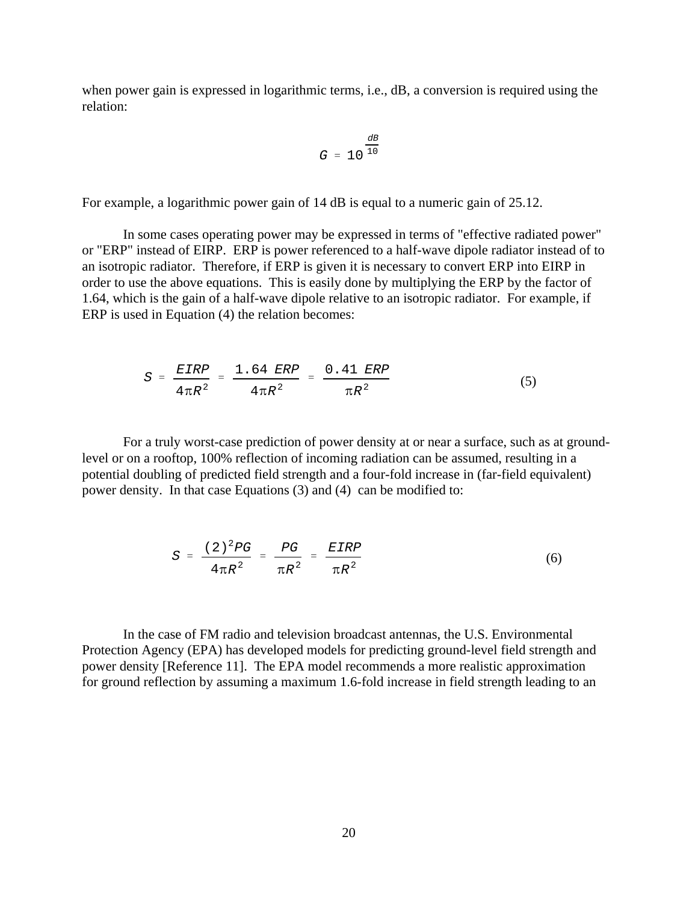when power gain is expressed in logarithmic terms, i.e., dB, a conversion is required using the relation:

$$G = 10^{\frac{dB}{10}}$$

For example, a logarithmic power gain of 14 dB is equal to a numeric gain of 25.12.

In some cases operating power may be expressed in terms of "effective radiated power" or "ERP" instead of EIRP. ERP is power referenced to a half-wave dipole radiator instead of to an isotropic radiator. Therefore, if ERP is given it is necessary to convert ERP into EIRP in order to use the above equations. This is easily done by multiplying the ERP by the factor of 1.64, which is the gain of a half-wave dipole relative to an isotropic radiator. For example, if ERP is used in Equation (4) the relation becomes:

$$S = \frac{EIRP}{4\pi R^2} = \frac{1.64\ ERP}{4\pi R^2} = \frac{0.41\ ERP}{\pi R^2} \tag{5}$$

For a truly worst-case prediction of power density at or near a surface, such as at ground-level or on a rooftop, 100% reflection of incoming radiation can be assumed, resulting in a potential doubling of predicted field strength and a four-fold increase in (far-field equivalent) power density. In that case Equations (3) and (4) can be modified to:

$$S = \frac{(2)^2 PG}{4\pi R^2} = \frac{PG}{\pi R^2} = \frac{EIRP}{\pi R^2} \tag{6}$$

In the case of FM radio and television broadcast antennas, the U.S. Environmental Protection Agency (EPA) has developed models for predicting ground-level field strength and power density [Reference 11]. The EPA model recommends a more realistic approximation for ground reflection by assuming a maximum 1.6-fold increase in field strength leading to an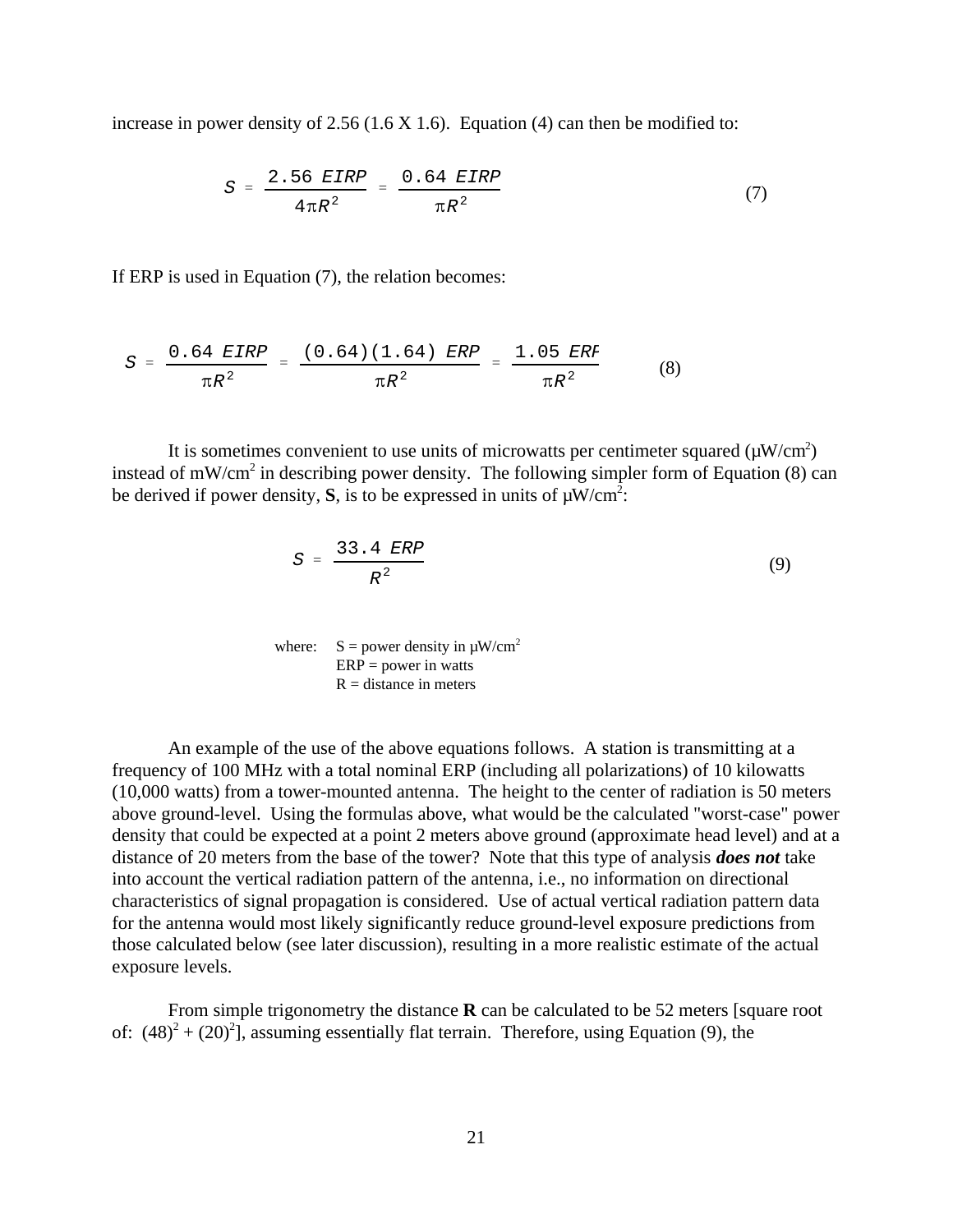increase in power density of 2.56 (1.6 X 1.6). Equation (4) can then be modified to:

$$S = \frac{2.56\ EIRP}{4\pi R^2} = \frac{0.64\ EIRP}{\pi R^2} \tag{7}$$

If ERP is used in Equation (7), the relation becomes:

$$S = \frac{0.64\ EIRP}{\pi R^2} = \frac{(0.64)(1.64)\ ERP}{\pi R^2} = \frac{1.05\ ERP}{\pi R^2} \tag{8}$$

It is sometimes convenient to use units of microwatts per centimeter squared ($\mu W/cm^2$) instead of $mW/cm^2$ in describing power density. The following simpler form of Equation (8) can be derived if power density, **S**, is to be expressed in units of $\mu W/cm^2$:

$$S = \frac{33.4\ ERP}{R^2} \tag{9}$$

where: S = power density in $\mu W/cm^2$
ERP = power in watts
R = distance in meters

An example of the use of the above equations follows. A station is transmitting at a frequency of 100 MHz with a total nominal ERP (including all polarizations) of 10 kilowatts (10,000 watts) from a tower-mounted antenna. The height to the center of radiation is 50 meters above ground-level. Using the formulas above, what would be the calculated "worst-case" power density that could be expected at a point 2 meters above ground (approximate head level) and at a distance of 20 meters from the base of the tower? Note that this type of analysis ***does not*** take into account the vertical radiation pattern of the antenna, i.e., no information on directional characteristics of signal propagation is considered. Use of actual vertical radiation pattern data for the antenna would most likely significantly reduce ground-level exposure predictions from those calculated below (see later discussion), resulting in a more realistic estimate of the actual exposure levels.

From simple trigonometry the distance **R** can be calculated to be 52 meters [square root of: $(48)^2 + (20)^2$], assuming essentially flat terrain. Therefore, using Equation (9), the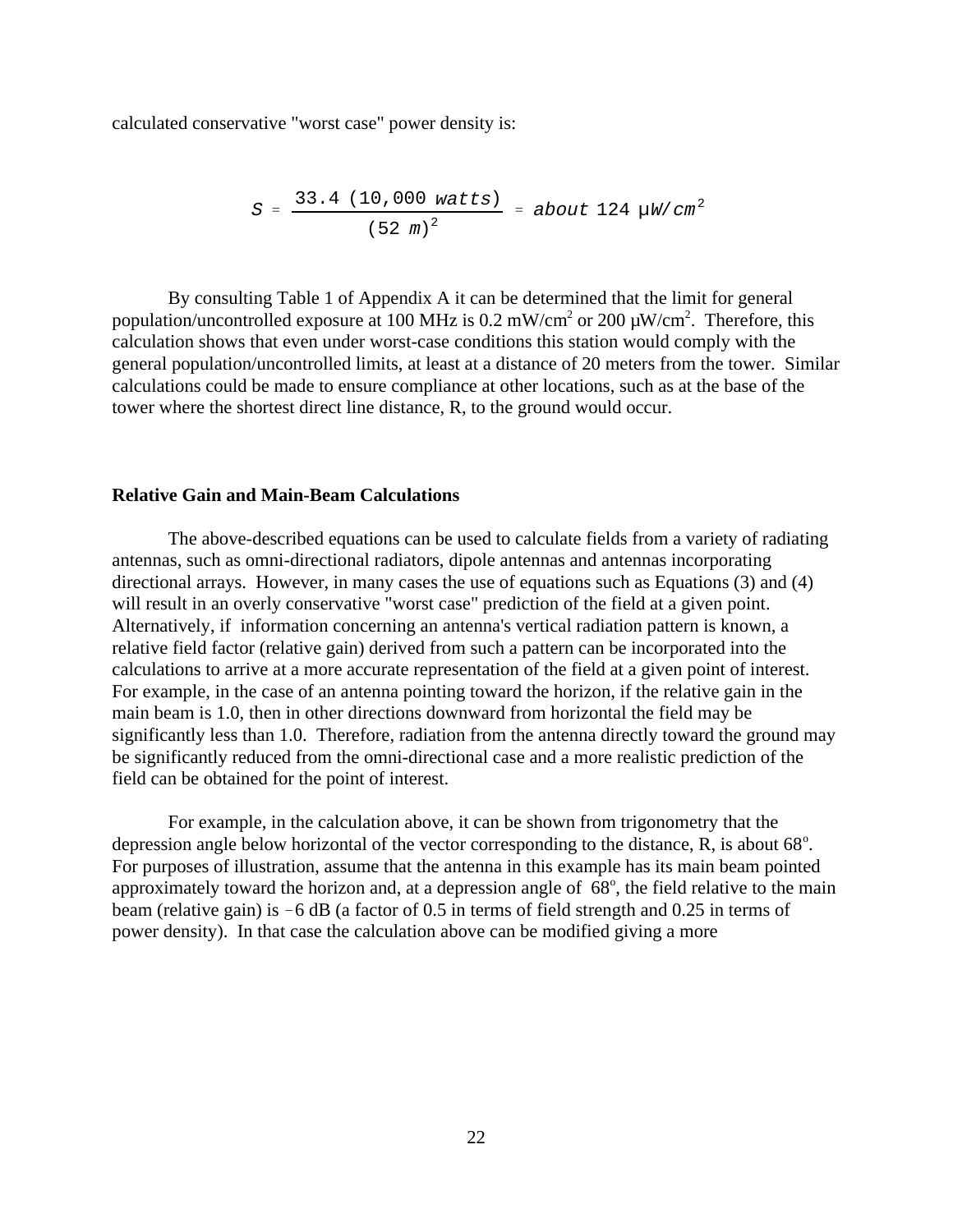calculated conservative "worst case" power density is:

$$S = \frac{33.4\ (10{,}000\ watts)}{(52\ m)^2} = about\ 124\ \mu W/cm^2$$

By consulting Table 1 of Appendix A it can be determined that the limit for general population/uncontrolled exposure at 100 MHz is 0.2 $mW/cm^2$ or 200 $\mu W/cm^2$. Therefore, this calculation shows that even under worst-case conditions this station would comply with the general population/uncontrolled limits, at least at a distance of 20 meters from the tower. Similar calculations could be made to ensure compliance at other locations, such as at the base of the tower where the shortest direct line distance, R, to the ground would occur.

**Relative Gain and Main-Beam Calculations**

The above-described equations can be used to calculate fields from a variety of radiating antennas, such as omni-directional radiators, dipole antennas and antennas incorporating directional arrays. However, in many cases the use of equations such as Equations (3) and (4) will result in an overly conservative "worst case" prediction of the field at a given point. Alternatively, if information concerning an antenna's vertical radiation pattern is known, a relative field factor (relative gain) derived from such a pattern can be incorporated into the calculations to arrive at a more accurate representation of the field at a given point of interest. For example, in the case of an antenna pointing toward the horizon, if the relative gain in the main beam is 1.0, then in other directions downward from horizontal the field may be significantly less than 1.0. Therefore, radiation from the antenna directly toward the ground may be significantly reduced from the omni-directional case and a more realistic prediction of the field can be obtained for the point of interest.

For example, in the calculation above, it can be shown from trigonometry that the depression angle below horizontal of the vector corresponding to the distance, R, is about $68^o$. For purposes of illustration, assume that the antenna in this example has its main beam pointed approximately toward the horizon and, at a depression angle of $68^o$, the field relative to the main beam (relative gain) is $-6$ dB (a factor of 0.5 in terms of field strength and 0.25 in terms of power density). In that case the calculation above can be modified giving a more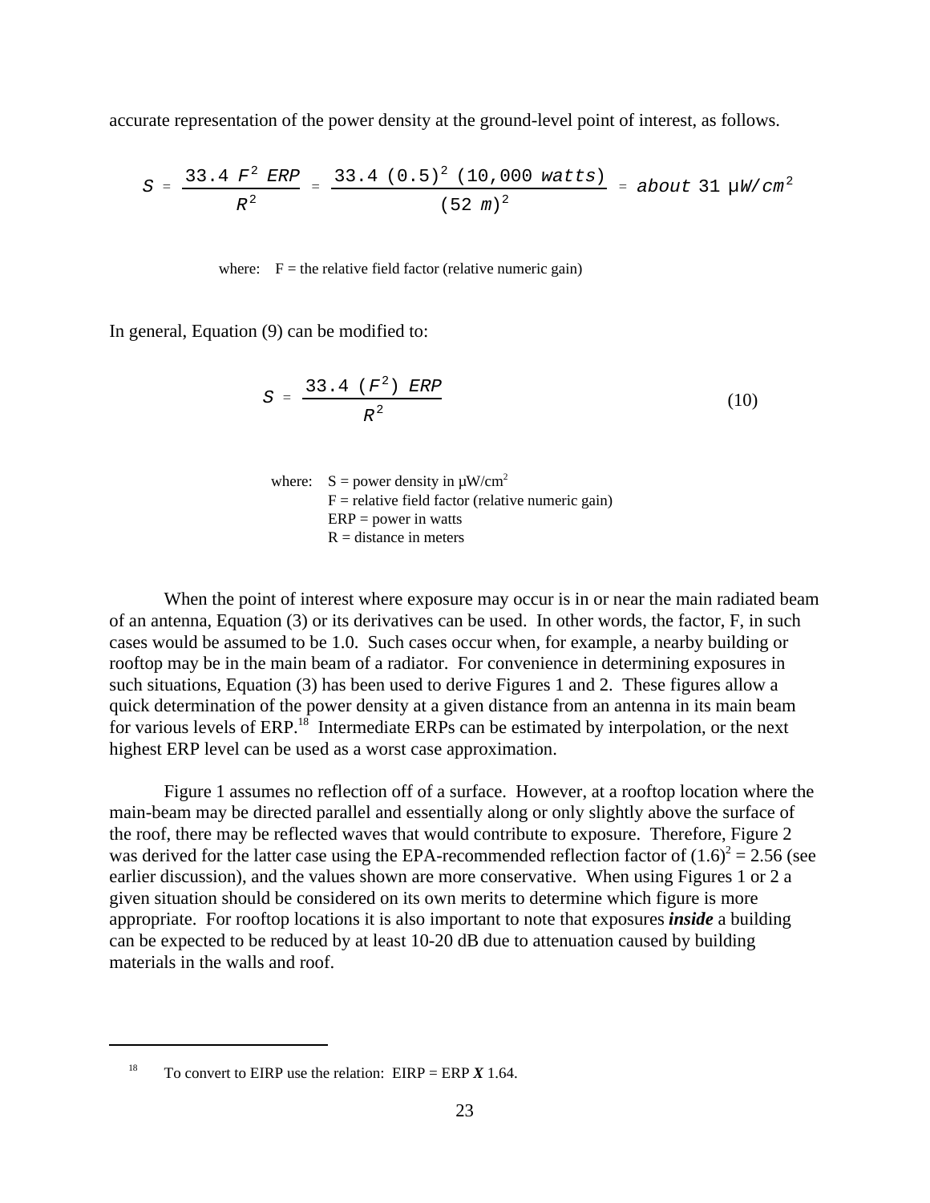accurate representation of the power density at the ground-level point of interest, as follows.

$$S = \frac{33.4\ F^2\ ERP}{R^2} = \frac{33.4\ (0.5)^2\ (10{,}000\ watts)}{(52\ m)^2} = about\ 31\ \mu W/cm^2$$

where: F = the relative field factor (relative numeric gain)

In general, Equation (9) can be modified to:

$$S = \frac{33.4\ (F^2)\ ERP}{R^2} \tag{10}$$

where: S = power density in μW/cm²
F = relative field factor (relative numeric gain)
ERP = power in watts
R = distance in meters

When the point of interest where exposure may occur is in or near the main radiated beam of an antenna, Equation (3) or its derivatives can be used. In other words, the factor, F, in such cases would be assumed to be 1.0. Such cases occur when, for example, a nearby building or rooftop may be in the main beam of a radiator. For convenience in determining exposures in such situations, Equation (3) has been used to derive Figures 1 and 2. These figures allow a quick determination of the power density at a given distance from an antenna in its main beam for various levels of ERP.[18] Intermediate ERPs can be estimated by interpolation, or the next highest ERP level can be used as a worst case approximation.

Figure 1 assumes no reflection off of a surface. However, at a rooftop location where the main-beam may be directed parallel and essentially along or only slightly above the surface of the roof, there may be reflected waves that would contribute to exposure. Therefore, Figure 2 was derived for the latter case using the EPA-recommended reflection factor of $(1.6)^2 = 2.56$ (see earlier discussion), and the values shown are more conservative. When using Figures 1 or 2 a given situation should be considered on its own merits to determine which figure is more appropriate. For rooftop locations it is also important to note that exposures ***inside*** a building can be expected to be reduced by at least 10-20 dB due to attenuation caused by building materials in the walls and roof.

---

[18] To convert to EIRP use the relation: EIRP = ERP ***X*** 1.64.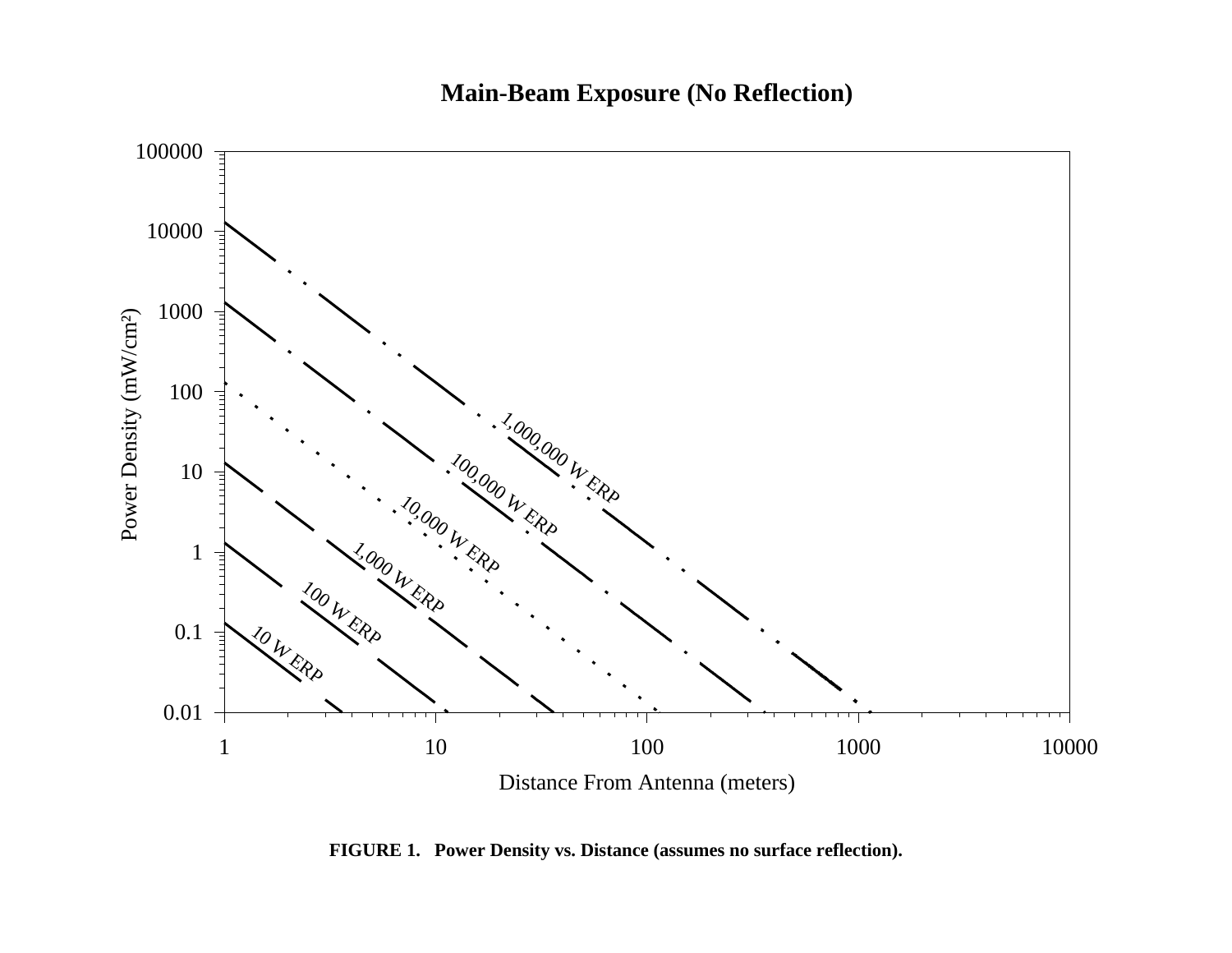**Main-Beam Exposure (No Reflection)**

**FIGURE 1. Power Density vs. Distance (assumes no surface reflection).**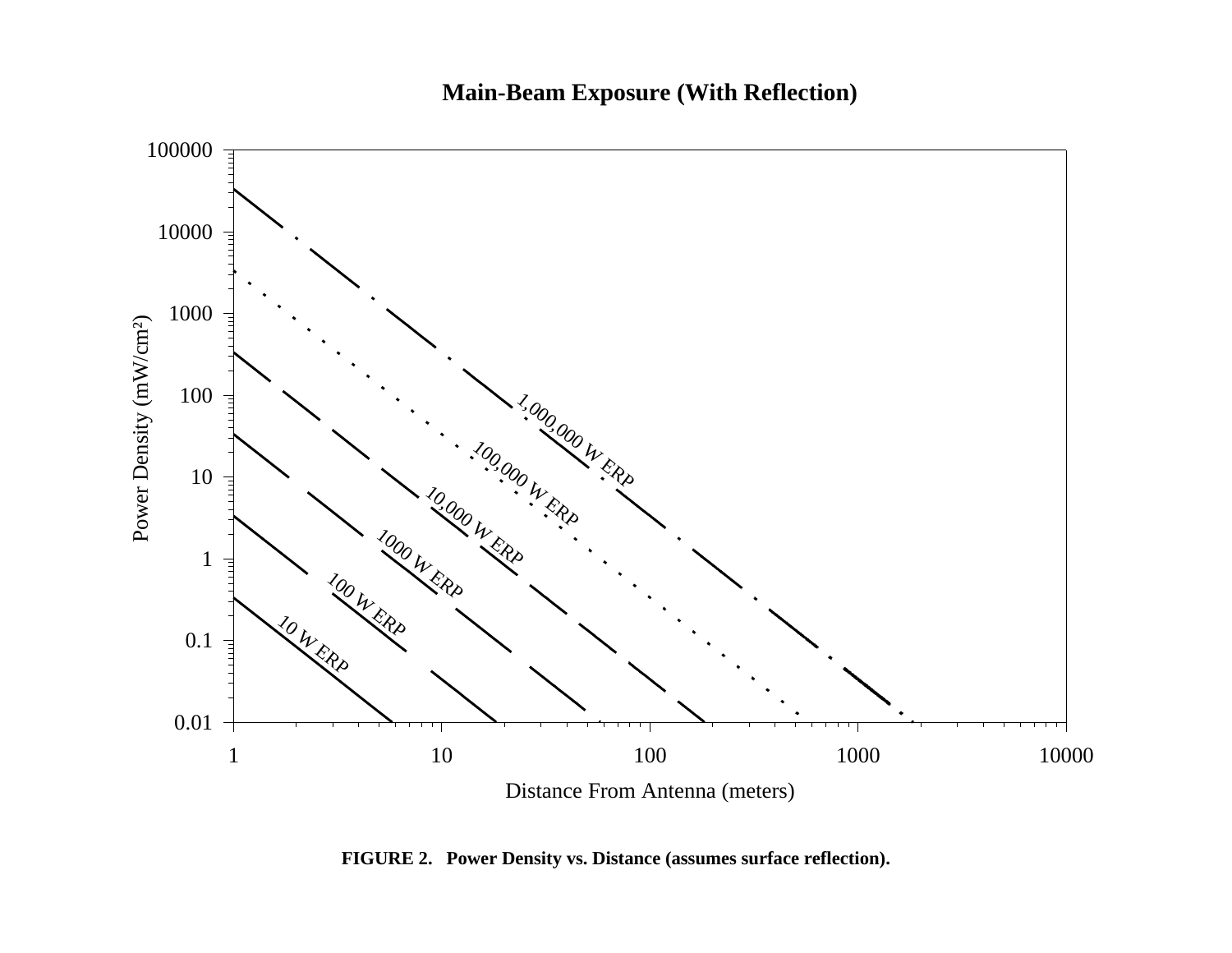**Main-Beam Exposure (With Reflection)**

Power Density (mW/cm²)

Distance From Antenna (meters)

1,000,000 W ERP

100,000 W ERP

10,000 W ERP

1000 W ERP

100 W ERP

10 W ERP

**FIGURE 2. Power Density vs. Distance (assumes surface reflection).**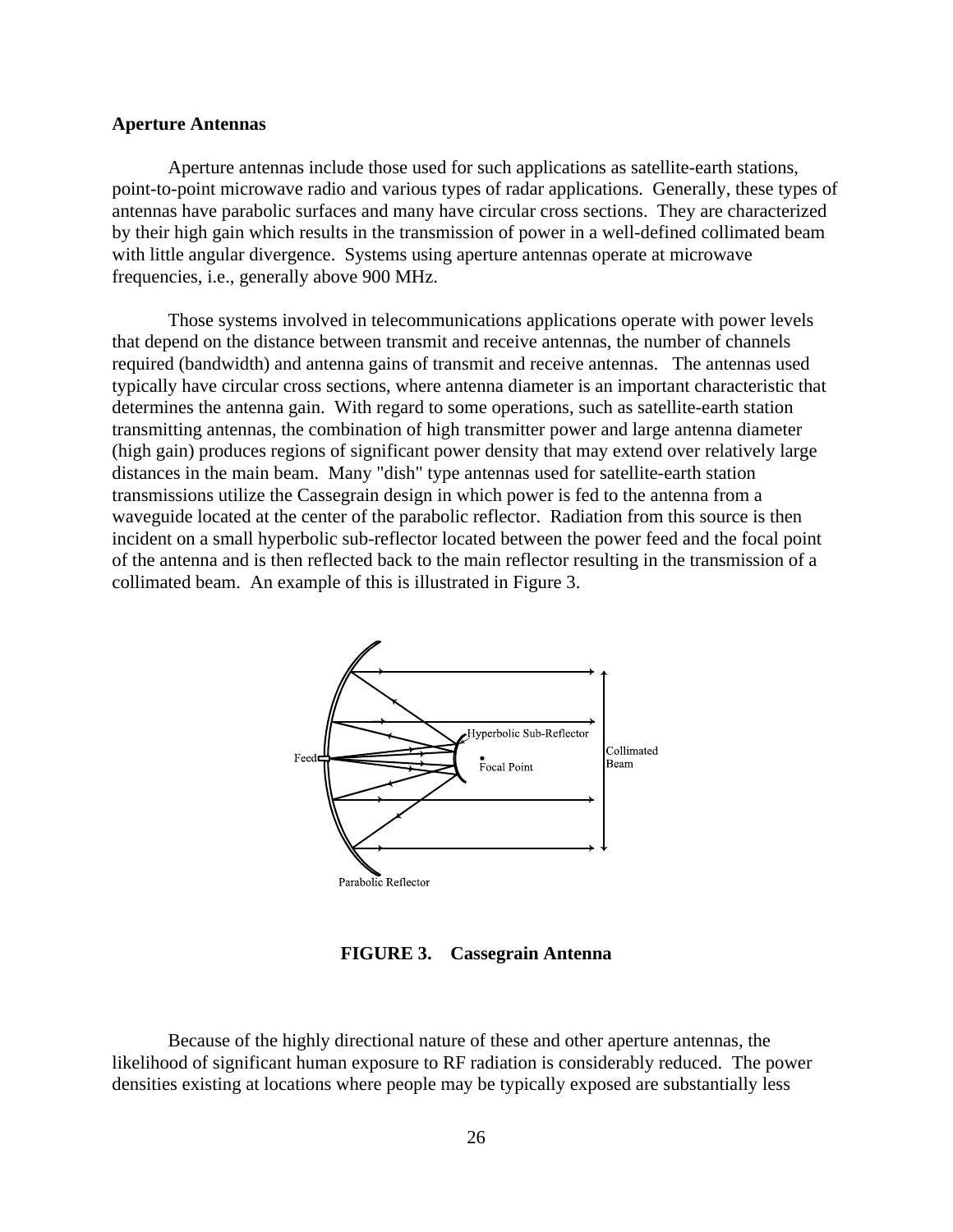**Aperture Antennas**

Aperture antennas include those used for such applications as satellite-earth stations, point-to-point microwave radio and various types of radar applications. Generally, these types of antennas have parabolic surfaces and many have circular cross sections. They are characterized by their high gain which results in the transmission of power in a well-defined collimated beam with little angular divergence. Systems using aperture antennas operate at microwave frequencies, i.e., generally above 900 MHz.

Those systems involved in telecommunications applications operate with power levels that depend on the distance between transmit and receive antennas, the number of channels required (bandwidth) and antenna gains of transmit and receive antennas. The antennas used typically have circular cross sections, where antenna diameter is an important characteristic that determines the antenna gain. With regard to some operations, such as satellite-earth station transmitting antennas, the combination of high transmitter power and large antenna diameter (high gain) produces regions of significant power density that may extend over relatively large distances in the main beam. Many "dish" type antennas used for satellite-earth station transmissions utilize the Cassegrain design in which power is fed to the antenna from a waveguide located at the center of the parabolic reflector. Radiation from this source is then incident on a small hyperbolic sub-reflector located between the power feed and the focal point of the antenna and is then reflected back to the main reflector resulting in the transmission of a collimated beam. An example of this is illustrated in Figure 3.

**FIGURE 3. Cassegrain Antenna**

Because of the highly directional nature of these and other aperture antennas, the likelihood of significant human exposure to RF radiation is considerably reduced. The power densities existing at locations where people may be typically exposed are substantially less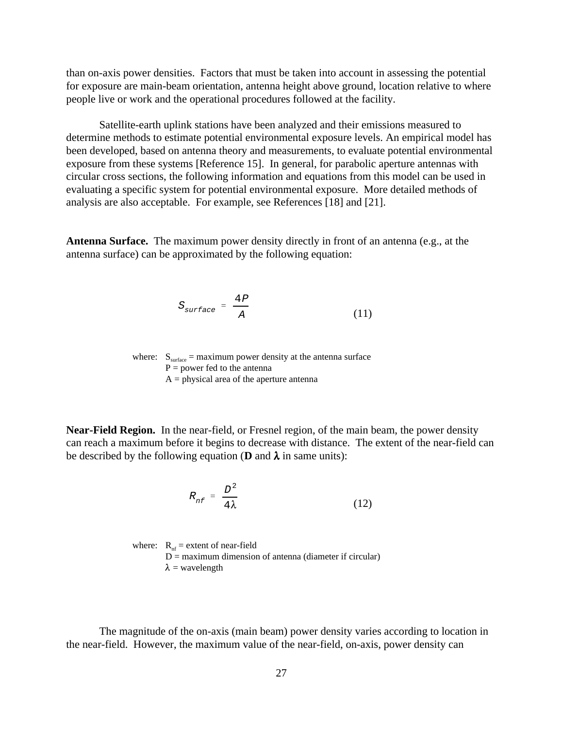than on-axis power densities. Factors that must be taken into account in assessing the potential for exposure are main-beam orientation, antenna height above ground, location relative to where people live or work and the operational procedures followed at the facility.

Satellite-earth uplink stations have been analyzed and their emissions measured to determine methods to estimate potential environmental exposure levels. An empirical model has been developed, based on antenna theory and measurements, to evaluate potential environmental exposure from these systems [Reference 15]. In general, for parabolic aperture antennas with circular cross sections, the following information and equations from this model can be used in evaluating a specific system for potential environmental exposure. More detailed methods of analysis are also acceptable. For example, see References [18] and [21].

**Antenna Surface.** The maximum power density directly in front of an antenna (e.g., at the antenna surface) can be approximated by the following equation:

$$S_{surface} = \frac{4P}{A} \tag{11}$$

where: $S_{surface}$ = maximum power density at the antenna surface
$P$ = power fed to the antenna
$A$ = physical area of the aperture antenna

**Near-Field Region.** In the near-field, or Fresnel region, of the main beam, the power density can reach a maximum before it begins to decrease with distance. The extent of the near-field can be described by the following equation (**D** and $\boldsymbol{\lambda}$ in same units):

$$R_{nf} = \frac{D^2}{4\lambda} \tag{12}$$

where: $R_{nf}$ = extent of near-field
$D$ = maximum dimension of antenna (diameter if circular)
$\lambda$ = wavelength

The magnitude of the on-axis (main beam) power density varies according to location in the near-field. However, the maximum value of the near-field, on-axis, power density can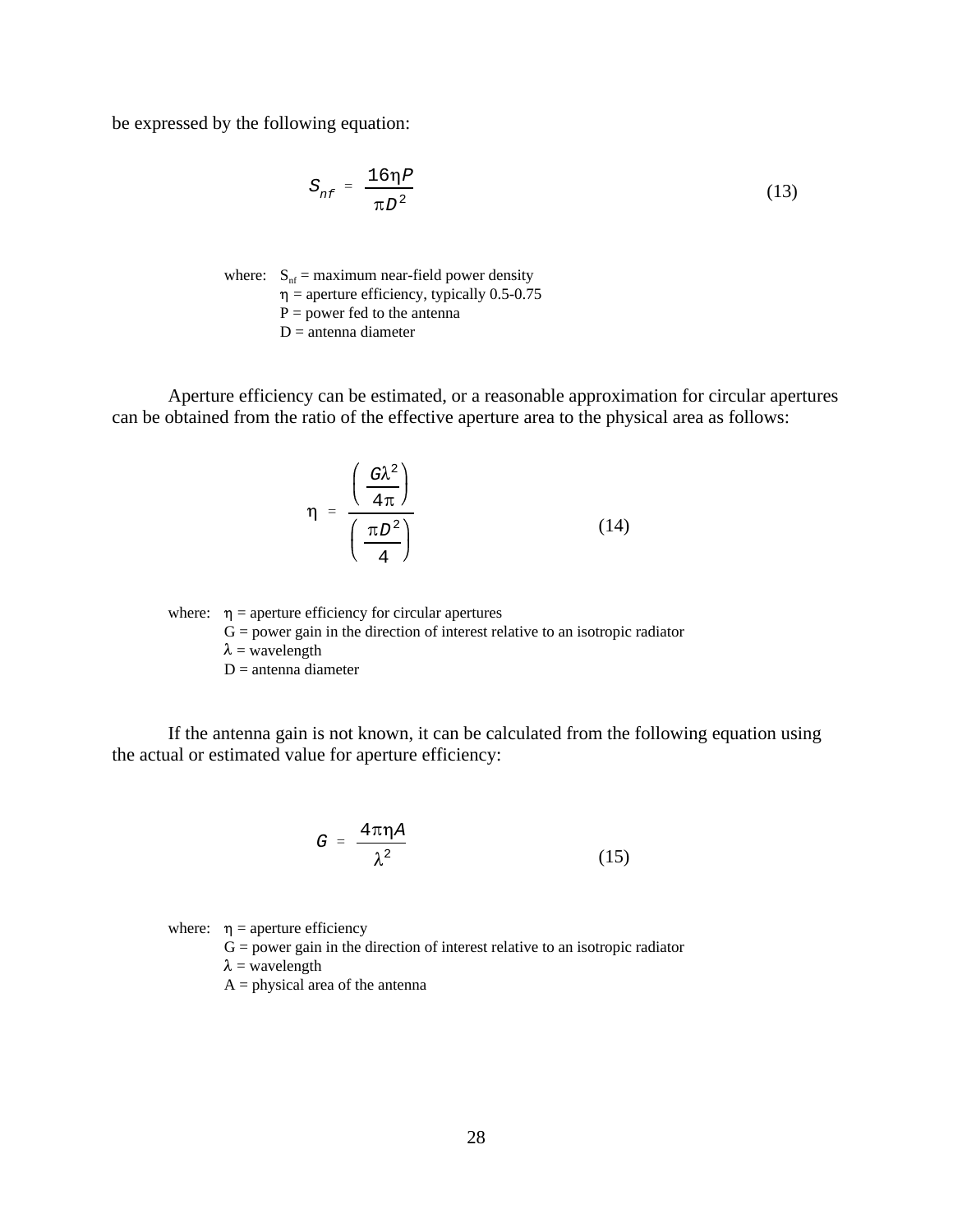be expressed by the following equation:

$$S_{nf} = \frac{16\eta P}{\pi D^2} \tag{13}$$

where: $S_{nf}$ = maximum near-field power density
$\eta$ = aperture efficiency, typically 0.5-0.75
P = power fed to the antenna
D = antenna diameter

Aperture efficiency can be estimated, or a reasonable approximation for circular apertures can be obtained from the ratio of the effective aperture area to the physical area as follows:

$$\eta = \frac{\left(\dfrac{G\lambda^2}{4\pi}\right)}{\left(\dfrac{\pi D^2}{4}\right)} \tag{14}$$

where: $\eta$ = aperture efficiency for circular apertures
G = power gain in the direction of interest relative to an isotropic radiator
$\lambda$ = wavelength
D = antenna diameter

If the antenna gain is not known, it can be calculated from the following equation using the actual or estimated value for aperture efficiency:

$$G = \frac{4\pi\eta A}{\lambda^2} \tag{15}$$

where: $\eta$ = aperture efficiency
G = power gain in the direction of interest relative to an isotropic radiator
$\lambda$ = wavelength
A = physical area of the antenna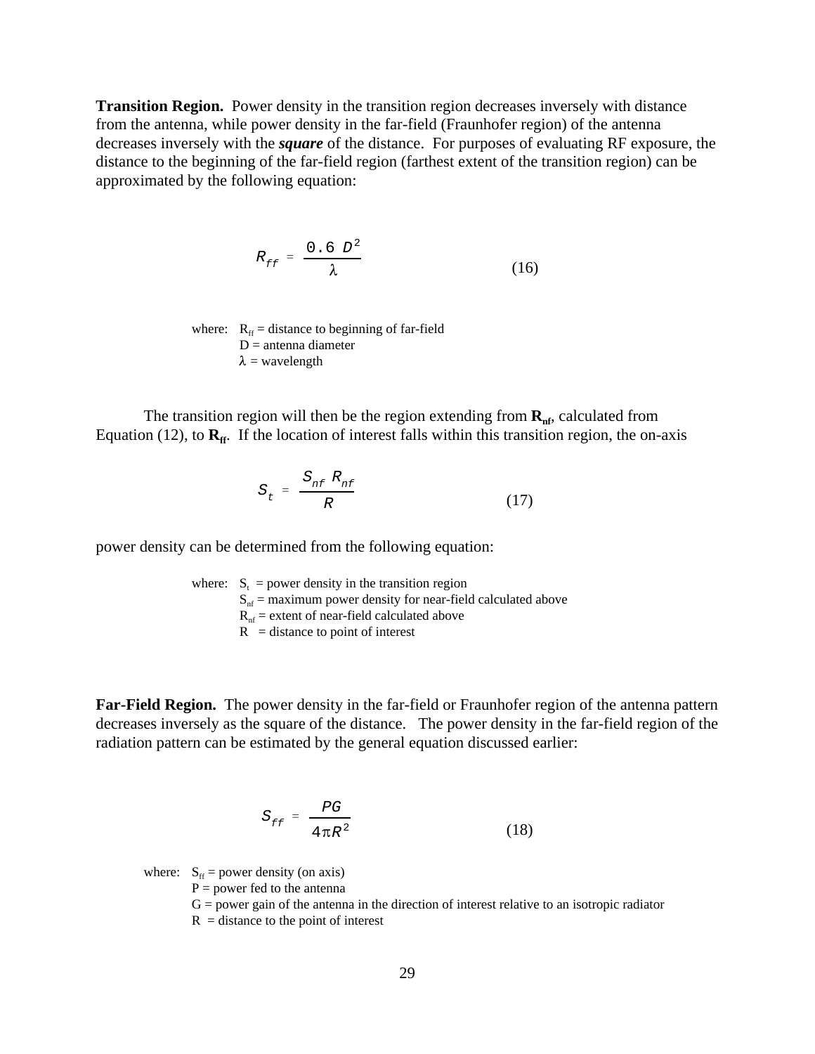**Transition Region.** Power density in the transition region decreases inversely with distance from the antenna, while power density in the far-field (Fraunhofer region) of the antenna decreases inversely with the ***square*** of the distance. For purposes of evaluating RF exposure, the distance to the beginning of the far-field region (farthest extent of the transition region) can be approximated by the following equation:

$$R_{ff} = \frac{0.6\ D^2}{\lambda} \tag{16}$$

where: $R_{ff}$ = distance to beginning of far-field
$D$ = antenna diameter
$\lambda$ = wavelength

The transition region will then be the region extending from $\mathbf{R_{nf}}$, calculated from Equation (12), to $\mathbf{R_{ff}}$. If the location of interest falls within this transition region, the on-axis

$$S_t = \frac{S_{nf}\ R_{nf}}{R} \tag{17}$$

power density can be determined from the following equation:

where: $S_t$ = power density in the transition region
$S_{nf}$ = maximum power density for near-field calculated above
$R_{nf}$ = extent of near-field calculated above
$R$ = distance to point of interest

**Far-Field Region.** The power density in the far-field or Fraunhofer region of the antenna pattern decreases inversely as the square of the distance. The power density in the far-field region of the radiation pattern can be estimated by the general equation discussed earlier:

$$S_{ff} = \frac{PG}{4\pi R^2} \tag{18}$$

where: $S_{ff}$ = power density (on axis)
$P$ = power fed to the antenna
$G$ = power gain of the antenna in the direction of interest relative to an isotropic radiator
$R$ = distance to the point of interest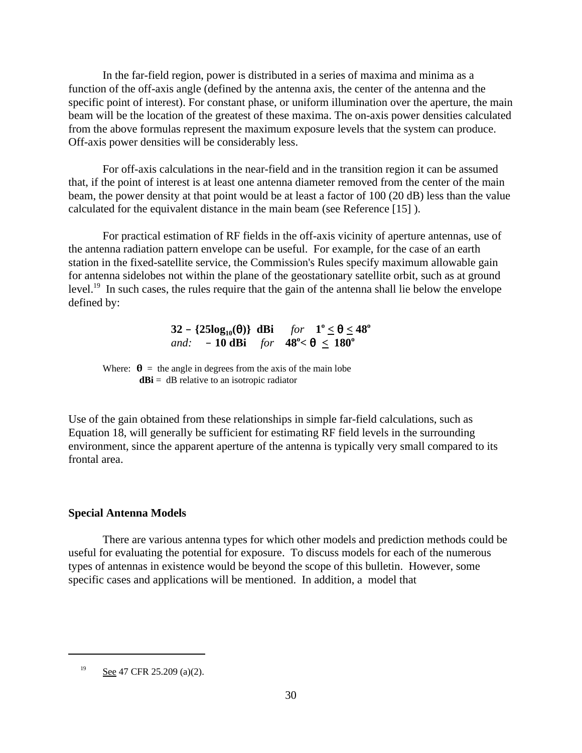In the far-field region, power is distributed in a series of maxima and minima as a function of the off-axis angle (defined by the antenna axis, the center of the antenna and the specific point of interest). For constant phase, or uniform illumination over the aperture, the main beam will be the location of the greatest of these maxima. The on-axis power densities calculated from the above formulas represent the maximum exposure levels that the system can produce. Off-axis power densities will be considerably less.

For off-axis calculations in the near-field and in the transition region it can be assumed that, if the point of interest is at least one antenna diameter removed from the center of the main beam, the power density at that point would be at least a factor of 100 (20 dB) less than the value calculated for the equivalent distance in the main beam (see Reference [15] ).

For practical estimation of RF fields in the off-axis vicinity of aperture antennas, use of the antenna radiation pattern envelope can be useful. For example, for the case of an earth station in the fixed-satellite service, the Commission's Rules specify maximum allowable gain for antenna sidelobes not within the plane of the geostationary satellite orbit, such as at ground level.[19] In such cases, the rules require that the gain of the antenna shall lie below the envelope defined by:

$$32 - \{25\log_{10}(\theta)\}\ \textbf{dBi} \quad \textit{for} \quad 1^{o} \leq \theta \leq 48^{o}$$
$$\textit{and:} \quad -10\ \textbf{dBi} \quad \textit{for} \quad 48^{o} < \theta \leq 180^{o}$$

Where: $\theta$ = the angle in degrees from the axis of the main lobe
**dBi** = dB relative to an isotropic radiator

Use of the gain obtained from these relationships in simple far-field calculations, such as Equation 18, will generally be sufficient for estimating RF field levels in the surrounding environment, since the apparent aperture of the antenna is typically very small compared to its frontal area.

**Special Antenna Models**

There are various antenna types for which other models and prediction methods could be useful for evaluating the potential for exposure. To discuss models for each of the numerous types of antennas in existence would be beyond the scope of this bulletin. However, some specific cases and applications will be mentioned. In addition, a model that

---

[19] See 47 CFR 25.209 (a)(2).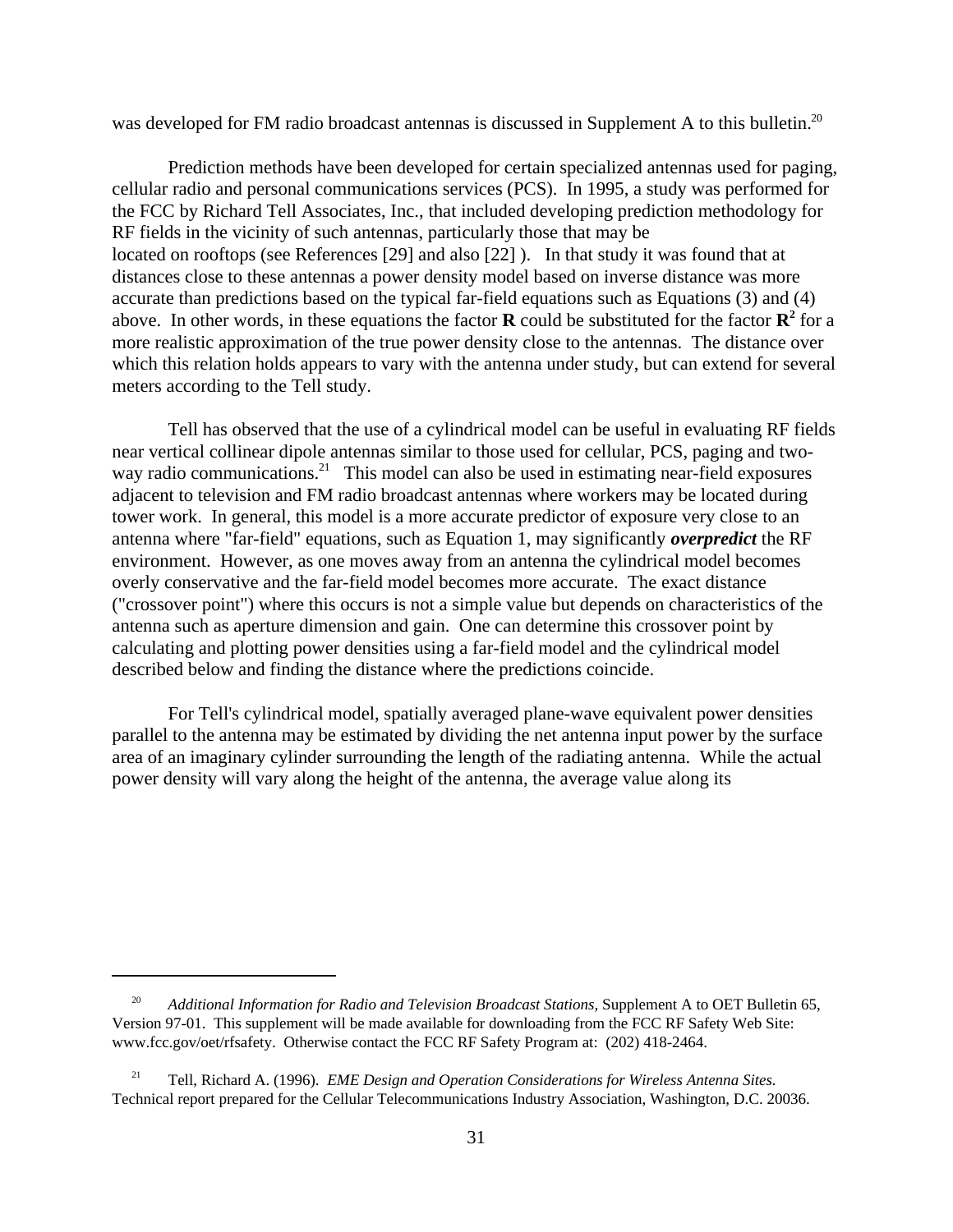was developed for FM radio broadcast antennas is discussed in Supplement A to this bulletin.[20]

Prediction methods have been developed for certain specialized antennas used for paging, cellular radio and personal communications services (PCS). In 1995, a study was performed for the FCC by Richard Tell Associates, Inc., that included developing prediction methodology for RF fields in the vicinity of such antennas, particularly those that may be located on rooftops (see References [29] and also [22] ). In that study it was found that at distances close to these antennas a power density model based on inverse distance was more accurate than predictions based on the typical far-field equations such as Equations (3) and (4) above. In other words, in these equations the factor **R** could be substituted for the factor $\mathbf{R}^2$ for a more realistic approximation of the true power density close to the antennas. The distance over which this relation holds appears to vary with the antenna under study, but can extend for several meters according to the Tell study.

Tell has observed that the use of a cylindrical model can be useful in evaluating RF fields near vertical collinear dipole antennas similar to those used for cellular, PCS, paging and two-way radio communications.[21] This model can also be used in estimating near-field exposures adjacent to television and FM radio broadcast antennas where workers may be located during tower work. In general, this model is a more accurate predictor of exposure very close to an antenna where "far-field" equations, such as Equation 1, may significantly ***overpredict*** the RF environment. However, as one moves away from an antenna the cylindrical model becomes overly conservative and the far-field model becomes more accurate. The exact distance ("crossover point") where this occurs is not a simple value but depends on characteristics of the antenna such as aperture dimension and gain. One can determine this crossover point by calculating and plotting power densities using a far-field model and the cylindrical model described below and finding the distance where the predictions coincide.

For Tell's cylindrical model, spatially averaged plane-wave equivalent power densities parallel to the antenna may be estimated by dividing the net antenna input power by the surface area of an imaginary cylinder surrounding the length of the radiating antenna. While the actual power density will vary along the height of the antenna, the average value along its

---

[20] *Additional Information for Radio and Television Broadcast Stations*, Supplement A to OET Bulletin 65, Version 97-01. This supplement will be made available for downloading from the FCC RF Safety Web Site: www.fcc.gov/oet/rfsafety. Otherwise contact the FCC RF Safety Program at: (202) 418-2464.

[21] Tell, Richard A. (1996). *EME Design and Operation Considerations for Wireless Antenna Sites.* Technical report prepared for the Cellular Telecommunications Industry Association, Washington, D.C. 20036.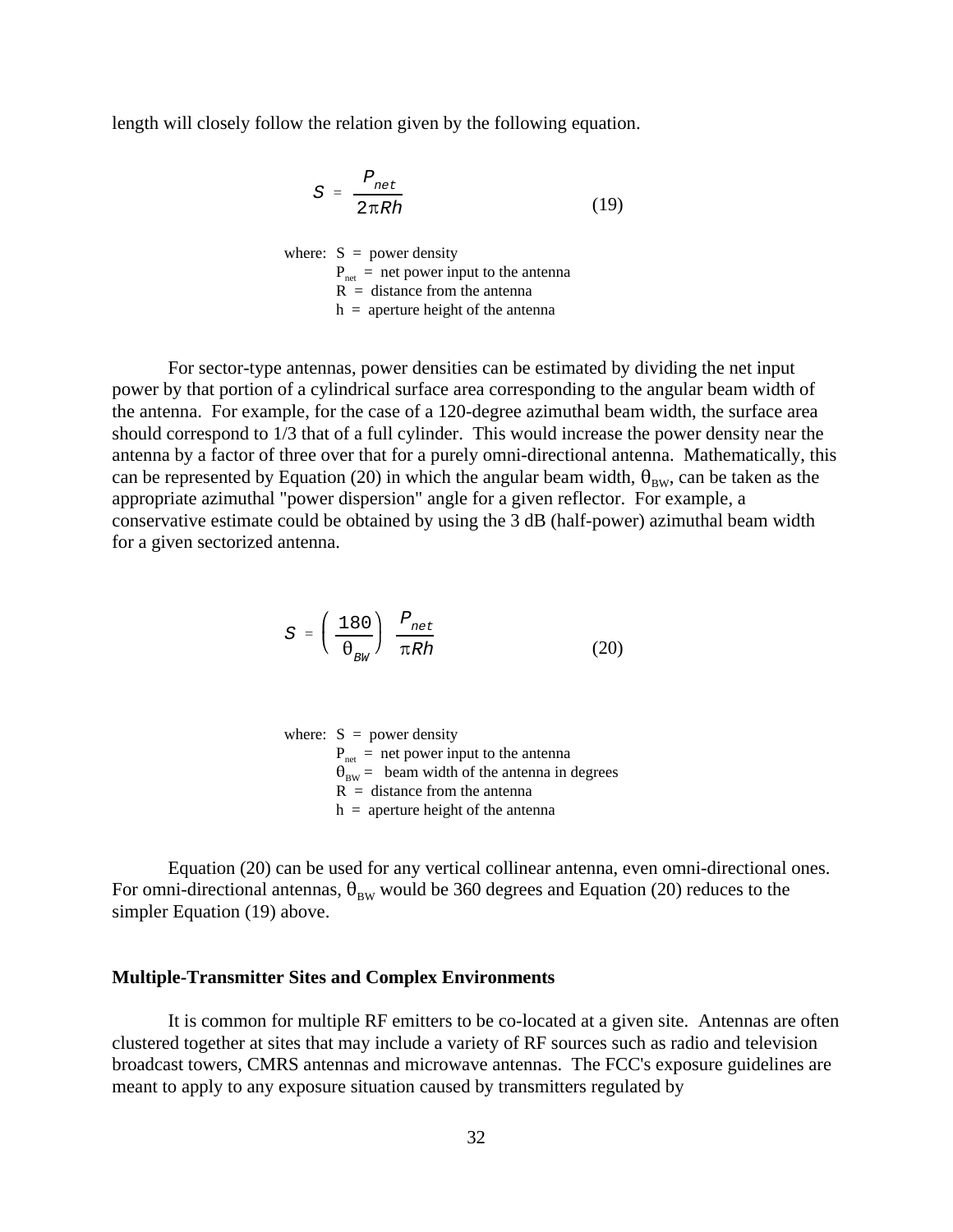length will closely follow the relation given by the following equation.

$$S = \frac{P_{net}}{2\pi Rh} \qquad (19)$$

where: $S$ = power density
$P_{net}$ = net power input to the antenna
$R$ = distance from the antenna
$h$ = aperture height of the antenna

For sector-type antennas, power densities can be estimated by dividing the net input power by that portion of a cylindrical surface area corresponding to the angular beam width of the antenna. For example, for the case of a 120-degree azimuthal beam width, the surface area should correspond to 1/3 that of a full cylinder. This would increase the power density near the antenna by a factor of three over that for a purely omni-directional antenna. Mathematically, this can be represented by Equation (20) in which the angular beam width, $\theta_{BW}$, can be taken as the appropriate azimuthal "power dispersion" angle for a given reflector. For example, a conservative estimate could be obtained by using the 3 dB (half-power) azimuthal beam width for a given sectorized antenna.

$$S = \left(\frac{180}{\theta_{BW}}\right) \frac{P_{net}}{\pi Rh} \qquad (20)$$

where: $S$ = power density
$P_{net}$ = net power input to the antenna
$\theta_{BW}$ = beam width of the antenna in degrees
$R$ = distance from the antenna
$h$ = aperture height of the antenna

Equation (20) can be used for any vertical collinear antenna, even omni-directional ones. For omni-directional antennas, $\theta_{BW}$ would be 360 degrees and Equation (20) reduces to the simpler Equation (19) above.

**Multiple-Transmitter Sites and Complex Environments**

It is common for multiple RF emitters to be co-located at a given site. Antennas are often clustered together at sites that may include a variety of RF sources such as radio and television broadcast towers, CMRS antennas and microwave antennas. The FCC's exposure guidelines are meant to apply to any exposure situation caused by transmitters regulated by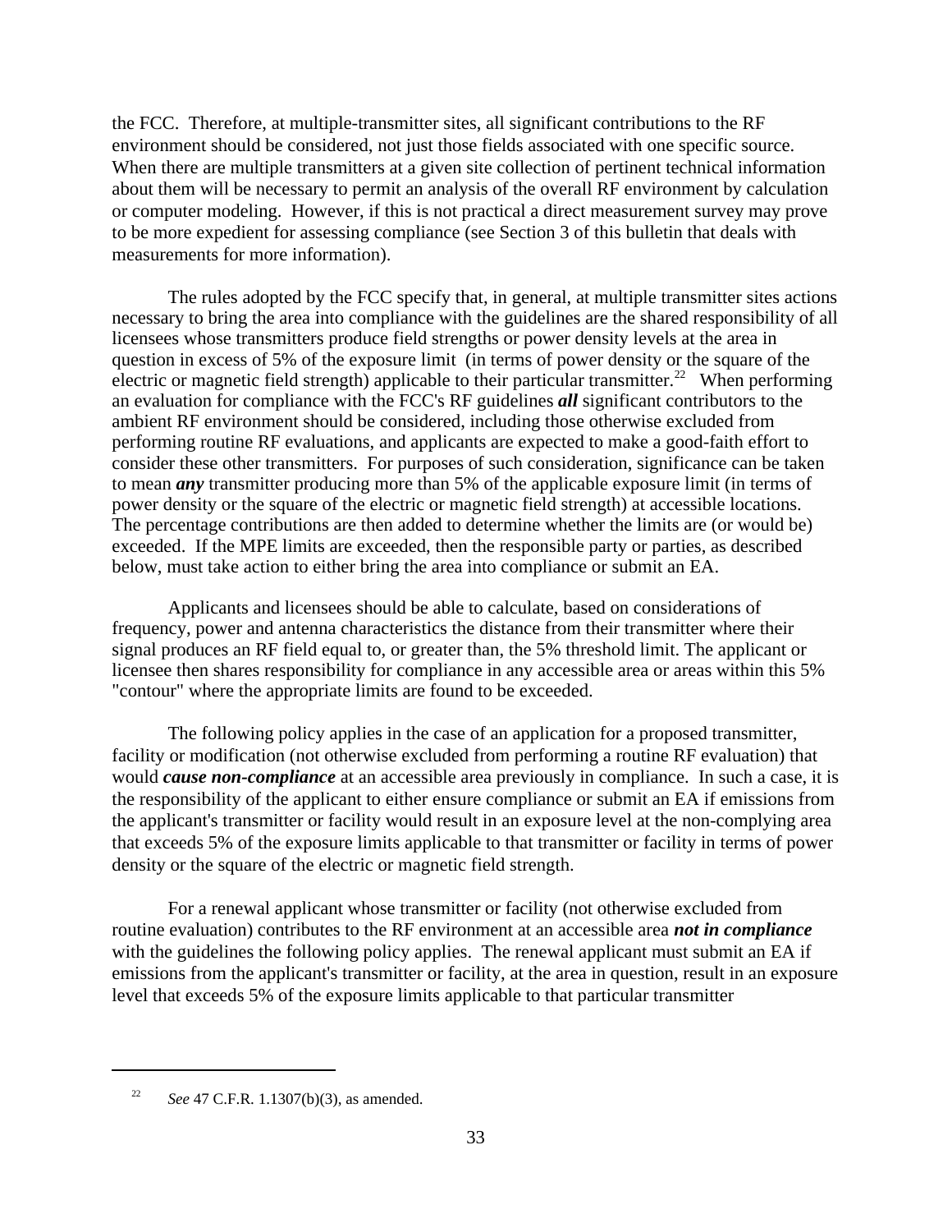the FCC. Therefore, at multiple-transmitter sites, all significant contributions to the RF environment should be considered, not just those fields associated with one specific source. When there are multiple transmitters at a given site collection of pertinent technical information about them will be necessary to permit an analysis of the overall RF environment by calculation or computer modeling. However, if this is not practical a direct measurement survey may prove to be more expedient for assessing compliance (see Section 3 of this bulletin that deals with measurements for more information).

The rules adopted by the FCC specify that, in general, at multiple transmitter sites actions necessary to bring the area into compliance with the guidelines are the shared responsibility of all licensees whose transmitters produce field strengths or power density levels at the area in question in excess of 5% of the exposure limit (in terms of power density or the square of the electric or magnetic field strength) applicable to their particular transmitter.[22] When performing an evaluation for compliance with the FCC's RF guidelines ***all*** significant contributors to the ambient RF environment should be considered, including those otherwise excluded from performing routine RF evaluations, and applicants are expected to make a good-faith effort to consider these other transmitters. For purposes of such consideration, significance can be taken to mean ***any*** transmitter producing more than 5% of the applicable exposure limit (in terms of power density or the square of the electric or magnetic field strength) at accessible locations. The percentage contributions are then added to determine whether the limits are (or would be) exceeded. If the MPE limits are exceeded, then the responsible party or parties, as described below, must take action to either bring the area into compliance or submit an EA.

Applicants and licensees should be able to calculate, based on considerations of frequency, power and antenna characteristics the distance from their transmitter where their signal produces an RF field equal to, or greater than, the 5% threshold limit. The applicant or licensee then shares responsibility for compliance in any accessible area or areas within this 5% "contour" where the appropriate limits are found to be exceeded.

The following policy applies in the case of an application for a proposed transmitter, facility or modification (not otherwise excluded from performing a routine RF evaluation) that would ***cause non-compliance*** at an accessible area previously in compliance. In such a case, it is the responsibility of the applicant to either ensure compliance or submit an EA if emissions from the applicant's transmitter or facility would result in an exposure level at the non-complying area that exceeds 5% of the exposure limits applicable to that transmitter or facility in terms of power density or the square of the electric or magnetic field strength.

For a renewal applicant whose transmitter or facility (not otherwise excluded from routine evaluation) contributes to the RF environment at an accessible area ***not in compliance*** with the guidelines the following policy applies. The renewal applicant must submit an EA if emissions from the applicant's transmitter or facility, at the area in question, result in an exposure level that exceeds 5% of the exposure limits applicable to that particular transmitter

---

[22] *See* 47 C.F.R. 1.1307(b)(3), as amended.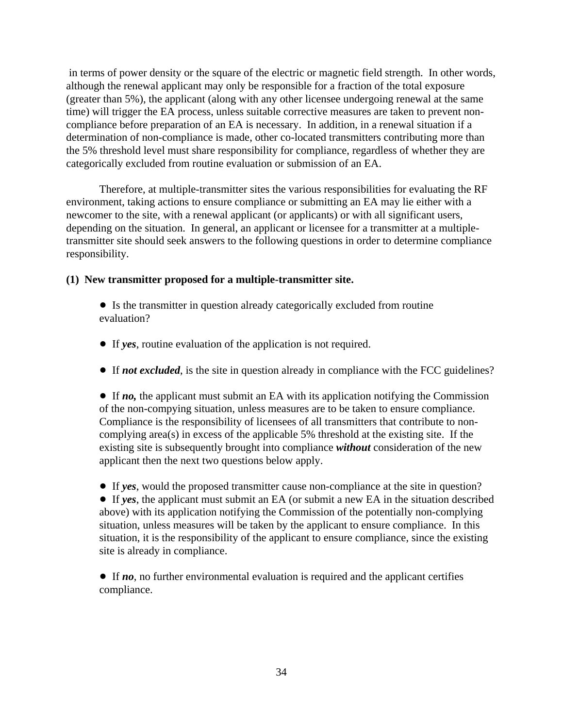in terms of power density or the square of the electric or magnetic field strength. In other words, although the renewal applicant may only be responsible for a fraction of the total exposure (greater than 5%), the applicant (along with any other licensee undergoing renewal at the same time) will trigger the EA process, unless suitable corrective measures are taken to prevent non-compliance before preparation of an EA is necessary. In addition, in a renewal situation if a determination of non-compliance is made, other co-located transmitters contributing more than the 5% threshold level must share responsibility for compliance, regardless of whether they are categorically excluded from routine evaluation or submission of an EA.

Therefore, at multiple-transmitter sites the various responsibilities for evaluating the RF environment, taking actions to ensure compliance or submitting an EA may lie either with a newcomer to the site, with a renewal applicant (or applicants) or with all significant users, depending on the situation. In general, an applicant or licensee for a transmitter at a multiple-transmitter site should seek answers to the following questions in order to determine compliance responsibility.

**(1) New transmitter proposed for a multiple-transmitter site.**

- Is the transmitter in question already categorically excluded from routine evaluation?

- If ***yes***, routine evaluation of the application is not required.

- If ***not excluded***, is the site in question already in compliance with the FCC guidelines?

- If ***no,*** the applicant must submit an EA with its application notifying the Commission of the non-compying situation, unless measures are to be taken to ensure compliance. Compliance is the responsibility of licensees of all transmitters that contribute to non-complying area(s) in excess of the applicable 5% threshold at the existing site. If the existing site is subsequently brought into compliance ***without*** consideration of the new applicant then the next two questions below apply.

- If ***yes***, would the proposed transmitter cause non-compliance at the site in question?
- If ***yes***, the applicant must submit an EA (or submit a new EA in the situation described above) with its application notifying the Commission of the potentially non-complying situation, unless measures will be taken by the applicant to ensure compliance. In this situation, it is the responsibility of the applicant to ensure compliance, since the existing site is already in compliance.

- If ***no***, no further environmental evaluation is required and the applicant certifies compliance.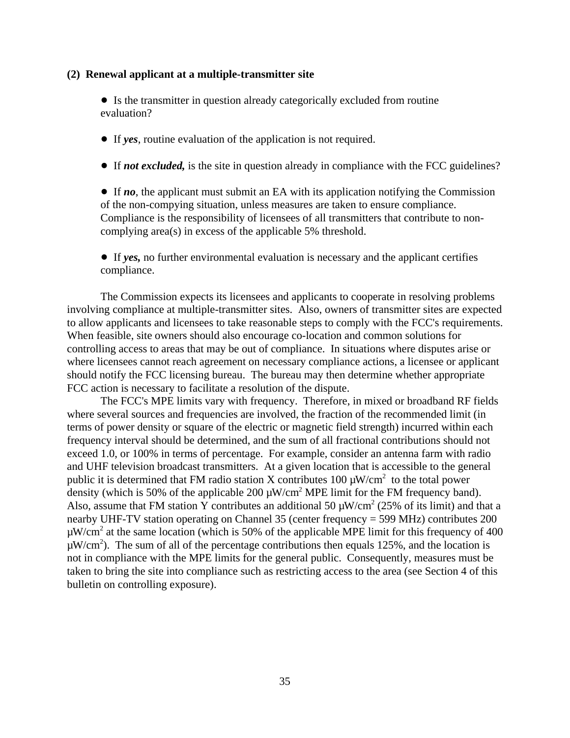**(2) Renewal applicant at a multiple-transmitter site**

- Is the transmitter in question already categorically excluded from routine evaluation?

- If ***yes***, routine evaluation of the application is not required.

- If ***not excluded,*** is the site in question already in compliance with the FCC guidelines?

- If ***no***, the applicant must submit an EA with its application notifying the Commission of the non-compying situation, unless measures are taken to ensure compliance. Compliance is the responsibility of licensees of all transmitters that contribute to non-complying area(s) in excess of the applicable 5% threshold.

- If ***yes,*** no further environmental evaluation is necessary and the applicant certifies compliance.

The Commission expects its licensees and applicants to cooperate in resolving problems involving compliance at multiple-transmitter sites. Also, owners of transmitter sites are expected to allow applicants and licensees to take reasonable steps to comply with the FCC's requirements. When feasible, site owners should also encourage co-location and common solutions for controlling access to areas that may be out of compliance. In situations where disputes arise or where licensees cannot reach agreement on necessary compliance actions, a licensee or applicant should notify the FCC licensing bureau. The bureau may then determine whether appropriate FCC action is necessary to facilitate a resolution of the dispute.

The FCC's MPE limits vary with frequency. Therefore, in mixed or broadband RF fields where several sources and frequencies are involved, the fraction of the recommended limit (in terms of power density or square of the electric or magnetic field strength) incurred within each frequency interval should be determined, and the sum of all fractional contributions should not exceed 1.0, or 100% in terms of percentage. For example, consider an antenna farm with radio and UHF television broadcast transmitters. At a given location that is accessible to the general public it is determined that FM radio station X contributes 100 $\mu W/cm^2$ to the total power density (which is 50% of the applicable 200 $\mu W/cm^2$ MPE limit for the FM frequency band). Also, assume that FM station Y contributes an additional 50 $\mu W/cm^2$ (25% of its limit) and that a nearby UHF-TV station operating on Channel 35 (center frequency = 599 MHz) contributes 200 $\mu W/cm^2$ at the same location (which is 50% of the applicable MPE limit for this frequency of 400 $\mu W/cm^2$). The sum of all of the percentage contributions then equals 125%, and the location is not in compliance with the MPE limits for the general public. Consequently, measures must be taken to bring the site into compliance such as restricting access to the area (see Section 4 of this bulletin on controlling exposure).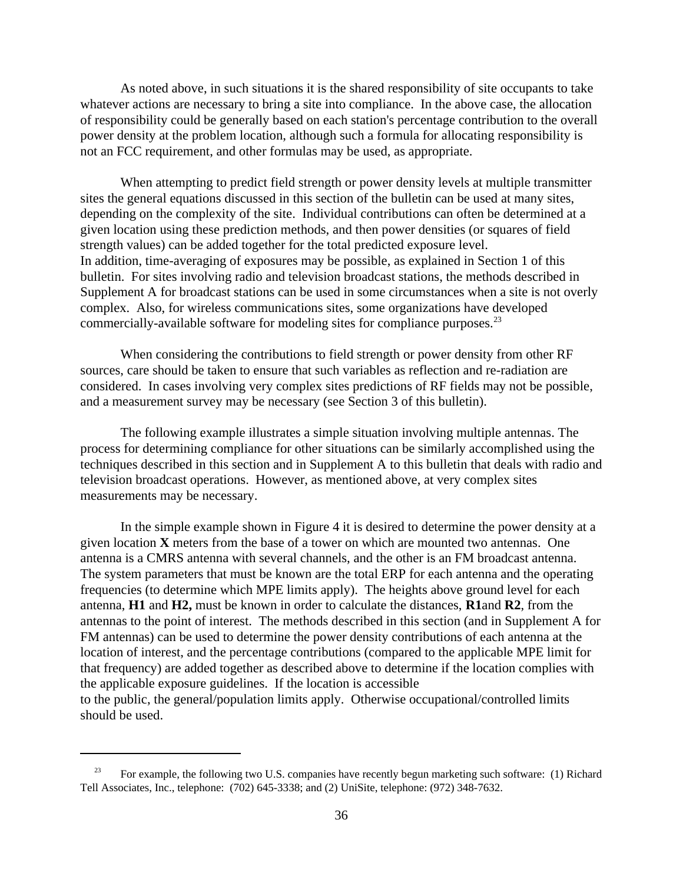As noted above, in such situations it is the shared responsibility of site occupants to take whatever actions are necessary to bring a site into compliance. In the above case, the allocation of responsibility could be generally based on each station's percentage contribution to the overall power density at the problem location, although such a formula for allocating responsibility is not an FCC requirement, and other formulas may be used, as appropriate.

When attempting to predict field strength or power density levels at multiple transmitter sites the general equations discussed in this section of the bulletin can be used at many sites, depending on the complexity of the site. Individual contributions can often be determined at a given location using these prediction methods, and then power densities (or squares of field strength values) can be added together for the total predicted exposure level. In addition, time-averaging of exposures may be possible, as explained in Section 1 of this bulletin. For sites involving radio and television broadcast stations, the methods described in Supplement A for broadcast stations can be used in some circumstances when a site is not overly complex. Also, for wireless communications sites, some organizations have developed commercially-available software for modeling sites for compliance purposes.[23]

When considering the contributions to field strength or power density from other RF sources, care should be taken to ensure that such variables as reflection and re-radiation are considered. In cases involving very complex sites predictions of RF fields may not be possible, and a measurement survey may be necessary (see Section 3 of this bulletin).

The following example illustrates a simple situation involving multiple antennas. The process for determining compliance for other situations can be similarly accomplished using the techniques described in this section and in Supplement A to this bulletin that deals with radio and television broadcast operations. However, as mentioned above, at very complex sites measurements may be necessary.

In the simple example shown in Figure 4 it is desired to determine the power density at a given location **X** meters from the base of a tower on which are mounted two antennas. One antenna is a CMRS antenna with several channels, and the other is an FM broadcast antenna. The system parameters that must be known are the total ERP for each antenna and the operating frequencies (to determine which MPE limits apply). The heights above ground level for each antenna, **H1** and **H2,** must be known in order to calculate the distances, **R1** and **R2**, from the antennas to the point of interest. The methods described in this section (and in Supplement A for FM antennas) can be used to determine the power density contributions of each antenna at the location of interest, and the percentage contributions (compared to the applicable MPE limit for that frequency) are added together as described above to determine if the location complies with the applicable exposure guidelines. If the location is accessible to the public, the general/population limits apply. Otherwise occupational/controlled limits should be used.

---

[23] For example, the following two U.S. companies have recently begun marketing such software: (1) Richard Tell Associates, Inc., telephone: (702) 645-3338; and (2) UniSite, telephone: (972) 348-7632.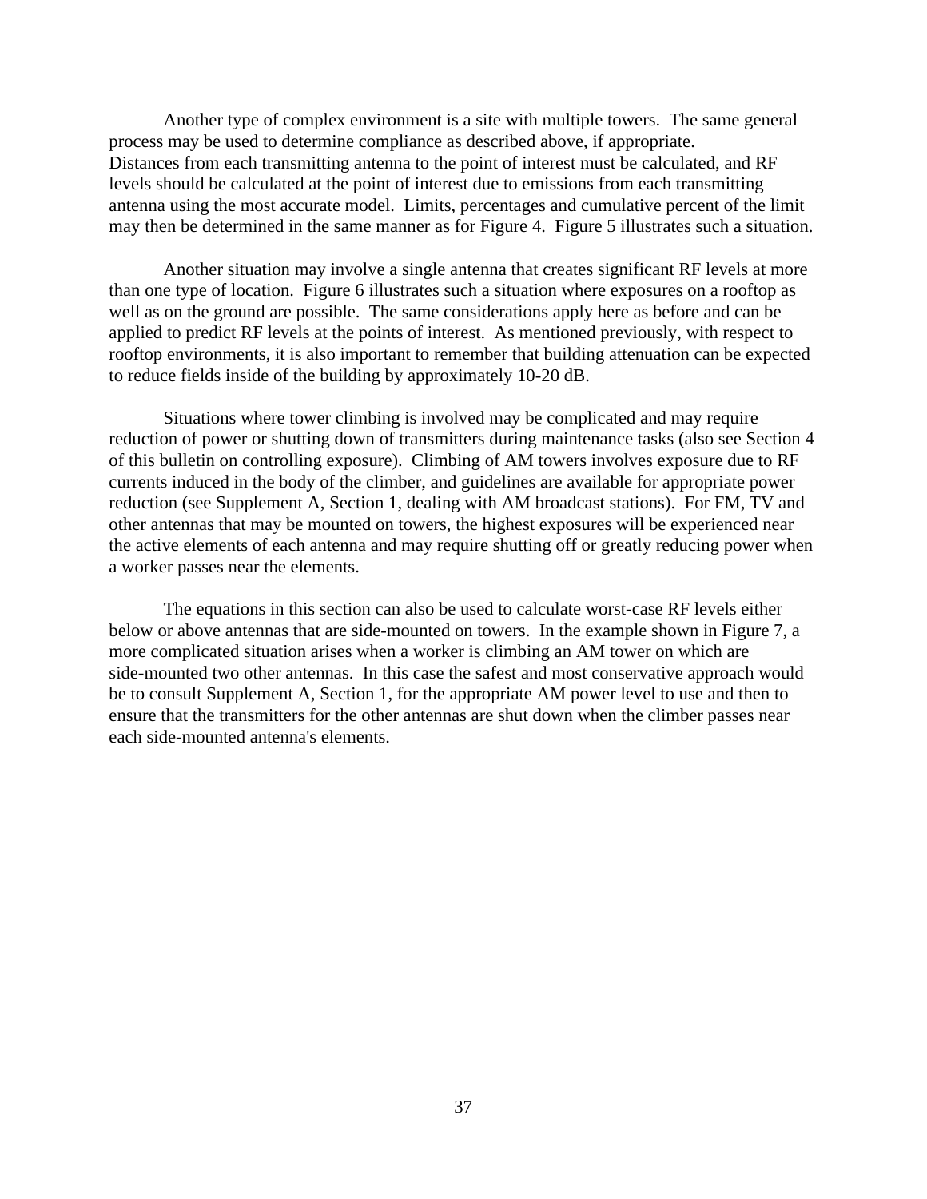Another type of complex environment is a site with multiple towers. The same general process may be used to determine compliance as described above, if appropriate. Distances from each transmitting antenna to the point of interest must be calculated, and RF levels should be calculated at the point of interest due to emissions from each transmitting antenna using the most accurate model. Limits, percentages and cumulative percent of the limit may then be determined in the same manner as for Figure 4. Figure 5 illustrates such a situation.

Another situation may involve a single antenna that creates significant RF levels at more than one type of location. Figure 6 illustrates such a situation where exposures on a rooftop as well as on the ground are possible. The same considerations apply here as before and can be applied to predict RF levels at the points of interest. As mentioned previously, with respect to rooftop environments, it is also important to remember that building attenuation can be expected to reduce fields inside of the building by approximately 10-20 dB.

Situations where tower climbing is involved may be complicated and may require reduction of power or shutting down of transmitters during maintenance tasks (also see Section 4 of this bulletin on controlling exposure). Climbing of AM towers involves exposure due to RF currents induced in the body of the climber, and guidelines are available for appropriate power reduction (see Supplement A, Section 1, dealing with AM broadcast stations). For FM, TV and other antennas that may be mounted on towers, the highest exposures will be experienced near the active elements of each antenna and may require shutting off or greatly reducing power when a worker passes near the elements.

The equations in this section can also be used to calculate worst-case RF levels either below or above antennas that are side-mounted on towers. In the example shown in Figure 7, a more complicated situation arises when a worker is climbing an AM tower on which are side-mounted two other antennas. In this case the safest and most conservative approach would be to consult Supplement A, Section 1, for the appropriate AM power level to use and then to ensure that the transmitters for the other antennas are shut down when the climber passes near each side-mounted antenna's elements.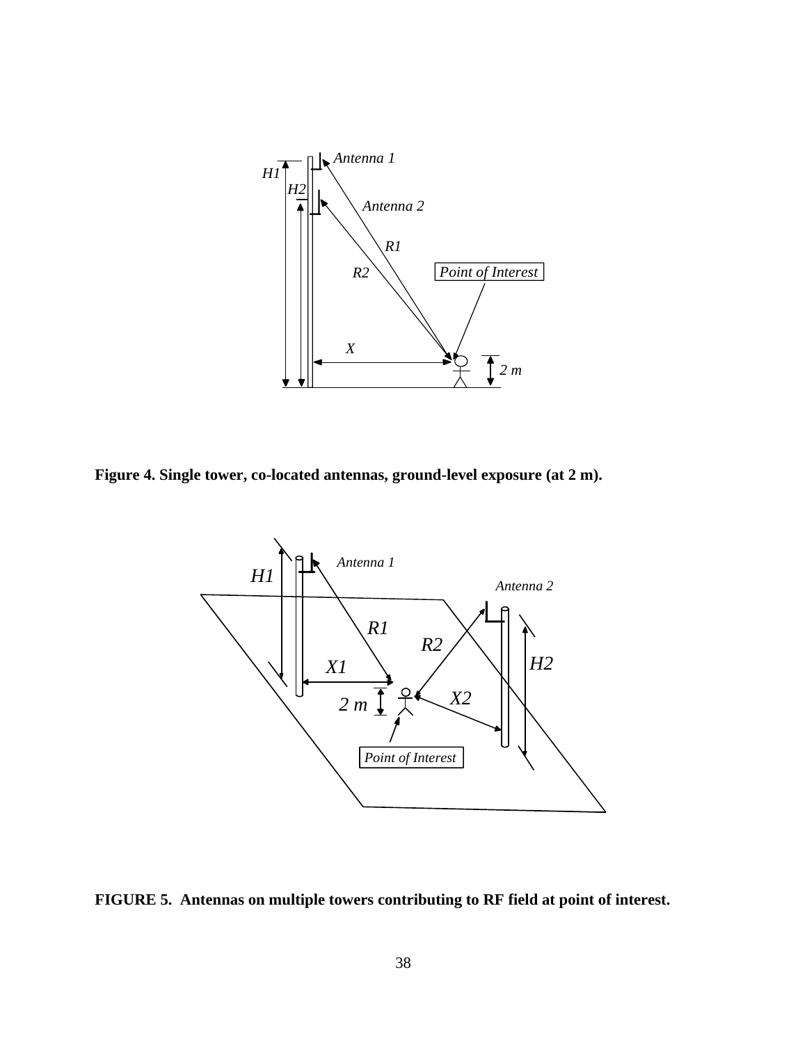**Figure 4. Single tower, co-located antennas, ground-level exposure (at 2 m).**

**FIGURE 5. Antennas on multiple towers contributing to RF field at point of interest.**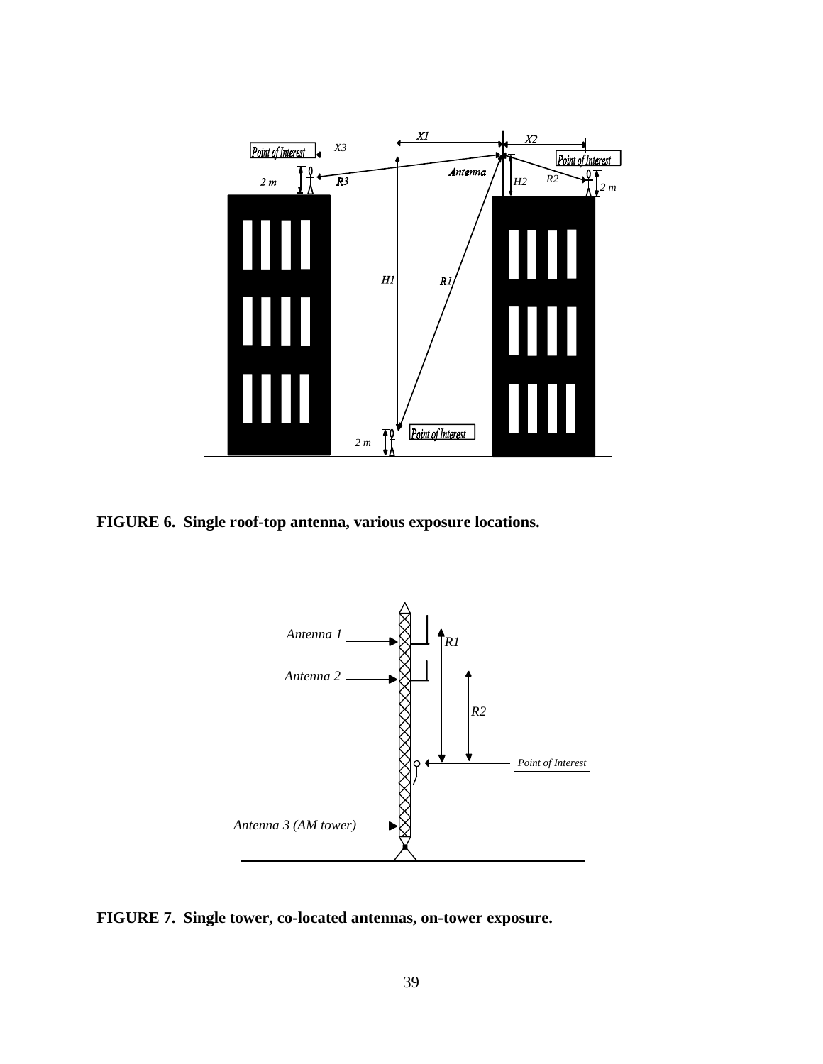**FIGURE 6. Single roof-top antenna, various exposure locations.**

**FIGURE 7. Single tower, co-located antennas, on-tower exposure.**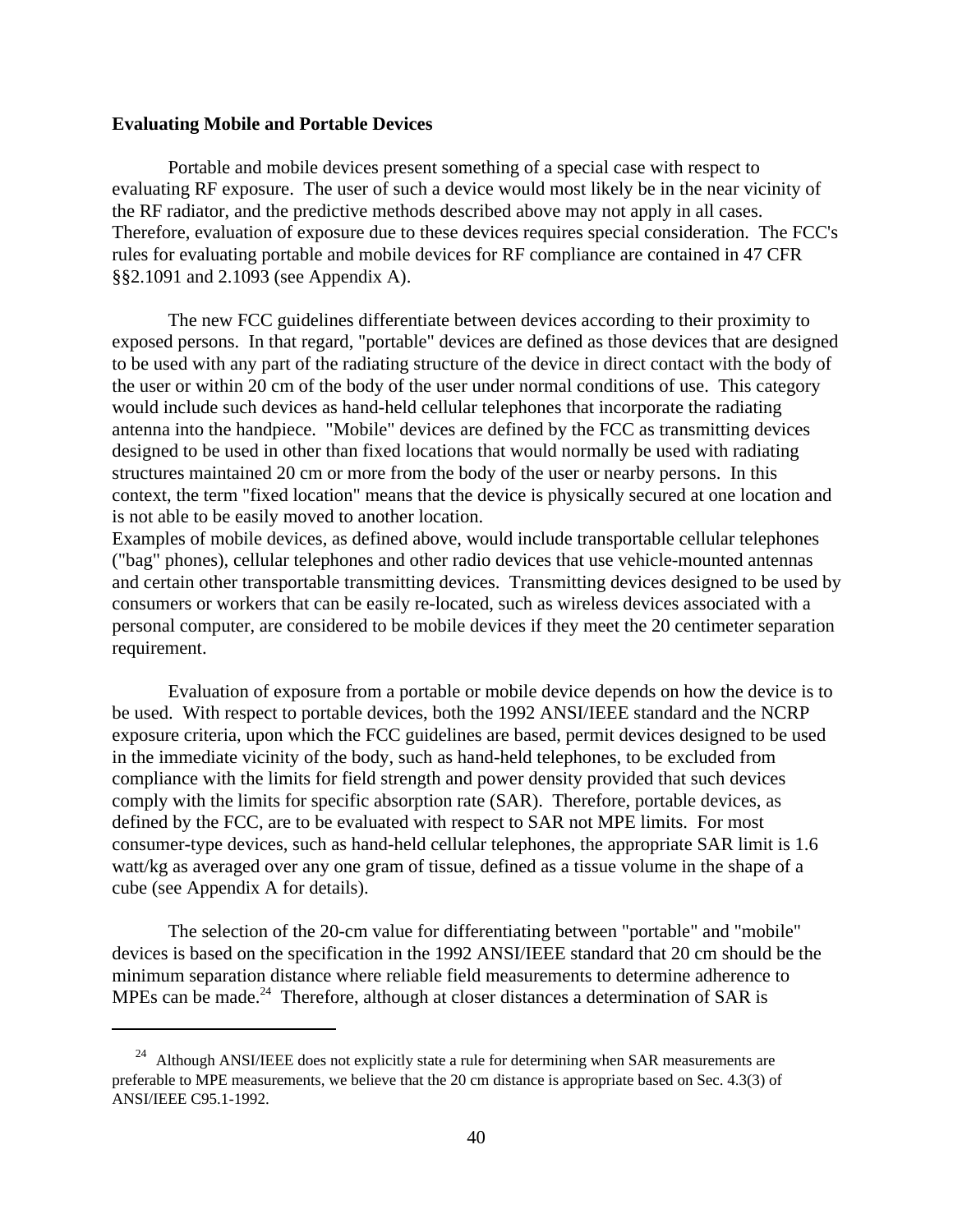**Evaluating Mobile and Portable Devices**

Portable and mobile devices present something of a special case with respect to evaluating RF exposure. The user of such a device would most likely be in the near vicinity of the RF radiator, and the predictive methods described above may not apply in all cases. Therefore, evaluation of exposure due to these devices requires special consideration. The FCC's rules for evaluating portable and mobile devices for RF compliance are contained in 47 CFR §§2.1091 and 2.1093 (see Appendix A).

The new FCC guidelines differentiate between devices according to their proximity to exposed persons. In that regard, "portable" devices are defined as those devices that are designed to be used with any part of the radiating structure of the device in direct contact with the body of the user or within 20 cm of the body of the user under normal conditions of use. This category would include such devices as hand-held cellular telephones that incorporate the radiating antenna into the handpiece. "Mobile" devices are defined by the FCC as transmitting devices designed to be used in other than fixed locations that would normally be used with radiating structures maintained 20 cm or more from the body of the user or nearby persons. In this context, the term "fixed location" means that the device is physically secured at one location and is not able to be easily moved to another location.
Examples of mobile devices, as defined above, would include transportable cellular telephones ("bag" phones), cellular telephones and other radio devices that use vehicle-mounted antennas and certain other transportable transmitting devices. Transmitting devices designed to be used by consumers or workers that can be easily re-located, such as wireless devices associated with a personal computer, are considered to be mobile devices if they meet the 20 centimeter separation requirement.

Evaluation of exposure from a portable or mobile device depends on how the device is to be used. With respect to portable devices, both the 1992 ANSI/IEEE standard and the NCRP exposure criteria, upon which the FCC guidelines are based, permit devices designed to be used in the immediate vicinity of the body, such as hand-held telephones, to be excluded from compliance with the limits for field strength and power density provided that such devices comply with the limits for specific absorption rate (SAR). Therefore, portable devices, as defined by the FCC, are to be evaluated with respect to SAR not MPE limits. For most consumer-type devices, such as hand-held cellular telephones, the appropriate SAR limit is 1.6 watt/kg as averaged over any one gram of tissue, defined as a tissue volume in the shape of a cube (see Appendix A for details).

The selection of the 20-cm value for differentiating between "portable" and "mobile" devices is based on the specification in the 1992 ANSI/IEEE standard that 20 cm should be the minimum separation distance where reliable field measurements to determine adherence to MPEs can be made.[24] Therefore, although at closer distances a determination of SAR is

[24] Although ANSI/IEEE does not explicitly state a rule for determining when SAR measurements are preferable to MPE measurements, we believe that the 20 cm distance is appropriate based on Sec. 4.3(3) of ANSI/IEEE C95.1-1992.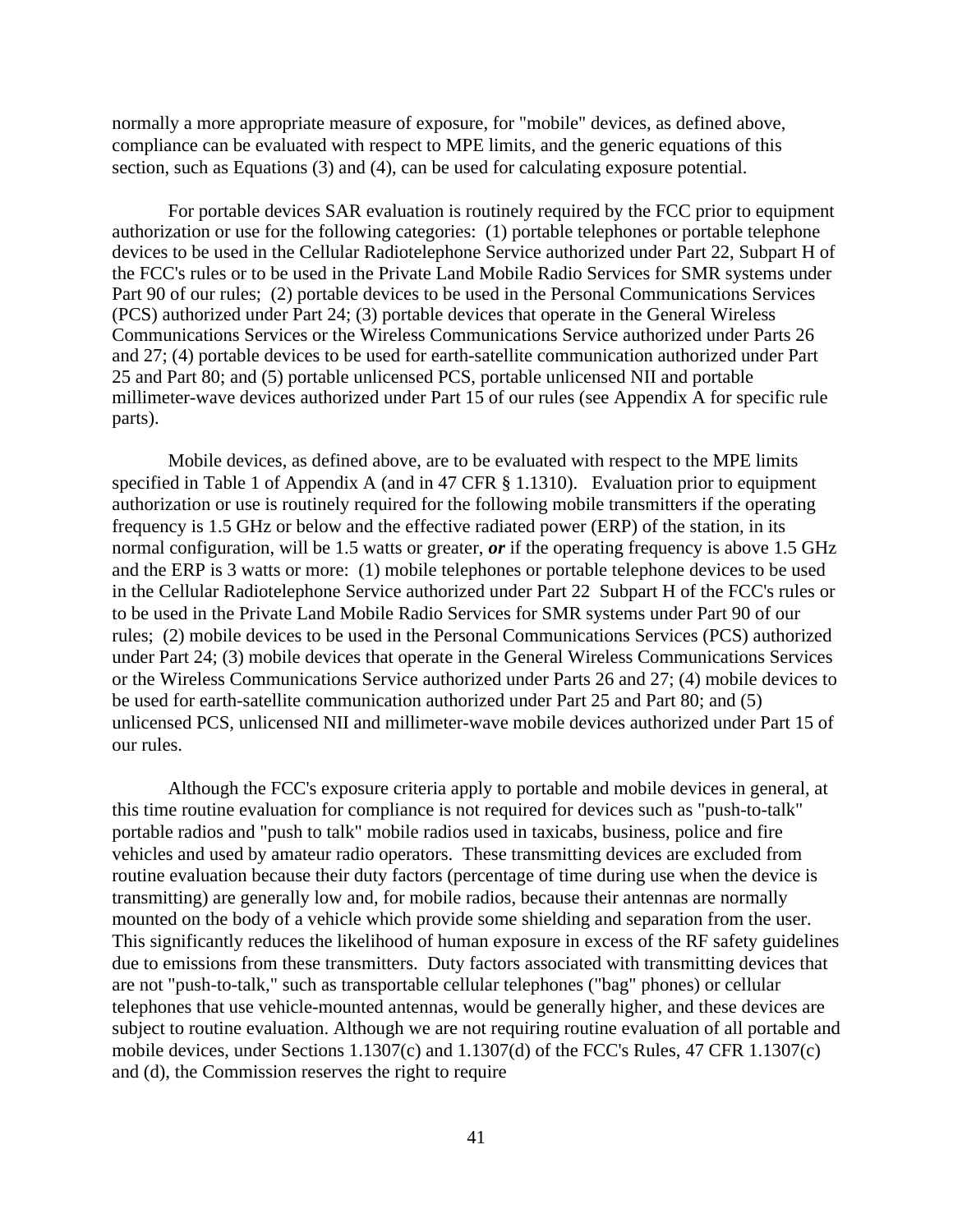normally a more appropriate measure of exposure, for "mobile" devices, as defined above, compliance can be evaluated with respect to MPE limits, and the generic equations of this section, such as Equations (3) and (4), can be used for calculating exposure potential.

For portable devices SAR evaluation is routinely required by the FCC prior to equipment authorization or use for the following categories: (1) portable telephones or portable telephone devices to be used in the Cellular Radiotelephone Service authorized under Part 22, Subpart H of the FCC's rules or to be used in the Private Land Mobile Radio Services for SMR systems under Part 90 of our rules; (2) portable devices to be used in the Personal Communications Services (PCS) authorized under Part 24; (3) portable devices that operate in the General Wireless Communications Services or the Wireless Communications Service authorized under Parts 26 and 27; (4) portable devices to be used for earth-satellite communication authorized under Part 25 and Part 80; and (5) portable unlicensed PCS, portable unlicensed NII and portable millimeter-wave devices authorized under Part 15 of our rules (see Appendix A for specific rule parts).

Mobile devices, as defined above, are to be evaluated with respect to the MPE limits specified in Table 1 of Appendix A (and in 47 CFR § 1.1310). Evaluation prior to equipment authorization or use is routinely required for the following mobile transmitters if the operating frequency is 1.5 GHz or below and the effective radiated power (ERP) of the station, in its normal configuration, will be 1.5 watts or greater, ***or*** if the operating frequency is above 1.5 GHz and the ERP is 3 watts or more: (1) mobile telephones or portable telephone devices to be used in the Cellular Radiotelephone Service authorized under Part 22 Subpart H of the FCC's rules or to be used in the Private Land Mobile Radio Services for SMR systems under Part 90 of our rules; (2) mobile devices to be used in the Personal Communications Services (PCS) authorized under Part 24; (3) mobile devices that operate in the General Wireless Communications Services or the Wireless Communications Service authorized under Parts 26 and 27; (4) mobile devices to be used for earth-satellite communication authorized under Part 25 and Part 80; and (5) unlicensed PCS, unlicensed NII and millimeter-wave mobile devices authorized under Part 15 of our rules.

Although the FCC's exposure criteria apply to portable and mobile devices in general, at this time routine evaluation for compliance is not required for devices such as "push-to-talk" portable radios and "push to talk" mobile radios used in taxicabs, business, police and fire vehicles and used by amateur radio operators. These transmitting devices are excluded from routine evaluation because their duty factors (percentage of time during use when the device is transmitting) are generally low and, for mobile radios, because their antennas are normally mounted on the body of a vehicle which provide some shielding and separation from the user. This significantly reduces the likelihood of human exposure in excess of the RF safety guidelines due to emissions from these transmitters. Duty factors associated with transmitting devices that are not "push-to-talk," such as transportable cellular telephones ("bag" phones) or cellular telephones that use vehicle-mounted antennas, would be generally higher, and these devices are subject to routine evaluation. Although we are not requiring routine evaluation of all portable and mobile devices, under Sections 1.1307(c) and 1.1307(d) of the FCC's Rules, 47 CFR 1.1307(c) and (d), the Commission reserves the right to require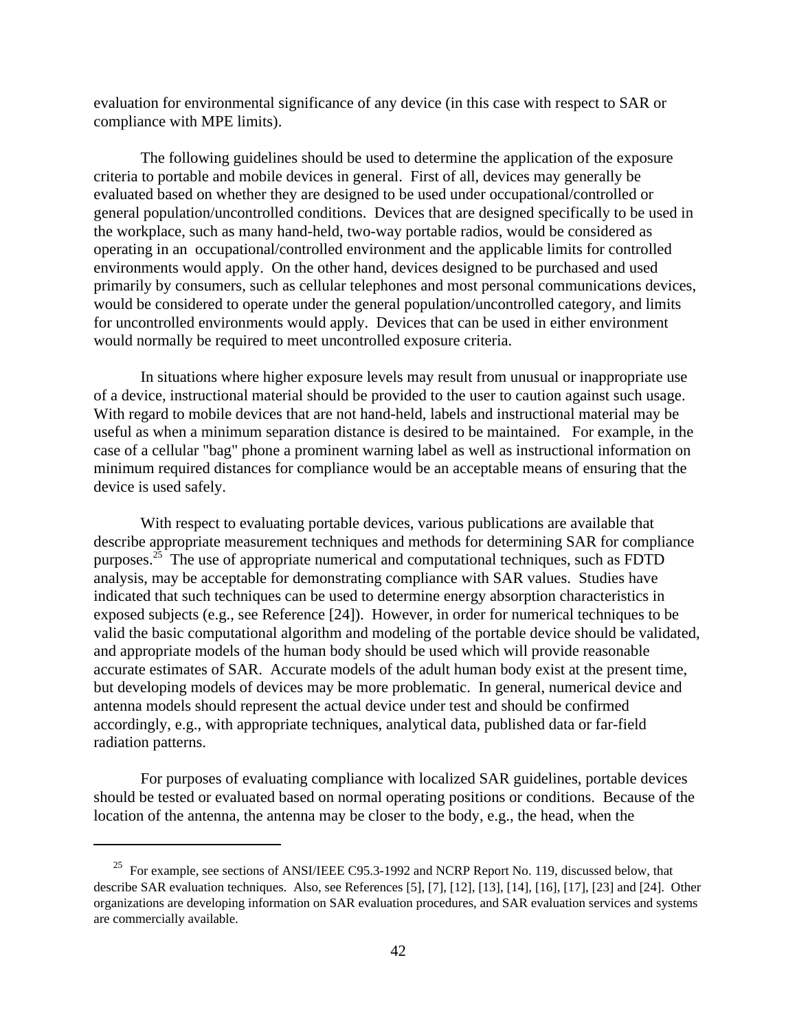evaluation for environmental significance of any device (in this case with respect to SAR or compliance with MPE limits).

The following guidelines should be used to determine the application of the exposure criteria to portable and mobile devices in general. First of all, devices may generally be evaluated based on whether they are designed to be used under occupational/controlled or general population/uncontrolled conditions. Devices that are designed specifically to be used in the workplace, such as many hand-held, two-way portable radios, would be considered as operating in an occupational/controlled environment and the applicable limits for controlled environments would apply. On the other hand, devices designed to be purchased and used primarily by consumers, such as cellular telephones and most personal communications devices, would be considered to operate under the general population/uncontrolled category, and limits for uncontrolled environments would apply. Devices that can be used in either environment would normally be required to meet uncontrolled exposure criteria.

In situations where higher exposure levels may result from unusual or inappropriate use of a device, instructional material should be provided to the user to caution against such usage. With regard to mobile devices that are not hand-held, labels and instructional material may be useful as when a minimum separation distance is desired to be maintained. For example, in the case of a cellular "bag" phone a prominent warning label as well as instructional information on minimum required distances for compliance would be an acceptable means of ensuring that the device is used safely.

With respect to evaluating portable devices, various publications are available that describe appropriate measurement techniques and methods for determining SAR for compliance purposes.[25] The use of appropriate numerical and computational techniques, such as FDTD analysis, may be acceptable for demonstrating compliance with SAR values. Studies have indicated that such techniques can be used to determine energy absorption characteristics in exposed subjects (e.g., see Reference [24]). However, in order for numerical techniques to be valid the basic computational algorithm and modeling of the portable device should be validated, and appropriate models of the human body should be used which will provide reasonable accurate estimates of SAR. Accurate models of the adult human body exist at the present time, but developing models of devices may be more problematic. In general, numerical device and antenna models should represent the actual device under test and should be confirmed accordingly, e.g., with appropriate techniques, analytical data, published data or far-field radiation patterns.

For purposes of evaluating compliance with localized SAR guidelines, portable devices should be tested or evaluated based on normal operating positions or conditions. Because of the location of the antenna, the antenna may be closer to the body, e.g., the head, when the

---

[25] For example, see sections of ANSI/IEEE C95.3-1992 and NCRP Report No. 119, discussed below, that describe SAR evaluation techniques. Also, see References [5], [7], [12], [13], [14], [16], [17], [23] and [24]. Other organizations are developing information on SAR evaluation procedures, and SAR evaluation services and systems are commercially available.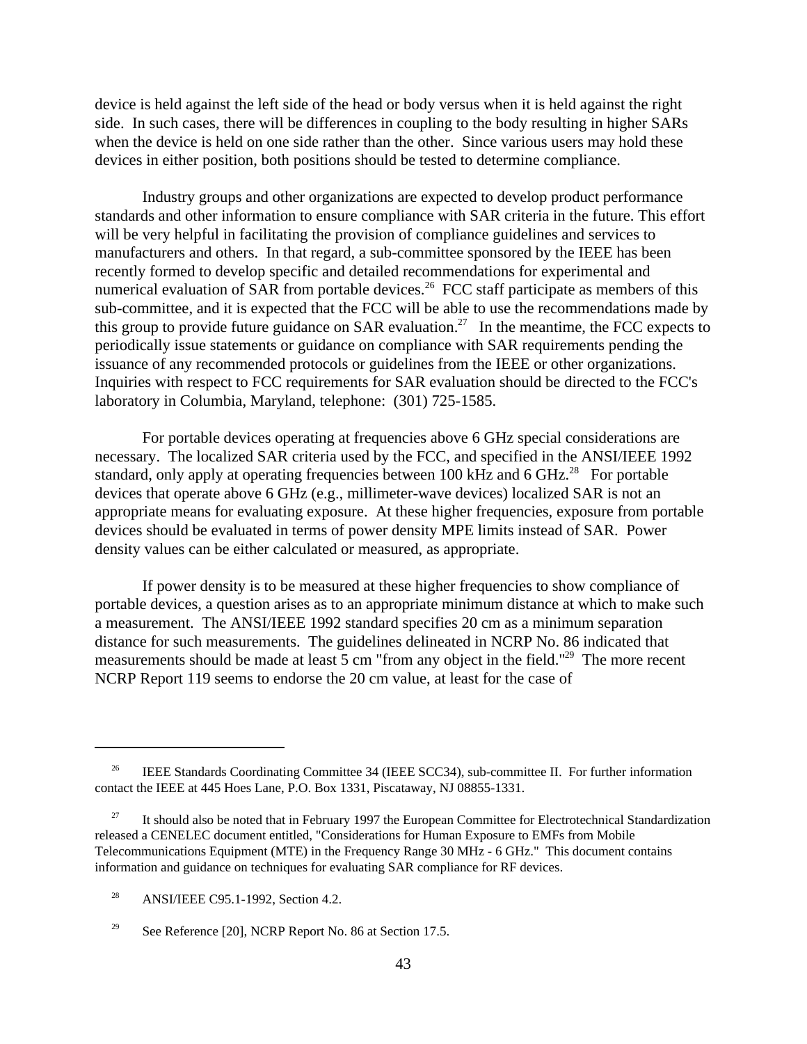device is held against the left side of the head or body versus when it is held against the right side. In such cases, there will be differences in coupling to the body resulting in higher SARs when the device is held on one side rather than the other. Since various users may hold these devices in either position, both positions should be tested to determine compliance.

Industry groups and other organizations are expected to develop product performance standards and other information to ensure compliance with SAR criteria in the future. This effort will be very helpful in facilitating the provision of compliance guidelines and services to manufacturers and others. In that regard, a sub-committee sponsored by the IEEE has been recently formed to develop specific and detailed recommendations for experimental and numerical evaluation of SAR from portable devices.[26] FCC staff participate as members of this sub-committee, and it is expected that the FCC will be able to use the recommendations made by this group to provide future guidance on SAR evaluation.[27] In the meantime, the FCC expects to periodically issue statements or guidance on compliance with SAR requirements pending the issuance of any recommended protocols or guidelines from the IEEE or other organizations. Inquiries with respect to FCC requirements for SAR evaluation should be directed to the FCC's laboratory in Columbia, Maryland, telephone: (301) 725-1585.

For portable devices operating at frequencies above 6 GHz special considerations are necessary. The localized SAR criteria used by the FCC, and specified in the ANSI/IEEE 1992 standard, only apply at operating frequencies between 100 kHz and 6 GHz.[28] For portable devices that operate above 6 GHz (e.g., millimeter-wave devices) localized SAR is not an appropriate means for evaluating exposure. At these higher frequencies, exposure from portable devices should be evaluated in terms of power density MPE limits instead of SAR. Power density values can be either calculated or measured, as appropriate.

If power density is to be measured at these higher frequencies to show compliance of portable devices, a question arises as to an appropriate minimum distance at which to make such a measurement. The ANSI/IEEE 1992 standard specifies 20 cm as a minimum separation distance for such measurements. The guidelines delineated in NCRP No. 86 indicated that measurements should be made at least 5 cm "from any object in the field."[29] The more recent NCRP Report 119 seems to endorse the 20 cm value, at least for the case of

---

[26] IEEE Standards Coordinating Committee 34 (IEEE SCC34), sub-committee II. For further information contact the IEEE at 445 Hoes Lane, P.O. Box 1331, Piscataway, NJ 08855-1331.

[27] It should also be noted that in February 1997 the European Committee for Electrotechnical Standardization released a CENELEC document entitled, "Considerations for Human Exposure to EMFs from Mobile Telecommunications Equipment (MTE) in the Frequency Range 30 MHz - 6 GHz." This document contains information and guidance on techniques for evaluating SAR compliance for RF devices.

[28] ANSI/IEEE C95.1-1992, Section 4.2.

[29] See Reference [20], NCRP Report No. 86 at Section 17.5.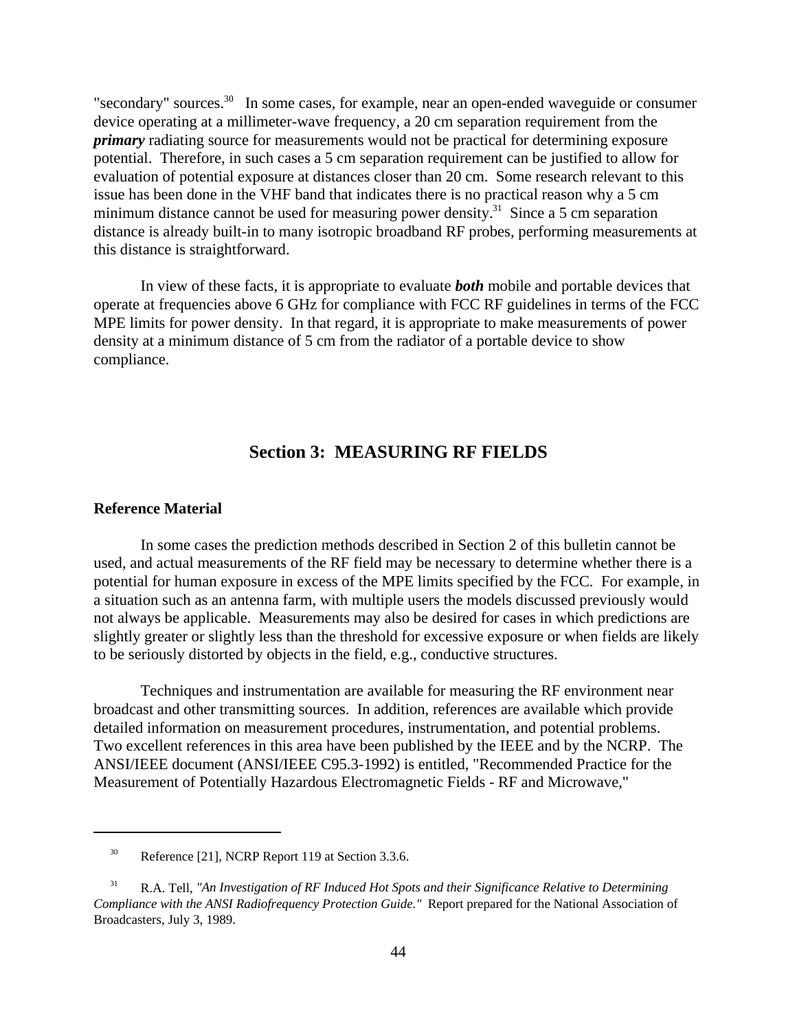"secondary" sources.[30] In some cases, for example, near an open-ended waveguide or consumer device operating at a millimeter-wave frequency, a 20 cm separation requirement from the ***primary*** radiating source for measurements would not be practical for determining exposure potential. Therefore, in such cases a 5 cm separation requirement can be justified to allow for evaluation of potential exposure at distances closer than 20 cm. Some research relevant to this issue has been done in the VHF band that indicates there is no practical reason why a 5 cm minimum distance cannot be used for measuring power density.[31] Since a 5 cm separation distance is already built-in to many isotropic broadband RF probes, performing measurements at this distance is straightforward.

In view of these facts, it is appropriate to evaluate ***both*** mobile and portable devices that operate at frequencies above 6 GHz for compliance with FCC RF guidelines in terms of the FCC MPE limits for power density. In that regard, it is appropriate to make measurements of power density at a minimum distance of 5 cm from the radiator of a portable device to show compliance.

## Section 3: MEASURING RF FIELDS

### Reference Material

In some cases the prediction methods described in Section 2 of this bulletin cannot be used, and actual measurements of the RF field may be necessary to determine whether there is a potential for human exposure in excess of the MPE limits specified by the FCC. For example, in a situation such as an antenna farm, with multiple users the models discussed previously would not always be applicable. Measurements may also be desired for cases in which predictions are slightly greater or slightly less than the threshold for excessive exposure or when fields are likely to be seriously distorted by objects in the field, e.g., conductive structures.

Techniques and instrumentation are available for measuring the RF environment near broadcast and other transmitting sources. In addition, references are available which provide detailed information on measurement procedures, instrumentation, and potential problems. Two excellent references in this area have been published by the IEEE and by the NCRP. The ANSI/IEEE document (ANSI/IEEE C95.3-1992) is entitled, "Recommended Practice for the Measurement of Potentially Hazardous Electromagnetic Fields - RF and Microwave,"

---

[30] Reference [21], NCRP Report 119 at Section 3.3.6.

[31] R.A. Tell, *"An Investigation of RF Induced Hot Spots and their Significance Relative to Determining Compliance with the ANSI Radiofrequency Protection Guide."* Report prepared for the National Association of Broadcasters, July 3, 1989.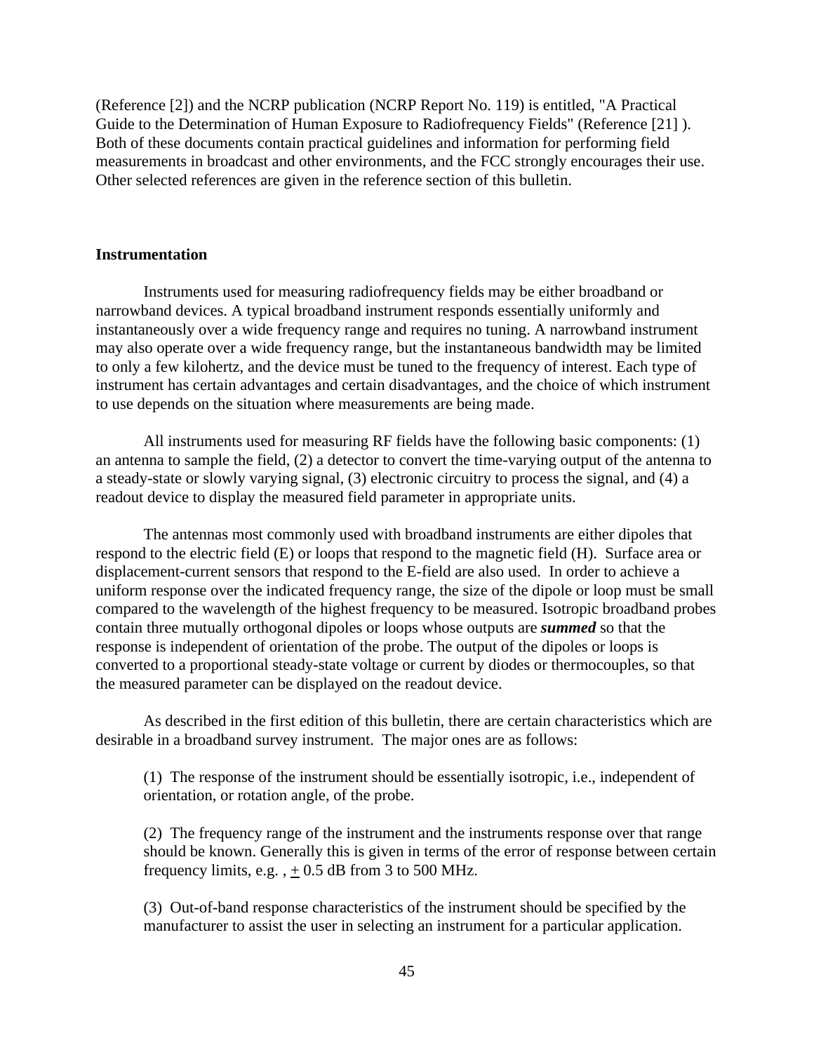(Reference [2]) and the NCRP publication (NCRP Report No. 119) is entitled, "A Practical Guide to the Determination of Human Exposure to Radiofrequency Fields" (Reference [21] ). Both of these documents contain practical guidelines and information for performing field measurements in broadcast and other environments, and the FCC strongly encourages their use. Other selected references are given in the reference section of this bulletin.

**Instrumentation**

Instruments used for measuring radiofrequency fields may be either broadband or narrowband devices. A typical broadband instrument responds essentially uniformly and instantaneously over a wide frequency range and requires no tuning. A narrowband instrument may also operate over a wide frequency range, but the instantaneous bandwidth may be limited to only a few kilohertz, and the device must be tuned to the frequency of interest. Each type of instrument has certain advantages and certain disadvantages, and the choice of which instrument to use depends on the situation where measurements are being made.

All instruments used for measuring RF fields have the following basic components: (1) an antenna to sample the field, (2) a detector to convert the time-varying output of the antenna to a steady-state or slowly varying signal, (3) electronic circuitry to process the signal, and (4) a readout device to display the measured field parameter in appropriate units.

The antennas most commonly used with broadband instruments are either dipoles that respond to the electric field (E) or loops that respond to the magnetic field (H). Surface area or displacement-current sensors that respond to the E-field are also used. In order to achieve a uniform response over the indicated frequency range, the size of the dipole or loop must be small compared to the wavelength of the highest frequency to be measured. Isotropic broadband probes contain three mutually orthogonal dipoles or loops whose outputs are ***summed*** so that the response is independent of orientation of the probe. The output of the dipoles or loops is converted to a proportional steady-state voltage or current by diodes or thermocouples, so that the measured parameter can be displayed on the readout device.

As described in the first edition of this bulletin, there are certain characteristics which are desirable in a broadband survey instrument. The major ones are as follows:

(1) The response of the instrument should be essentially isotropic, i.e., independent of orientation, or rotation angle, of the probe.

(2) The frequency range of the instrument and the instruments response over that range should be known. Generally this is given in terms of the error of response between certain frequency limits, e.g. , $\pm$ 0.5 dB from 3 to 500 MHz.

(3) Out-of-band response characteristics of the instrument should be specified by the manufacturer to assist the user in selecting an instrument for a particular application.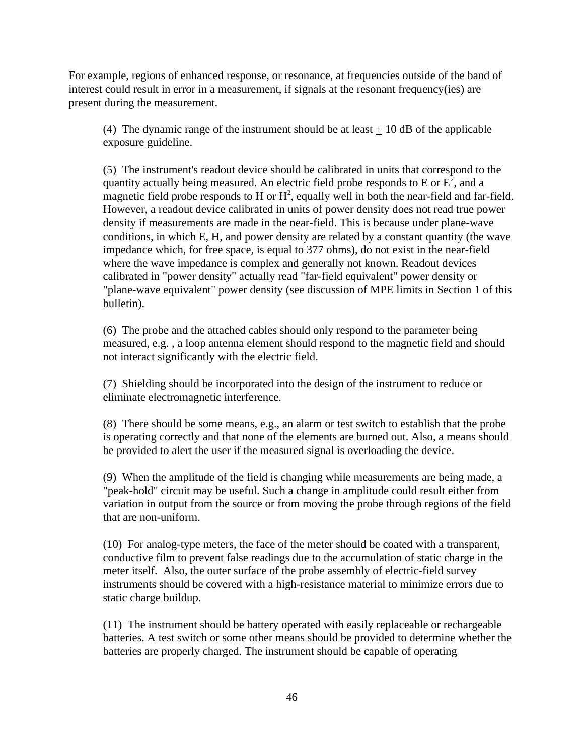For example, regions of enhanced response, or resonance, at frequencies outside of the band of interest could result in error in a measurement, if signals at the resonant frequency(ies) are present during the measurement.

(4) The dynamic range of the instrument should be at least ± 10 dB of the applicable exposure guideline.

(5) The instrument's readout device should be calibrated in units that correspond to the quantity actually being measured. An electric field probe responds to E or $E^2$, and a magnetic field probe responds to H or $H^2$, equally well in both the near-field and far-field. However, a readout device calibrated in units of power density does not read true power density if measurements are made in the near-field. This is because under plane-wave conditions, in which E, H, and power density are related by a constant quantity (the wave impedance which, for free space, is equal to 377 ohms), do not exist in the near-field where the wave impedance is complex and generally not known. Readout devices calibrated in "power density" actually read "far-field equivalent" power density or "plane-wave equivalent" power density (see discussion of MPE limits in Section 1 of this bulletin).

(6) The probe and the attached cables should only respond to the parameter being measured, e.g. , a loop antenna element should respond to the magnetic field and should not interact significantly with the electric field.

(7) Shielding should be incorporated into the design of the instrument to reduce or eliminate electromagnetic interference.

(8) There should be some means, e.g., an alarm or test switch to establish that the probe is operating correctly and that none of the elements are burned out. Also, a means should be provided to alert the user if the measured signal is overloading the device.

(9) When the amplitude of the field is changing while measurements are being made, a "peak-hold" circuit may be useful. Such a change in amplitude could result either from variation in output from the source or from moving the probe through regions of the field that are non-uniform.

(10) For analog-type meters, the face of the meter should be coated with a transparent, conductive film to prevent false readings due to the accumulation of static charge in the meter itself. Also, the outer surface of the probe assembly of electric-field survey instruments should be covered with a high-resistance material to minimize errors due to static charge buildup.

(11) The instrument should be battery operated with easily replaceable or rechargeable batteries. A test switch or some other means should be provided to determine whether the batteries are properly charged. The instrument should be capable of operating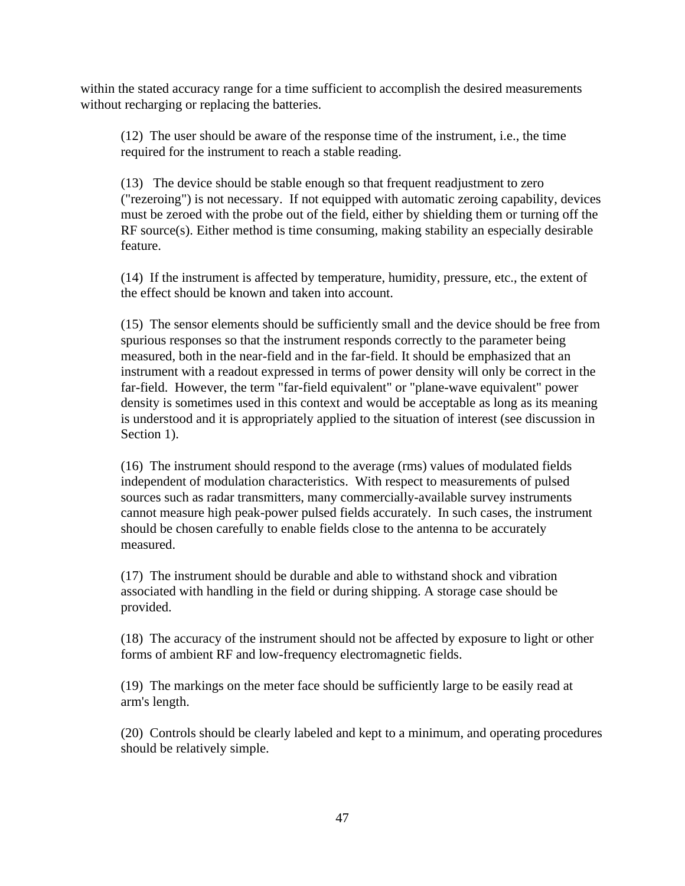within the stated accuracy range for a time sufficient to accomplish the desired measurements without recharging or replacing the batteries.

(12) The user should be aware of the response time of the instrument, i.e., the time required for the instrument to reach a stable reading.

(13) The device should be stable enough so that frequent readjustment to zero ("rezeroing") is not necessary. If not equipped with automatic zeroing capability, devices must be zeroed with the probe out of the field, either by shielding them or turning off the RF source(s). Either method is time consuming, making stability an especially desirable feature.

(14) If the instrument is affected by temperature, humidity, pressure, etc., the extent of the effect should be known and taken into account.

(15) The sensor elements should be sufficiently small and the device should be free from spurious responses so that the instrument responds correctly to the parameter being measured, both in the near-field and in the far-field. It should be emphasized that an instrument with a readout expressed in terms of power density will only be correct in the far-field. However, the term "far-field equivalent" or "plane-wave equivalent" power density is sometimes used in this context and would be acceptable as long as its meaning is understood and it is appropriately applied to the situation of interest (see discussion in Section 1).

(16) The instrument should respond to the average (rms) values of modulated fields independent of modulation characteristics. With respect to measurements of pulsed sources such as radar transmitters, many commercially-available survey instruments cannot measure high peak-power pulsed fields accurately. In such cases, the instrument should be chosen carefully to enable fields close to the antenna to be accurately measured.

(17) The instrument should be durable and able to withstand shock and vibration associated with handling in the field or during shipping. A storage case should be provided.

(18) The accuracy of the instrument should not be affected by exposure to light or other forms of ambient RF and low-frequency electromagnetic fields.

(19) The markings on the meter face should be sufficiently large to be easily read at arm's length.

(20) Controls should be clearly labeled and kept to a minimum, and operating procedures should be relatively simple.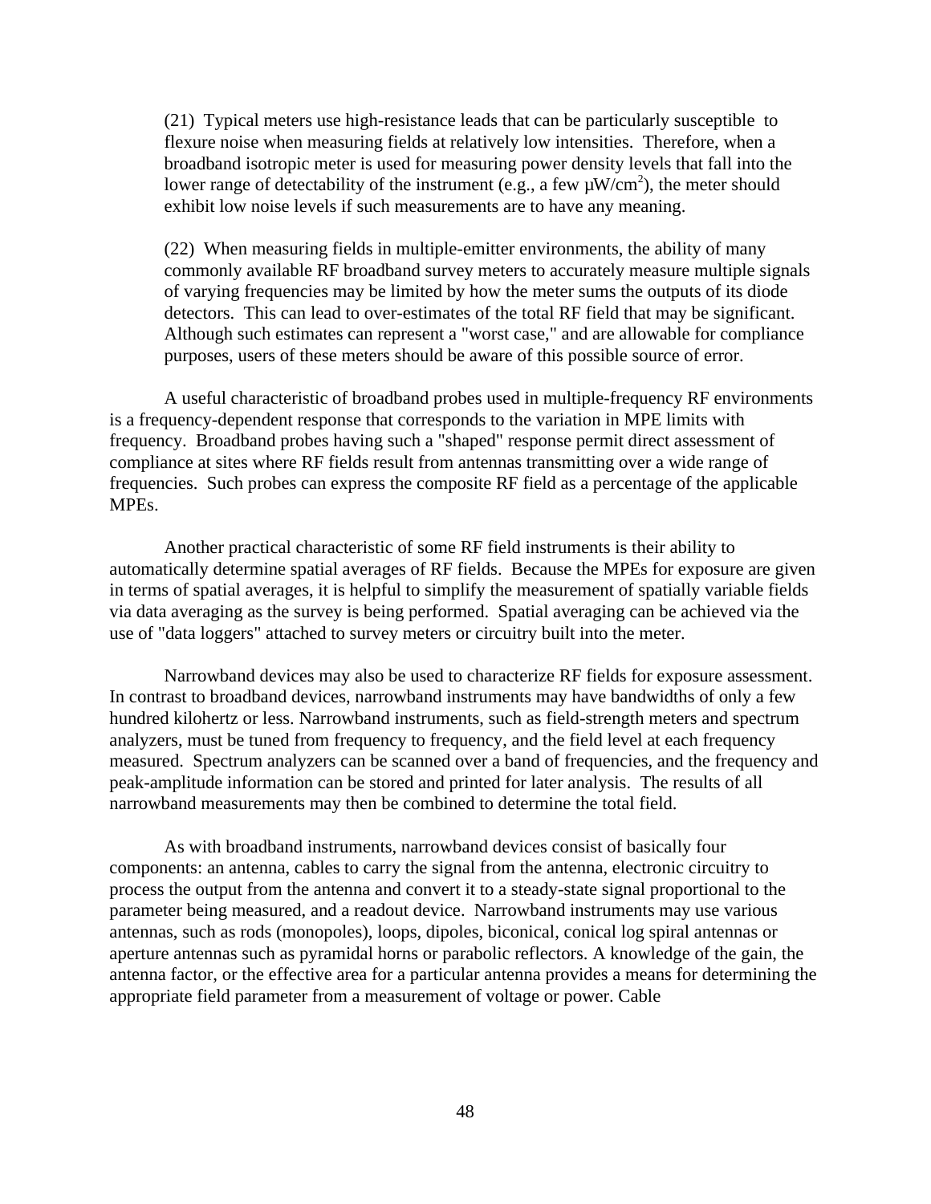(21) Typical meters use high-resistance leads that can be particularly susceptible to flexure noise when measuring fields at relatively low intensities. Therefore, when a broadband isotropic meter is used for measuring power density levels that fall into the lower range of detectability of the instrument (e.g., a few $\mu W/cm^2$), the meter should exhibit low noise levels if such measurements are to have any meaning.

(22) When measuring fields in multiple-emitter environments, the ability of many commonly available RF broadband survey meters to accurately measure multiple signals of varying frequencies may be limited by how the meter sums the outputs of its diode detectors. This can lead to over-estimates of the total RF field that may be significant. Although such estimates can represent a "worst case," and are allowable for compliance purposes, users of these meters should be aware of this possible source of error.

A useful characteristic of broadband probes used in multiple-frequency RF environments is a frequency-dependent response that corresponds to the variation in MPE limits with frequency. Broadband probes having such a "shaped" response permit direct assessment of compliance at sites where RF fields result from antennas transmitting over a wide range of frequencies. Such probes can express the composite RF field as a percentage of the applicable MPEs.

Another practical characteristic of some RF field instruments is their ability to automatically determine spatial averages of RF fields. Because the MPEs for exposure are given in terms of spatial averages, it is helpful to simplify the measurement of spatially variable fields via data averaging as the survey is being performed. Spatial averaging can be achieved via the use of "data loggers" attached to survey meters or circuitry built into the meter.

Narrowband devices may also be used to characterize RF fields for exposure assessment. In contrast to broadband devices, narrowband instruments may have bandwidths of only a few hundred kilohertz or less. Narrowband instruments, such as field-strength meters and spectrum analyzers, must be tuned from frequency to frequency, and the field level at each frequency measured. Spectrum analyzers can be scanned over a band of frequencies, and the frequency and peak-amplitude information can be stored and printed for later analysis. The results of all narrowband measurements may then be combined to determine the total field.

As with broadband instruments, narrowband devices consist of basically four components: an antenna, cables to carry the signal from the antenna, electronic circuitry to process the output from the antenna and convert it to a steady-state signal proportional to the parameter being measured, and a readout device. Narrowband instruments may use various antennas, such as rods (monopoles), loops, dipoles, biconical, conical log spiral antennas or aperture antennas such as pyramidal horns or parabolic reflectors. A knowledge of the gain, the antenna factor, or the effective area for a particular antenna provides a means for determining the appropriate field parameter from a measurement of voltage or power. Cable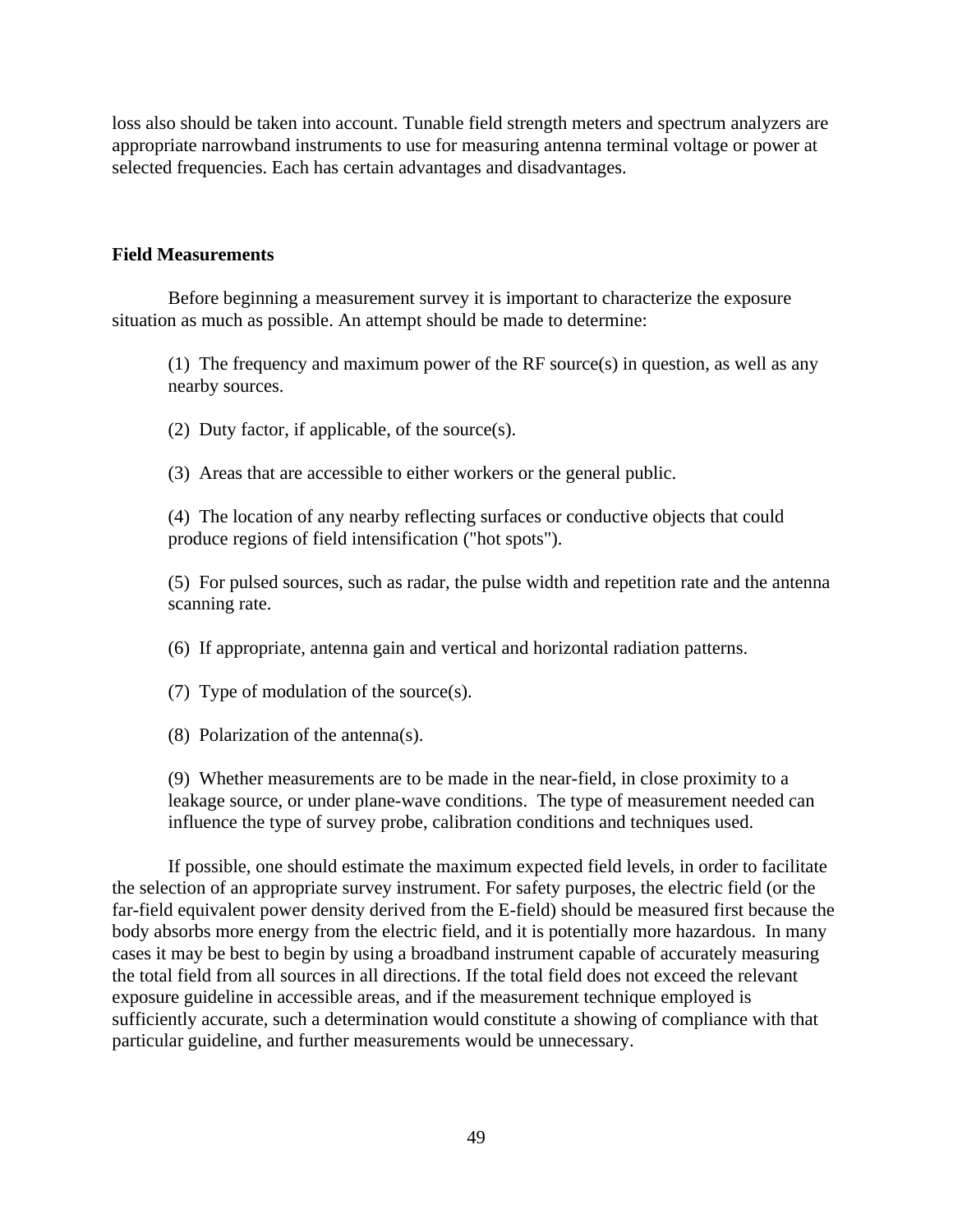loss also should be taken into account. Tunable field strength meters and spectrum analyzers are appropriate narrowband instruments to use for measuring antenna terminal voltage or power at selected frequencies. Each has certain advantages and disadvantages.

**Field Measurements**

Before beginning a measurement survey it is important to characterize the exposure situation as much as possible. An attempt should be made to determine:

(1) The frequency and maximum power of the RF source(s) in question, as well as any nearby sources.

(2) Duty factor, if applicable, of the source(s).

(3) Areas that are accessible to either workers or the general public.

(4) The location of any nearby reflecting surfaces or conductive objects that could produce regions of field intensification ("hot spots").

(5) For pulsed sources, such as radar, the pulse width and repetition rate and the antenna scanning rate.

(6) If appropriate, antenna gain and vertical and horizontal radiation patterns.

(7) Type of modulation of the source(s).

(8) Polarization of the antenna(s).

(9) Whether measurements are to be made in the near-field, in close proximity to a leakage source, or under plane-wave conditions. The type of measurement needed can influence the type of survey probe, calibration conditions and techniques used.

If possible, one should estimate the maximum expected field levels, in order to facilitate the selection of an appropriate survey instrument. For safety purposes, the electric field (or the far-field equivalent power density derived from the E-field) should be measured first because the body absorbs more energy from the electric field, and it is potentially more hazardous. In many cases it may be best to begin by using a broadband instrument capable of accurately measuring the total field from all sources in all directions. If the total field does not exceed the relevant exposure guideline in accessible areas, and if the measurement technique employed is sufficiently accurate, such a determination would constitute a showing of compliance with that particular guideline, and further measurements would be unnecessary.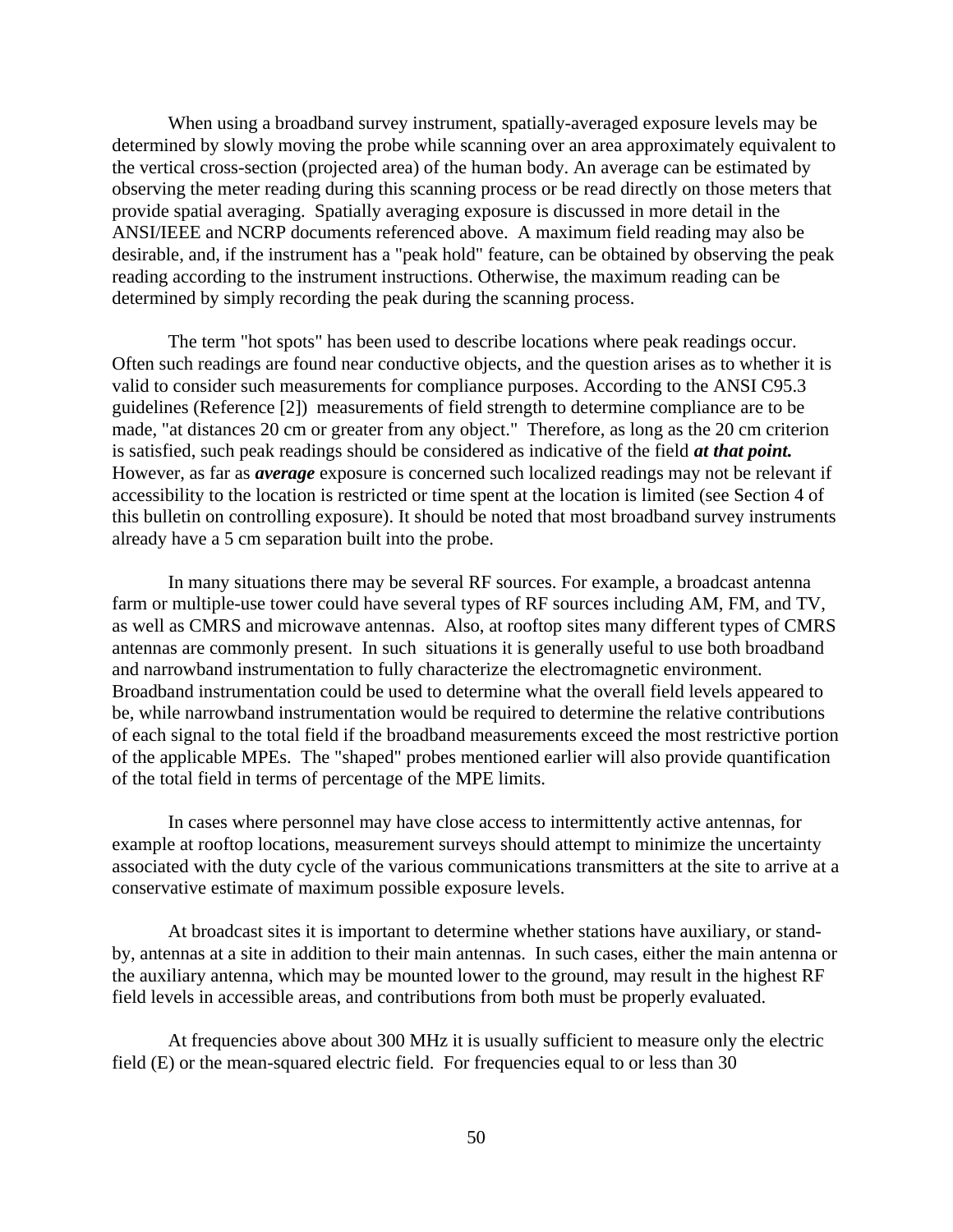When using a broadband survey instrument, spatially-averaged exposure levels may be determined by slowly moving the probe while scanning over an area approximately equivalent to the vertical cross-section (projected area) of the human body. An average can be estimated by observing the meter reading during this scanning process or be read directly on those meters that provide spatial averaging. Spatially averaging exposure is discussed in more detail in the ANSI/IEEE and NCRP documents referenced above. A maximum field reading may also be desirable, and, if the instrument has a "peak hold" feature, can be obtained by observing the peak reading according to the instrument instructions. Otherwise, the maximum reading can be determined by simply recording the peak during the scanning process.

The term "hot spots" has been used to describe locations where peak readings occur. Often such readings are found near conductive objects, and the question arises as to whether it is valid to consider such measurements for compliance purposes. According to the ANSI C95.3 guidelines (Reference [2]) measurements of field strength to determine compliance are to be made, "at distances 20 cm or greater from any object." Therefore, as long as the 20 cm criterion is satisfied, such peak readings should be considered as indicative of the field ***at that point.*** However, as far as ***average*** exposure is concerned such localized readings may not be relevant if accessibility to the location is restricted or time spent at the location is limited (see Section 4 of this bulletin on controlling exposure). It should be noted that most broadband survey instruments already have a 5 cm separation built into the probe.

In many situations there may be several RF sources. For example, a broadcast antenna farm or multiple-use tower could have several types of RF sources including AM, FM, and TV, as well as CMRS and microwave antennas. Also, at rooftop sites many different types of CMRS antennas are commonly present. In such situations it is generally useful to use both broadband and narrowband instrumentation to fully characterize the electromagnetic environment. Broadband instrumentation could be used to determine what the overall field levels appeared to be, while narrowband instrumentation would be required to determine the relative contributions of each signal to the total field if the broadband measurements exceed the most restrictive portion of the applicable MPEs. The "shaped" probes mentioned earlier will also provide quantification of the total field in terms of percentage of the MPE limits.

In cases where personnel may have close access to intermittently active antennas, for example at rooftop locations, measurement surveys should attempt to minimize the uncertainty associated with the duty cycle of the various communications transmitters at the site to arrive at a conservative estimate of maximum possible exposure levels.

At broadcast sites it is important to determine whether stations have auxiliary, or stand-by, antennas at a site in addition to their main antennas. In such cases, either the main antenna or the auxiliary antenna, which may be mounted lower to the ground, may result in the highest RF field levels in accessible areas, and contributions from both must be properly evaluated.

At frequencies above about 300 MHz it is usually sufficient to measure only the electric field (E) or the mean-squared electric field. For frequencies equal to or less than 30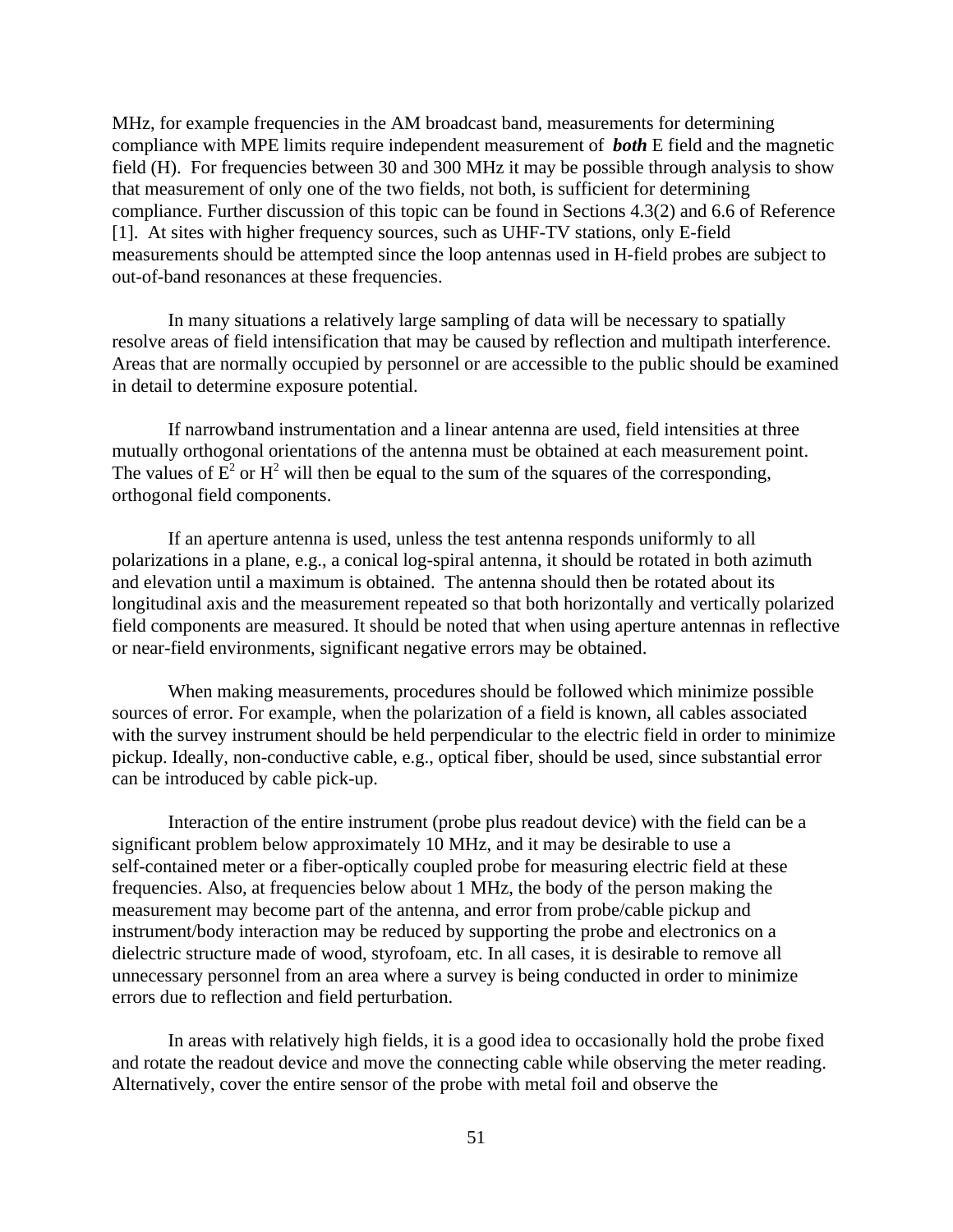MHz, for example frequencies in the AM broadcast band, measurements for determining compliance with MPE limits require independent measurement of ***both*** E field and the magnetic field (H). For frequencies between 30 and 300 MHz it may be possible through analysis to show that measurement of only one of the two fields, not both, is sufficient for determining compliance. Further discussion of this topic can be found in Sections 4.3(2) and 6.6 of Reference [1]. At sites with higher frequency sources, such as UHF-TV stations, only E-field measurements should be attempted since the loop antennas used in H-field probes are subject to out-of-band resonances at these frequencies.

In many situations a relatively large sampling of data will be necessary to spatially resolve areas of field intensification that may be caused by reflection and multipath interference. Areas that are normally occupied by personnel or are accessible to the public should be examined in detail to determine exposure potential.

If narrowband instrumentation and a linear antenna are used, field intensities at three mutually orthogonal orientations of the antenna must be obtained at each measurement point. The values of $E^2$ or $H^2$ will then be equal to the sum of the squares of the corresponding, orthogonal field components.

If an aperture antenna is used, unless the test antenna responds uniformly to all polarizations in a plane, e.g., a conical log-spiral antenna, it should be rotated in both azimuth and elevation until a maximum is obtained. The antenna should then be rotated about its longitudinal axis and the measurement repeated so that both horizontally and vertically polarized field components are measured. It should be noted that when using aperture antennas in reflective or near-field environments, significant negative errors may be obtained.

When making measurements, procedures should be followed which minimize possible sources of error. For example, when the polarization of a field is known, all cables associated with the survey instrument should be held perpendicular to the electric field in order to minimize pickup. Ideally, non-conductive cable, e.g., optical fiber, should be used, since substantial error can be introduced by cable pick-up.

Interaction of the entire instrument (probe plus readout device) with the field can be a significant problem below approximately 10 MHz, and it may be desirable to use a self-contained meter or a fiber-optically coupled probe for measuring electric field at these frequencies. Also, at frequencies below about 1 MHz, the body of the person making the measurement may become part of the antenna, and error from probe/cable pickup and instrument/body interaction may be reduced by supporting the probe and electronics on a dielectric structure made of wood, styrofoam, etc. In all cases, it is desirable to remove all unnecessary personnel from an area where a survey is being conducted in order to minimize errors due to reflection and field perturbation.

In areas with relatively high fields, it is a good idea to occasionally hold the probe fixed and rotate the readout device and move the connecting cable while observing the meter reading. Alternatively, cover the entire sensor of the probe with metal foil and observe the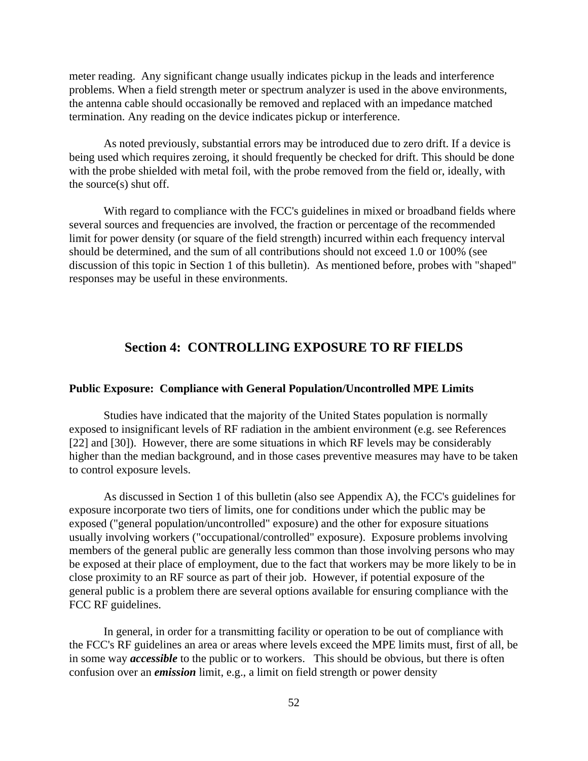meter reading. Any significant change usually indicates pickup in the leads and interference problems. When a field strength meter or spectrum analyzer is used in the above environments, the antenna cable should occasionally be removed and replaced with an impedance matched termination. Any reading on the device indicates pickup or interference.

As noted previously, substantial errors may be introduced due to zero drift. If a device is being used which requires zeroing, it should frequently be checked for drift. This should be done with the probe shielded with metal foil, with the probe removed from the field or, ideally, with the source(s) shut off.

With regard to compliance with the FCC's guidelines in mixed or broadband fields where several sources and frequencies are involved, the fraction or percentage of the recommended limit for power density (or square of the field strength) incurred within each frequency interval should be determined, and the sum of all contributions should not exceed 1.0 or 100% (see discussion of this topic in Section 1 of this bulletin). As mentioned before, probes with "shaped" responses may be useful in these environments.

## Section 4: CONTROLLING EXPOSURE TO RF FIELDS

### Public Exposure: Compliance with General Population/Uncontrolled MPE Limits

Studies have indicated that the majority of the United States population is normally exposed to insignificant levels of RF radiation in the ambient environment (e.g. see References [22] and [30]). However, there are some situations in which RF levels may be considerably higher than the median background, and in those cases preventive measures may have to be taken to control exposure levels.

As discussed in Section 1 of this bulletin (also see Appendix A), the FCC's guidelines for exposure incorporate two tiers of limits, one for conditions under which the public may be exposed ("general population/uncontrolled" exposure) and the other for exposure situations usually involving workers ("occupational/controlled" exposure). Exposure problems involving members of the general public are generally less common than those involving persons who may be exposed at their place of employment, due to the fact that workers may be more likely to be in close proximity to an RF source as part of their job. However, if potential exposure of the general public is a problem there are several options available for ensuring compliance with the FCC RF guidelines.

In general, in order for a transmitting facility or operation to be out of compliance with the FCC's RF guidelines an area or areas where levels exceed the MPE limits must, first of all, be in some way ***accessible*** to the public or to workers. This should be obvious, but there is often confusion over an ***emission*** limit, e.g., a limit on field strength or power density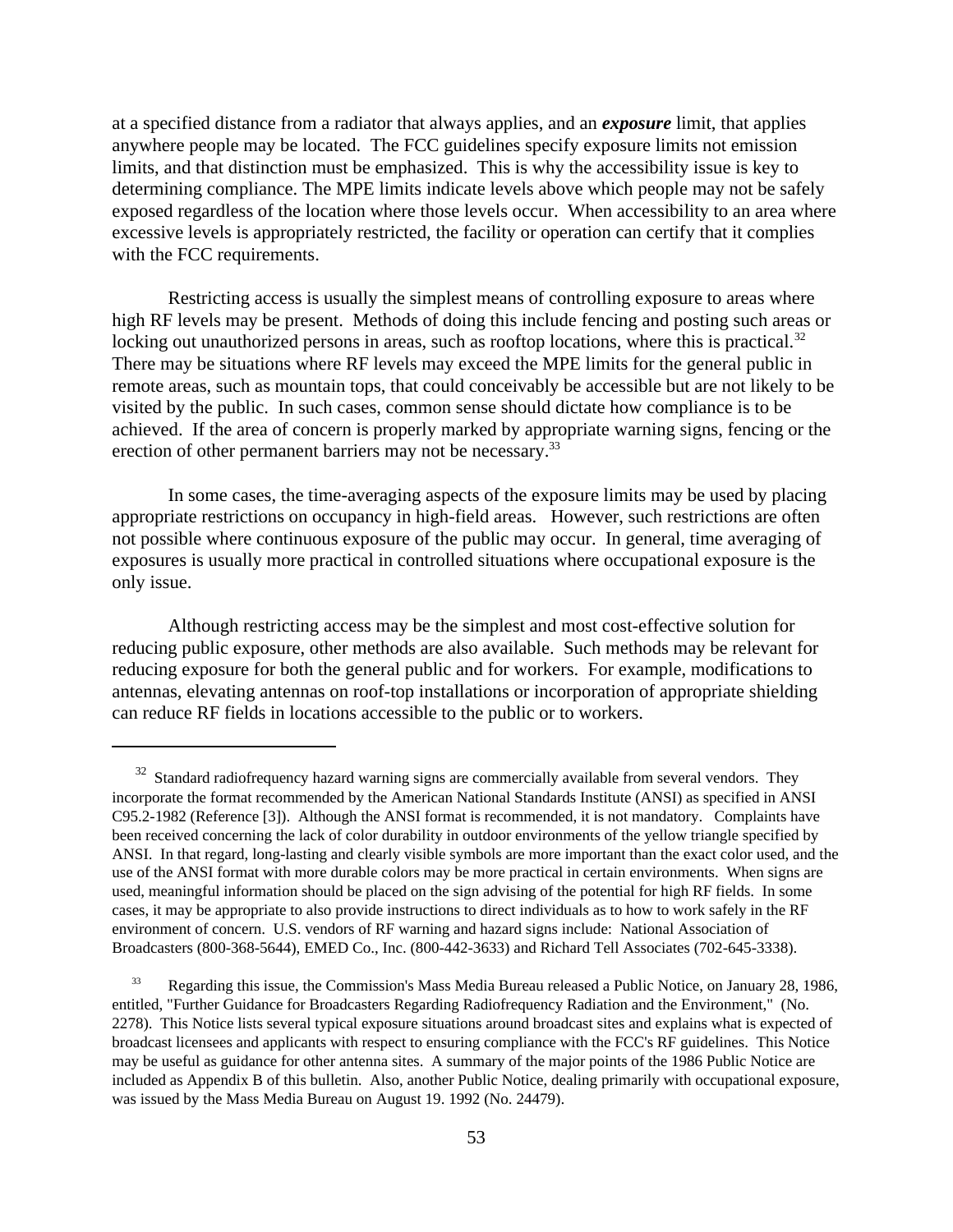at a specified distance from a radiator that always applies, and an ***exposure*** limit, that applies anywhere people may be located. The FCC guidelines specify exposure limits not emission limits, and that distinction must be emphasized. This is why the accessibility issue is key to determining compliance. The MPE limits indicate levels above which people may not be safely exposed regardless of the location where those levels occur. When accessibility to an area where excessive levels is appropriately restricted, the facility or operation can certify that it complies with the FCC requirements.

Restricting access is usually the simplest means of controlling exposure to areas where high RF levels may be present. Methods of doing this include fencing and posting such areas or locking out unauthorized persons in areas, such as rooftop locations, where this is practical.[32] There may be situations where RF levels may exceed the MPE limits for the general public in remote areas, such as mountain tops, that could conceivably be accessible but are not likely to be visited by the public. In such cases, common sense should dictate how compliance is to be achieved. If the area of concern is properly marked by appropriate warning signs, fencing or the erection of other permanent barriers may not be necessary.[33]

In some cases, the time-averaging aspects of the exposure limits may be used by placing appropriate restrictions on occupancy in high-field areas. However, such restrictions are often not possible where continuous exposure of the public may occur. In general, time averaging of exposures is usually more practical in controlled situations where occupational exposure is the only issue.

Although restricting access may be the simplest and most cost-effective solution for reducing public exposure, other methods are also available. Such methods may be relevant for reducing exposure for both the general public and for workers. For example, modifications to antennas, elevating antennas on roof-top installations or incorporation of appropriate shielding can reduce RF fields in locations accessible to the public or to workers.

---

[32] Standard radiofrequency hazard warning signs are commercially available from several vendors. They incorporate the format recommended by the American National Standards Institute (ANSI) as specified in ANSI C95.2-1982 (Reference [3]). Although the ANSI format is recommended, it is not mandatory. Complaints have been received concerning the lack of color durability in outdoor environments of the yellow triangle specified by ANSI. In that regard, long-lasting and clearly visible symbols are more important than the exact color used, and the use of the ANSI format with more durable colors may be more practical in certain environments. When signs are used, meaningful information should be placed on the sign advising of the potential for high RF fields. In some cases, it may be appropriate to also provide instructions to direct individuals as to how to work safely in the RF environment of concern. U.S. vendors of RF warning and hazard signs include: National Association of Broadcasters (800-368-5644), EMED Co., Inc. (800-442-3633) and Richard Tell Associates (702-645-3338).

[33] Regarding this issue, the Commission's Mass Media Bureau released a Public Notice, on January 28, 1986, entitled, "Further Guidance for Broadcasters Regarding Radiofrequency Radiation and the Environment," (No. 2278). This Notice lists several typical exposure situations around broadcast sites and explains what is expected of broadcast licensees and applicants with respect to ensuring compliance with the FCC's RF guidelines. This Notice may be useful as guidance for other antenna sites. A summary of the major points of the 1986 Public Notice are included as Appendix B of this bulletin. Also, another Public Notice, dealing primarily with occupational exposure, was issued by the Mass Media Bureau on August 19. 1992 (No. 24479).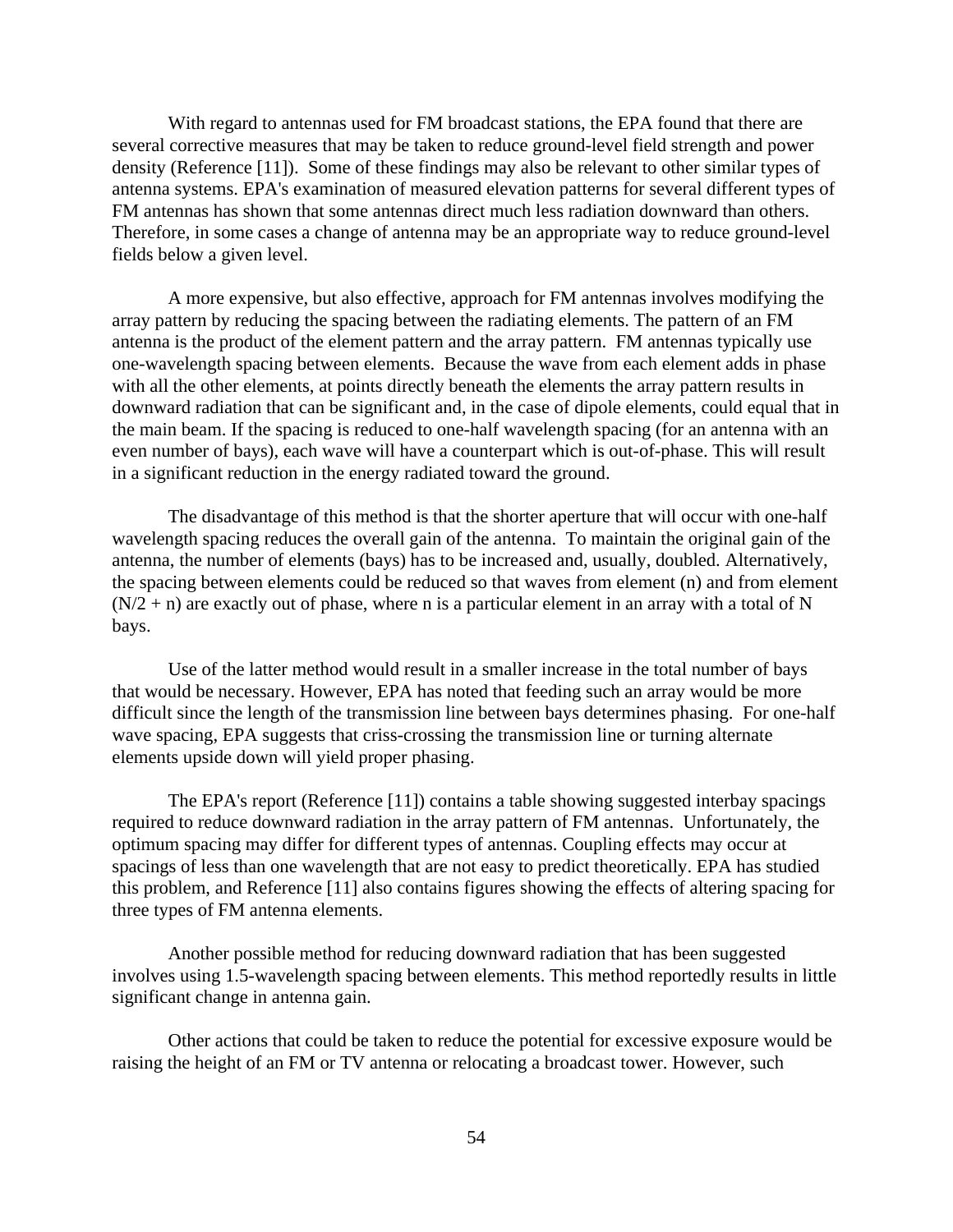With regard to antennas used for FM broadcast stations, the EPA found that there are several corrective measures that may be taken to reduce ground-level field strength and power density (Reference [11]). Some of these findings may also be relevant to other similar types of antenna systems. EPA's examination of measured elevation patterns for several different types of FM antennas has shown that some antennas direct much less radiation downward than others. Therefore, in some cases a change of antenna may be an appropriate way to reduce ground-level fields below a given level.

A more expensive, but also effective, approach for FM antennas involves modifying the array pattern by reducing the spacing between the radiating elements. The pattern of an FM antenna is the product of the element pattern and the array pattern. FM antennas typically use one-wavelength spacing between elements. Because the wave from each element adds in phase with all the other elements, at points directly beneath the elements the array pattern results in downward radiation that can be significant and, in the case of dipole elements, could equal that in the main beam. If the spacing is reduced to one-half wavelength spacing (for an antenna with an even number of bays), each wave will have a counterpart which is out-of-phase. This will result in a significant reduction in the energy radiated toward the ground.

The disadvantage of this method is that the shorter aperture that will occur with one-half wavelength spacing reduces the overall gain of the antenna. To maintain the original gain of the antenna, the number of elements (bays) has to be increased and, usually, doubled. Alternatively, the spacing between elements could be reduced so that waves from element (n) and from element $(N/2 + n)$ are exactly out of phase, where n is a particular element in an array with a total of N bays.

Use of the latter method would result in a smaller increase in the total number of bays that would be necessary. However, EPA has noted that feeding such an array would be more difficult since the length of the transmission line between bays determines phasing. For one-half wave spacing, EPA suggests that criss-crossing the transmission line or turning alternate elements upside down will yield proper phasing.

The EPA's report (Reference [11]) contains a table showing suggested interbay spacings required to reduce downward radiation in the array pattern of FM antennas. Unfortunately, the optimum spacing may differ for different types of antennas. Coupling effects may occur at spacings of less than one wavelength that are not easy to predict theoretically. EPA has studied this problem, and Reference [11] also contains figures showing the effects of altering spacing for three types of FM antenna elements.

Another possible method for reducing downward radiation that has been suggested involves using 1.5-wavelength spacing between elements. This method reportedly results in little significant change in antenna gain.

Other actions that could be taken to reduce the potential for excessive exposure would be raising the height of an FM or TV antenna or relocating a broadcast tower. However, such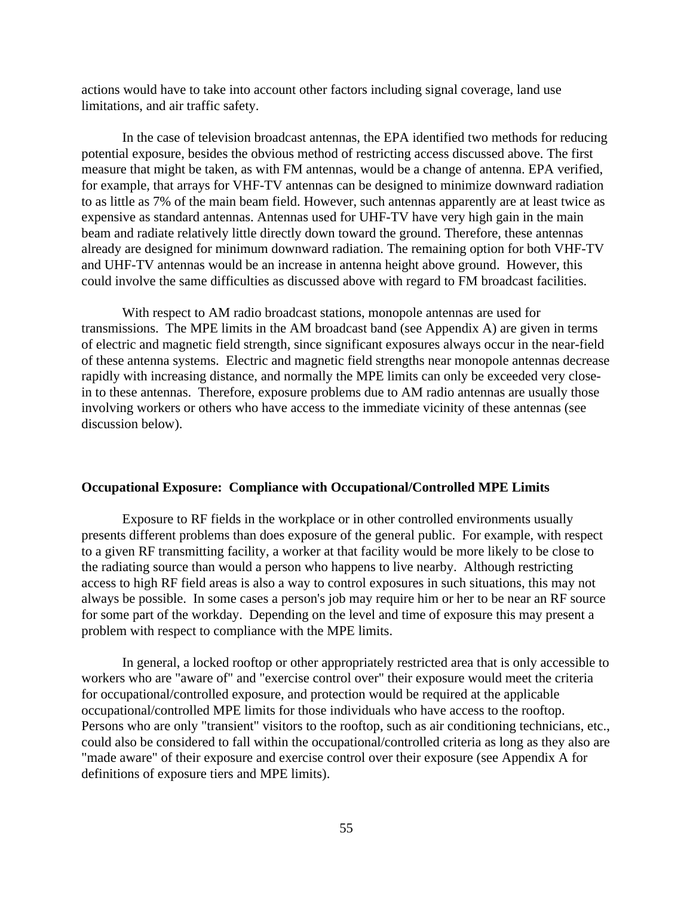actions would have to take into account other factors including signal coverage, land use limitations, and air traffic safety.

In the case of television broadcast antennas, the EPA identified two methods for reducing potential exposure, besides the obvious method of restricting access discussed above. The first measure that might be taken, as with FM antennas, would be a change of antenna. EPA verified, for example, that arrays for VHF-TV antennas can be designed to minimize downward radiation to as little as 7% of the main beam field. However, such antennas apparently are at least twice as expensive as standard antennas. Antennas used for UHF-TV have very high gain in the main beam and radiate relatively little directly down toward the ground. Therefore, these antennas already are designed for minimum downward radiation. The remaining option for both VHF-TV and UHF-TV antennas would be an increase in antenna height above ground. However, this could involve the same difficulties as discussed above with regard to FM broadcast facilities.

With respect to AM radio broadcast stations, monopole antennas are used for transmissions. The MPE limits in the AM broadcast band (see Appendix A) are given in terms of electric and magnetic field strength, since significant exposures always occur in the near-field of these antenna systems. Electric and magnetic field strengths near monopole antennas decrease rapidly with increasing distance, and normally the MPE limits can only be exceeded very close-in to these antennas. Therefore, exposure problems due to AM radio antennas are usually those involving workers or others who have access to the immediate vicinity of these antennas (see discussion below).

## Occupational Exposure: Compliance with Occupational/Controlled MPE Limits

Exposure to RF fields in the workplace or in other controlled environments usually presents different problems than does exposure of the general public. For example, with respect to a given RF transmitting facility, a worker at that facility would be more likely to be close to the radiating source than would a person who happens to live nearby. Although restricting access to high RF field areas is also a way to control exposures in such situations, this may not always be possible. In some cases a person's job may require him or her to be near an RF source for some part of the workday. Depending on the level and time of exposure this may present a problem with respect to compliance with the MPE limits.

In general, a locked rooftop or other appropriately restricted area that is only accessible to workers who are "aware of" and "exercise control over" their exposure would meet the criteria for occupational/controlled exposure, and protection would be required at the applicable occupational/controlled MPE limits for those individuals who have access to the rooftop. Persons who are only "transient" visitors to the rooftop, such as air conditioning technicians, etc., could also be considered to fall within the occupational/controlled criteria as long as they also are "made aware" of their exposure and exercise control over their exposure (see Appendix A for definitions of exposure tiers and MPE limits).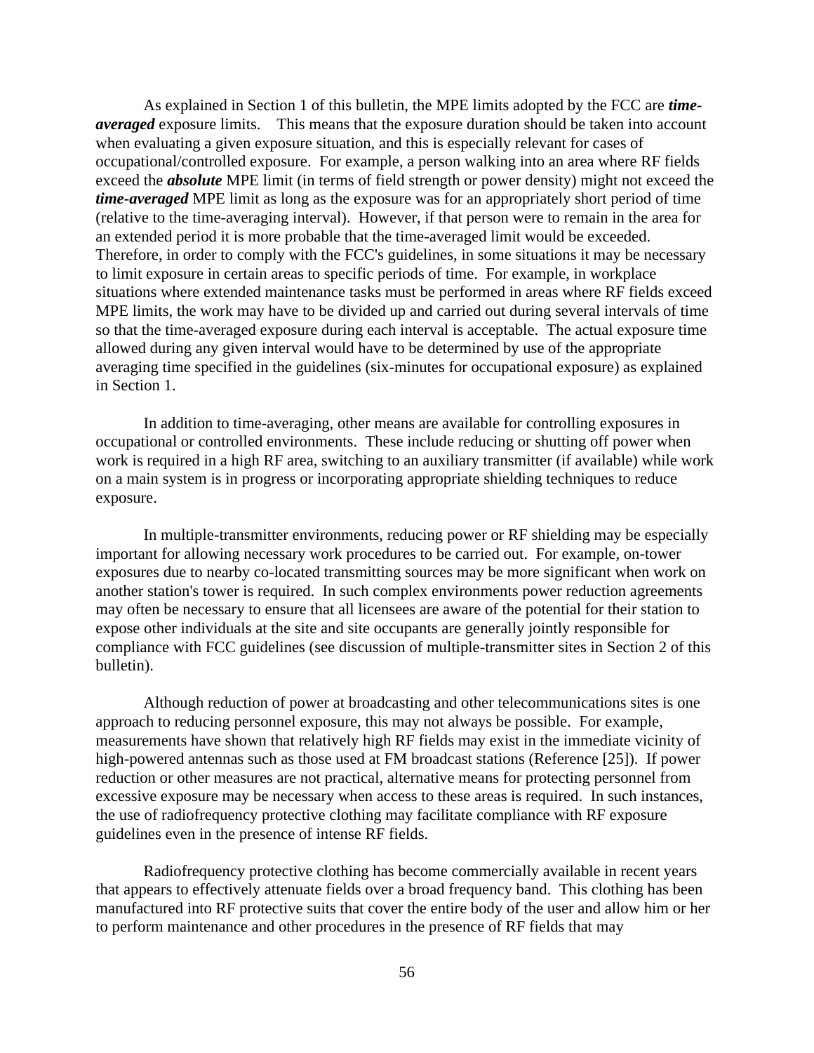As explained in Section 1 of this bulletin, the MPE limits adopted by the FCC are ***time-averaged*** exposure limits. This means that the exposure duration should be taken into account when evaluating a given exposure situation, and this is especially relevant for cases of occupational/controlled exposure. For example, a person walking into an area where RF fields exceed the ***absolute*** MPE limit (in terms of field strength or power density) might not exceed the ***time-averaged*** MPE limit as long as the exposure was for an appropriately short period of time (relative to the time-averaging interval). However, if that person were to remain in the area for an extended period it is more probable that the time-averaged limit would be exceeded. Therefore, in order to comply with the FCC's guidelines, in some situations it may be necessary to limit exposure in certain areas to specific periods of time. For example, in workplace situations where extended maintenance tasks must be performed in areas where RF fields exceed MPE limits, the work may have to be divided up and carried out during several intervals of time so that the time-averaged exposure during each interval is acceptable. The actual exposure time allowed during any given interval would have to be determined by use of the appropriate averaging time specified in the guidelines (six-minutes for occupational exposure) as explained in Section 1.

In addition to time-averaging, other means are available for controlling exposures in occupational or controlled environments. These include reducing or shutting off power when work is required in a high RF area, switching to an auxiliary transmitter (if available) while work on a main system is in progress or incorporating appropriate shielding techniques to reduce exposure.

In multiple-transmitter environments, reducing power or RF shielding may be especially important for allowing necessary work procedures to be carried out. For example, on-tower exposures due to nearby co-located transmitting sources may be more significant when work on another station's tower is required. In such complex environments power reduction agreements may often be necessary to ensure that all licensees are aware of the potential for their station to expose other individuals at the site and site occupants are generally jointly responsible for compliance with FCC guidelines (see discussion of multiple-transmitter sites in Section 2 of this bulletin).

Although reduction of power at broadcasting and other telecommunications sites is one approach to reducing personnel exposure, this may not always be possible. For example, measurements have shown that relatively high RF fields may exist in the immediate vicinity of high-powered antennas such as those used at FM broadcast stations (Reference [25]). If power reduction or other measures are not practical, alternative means for protecting personnel from excessive exposure may be necessary when access to these areas is required. In such instances, the use of radiofrequency protective clothing may facilitate compliance with RF exposure guidelines even in the presence of intense RF fields.

Radiofrequency protective clothing has become commercially available in recent years that appears to effectively attenuate fields over a broad frequency band. This clothing has been manufactured into RF protective suits that cover the entire body of the user and allow him or her to perform maintenance and other procedures in the presence of RF fields that may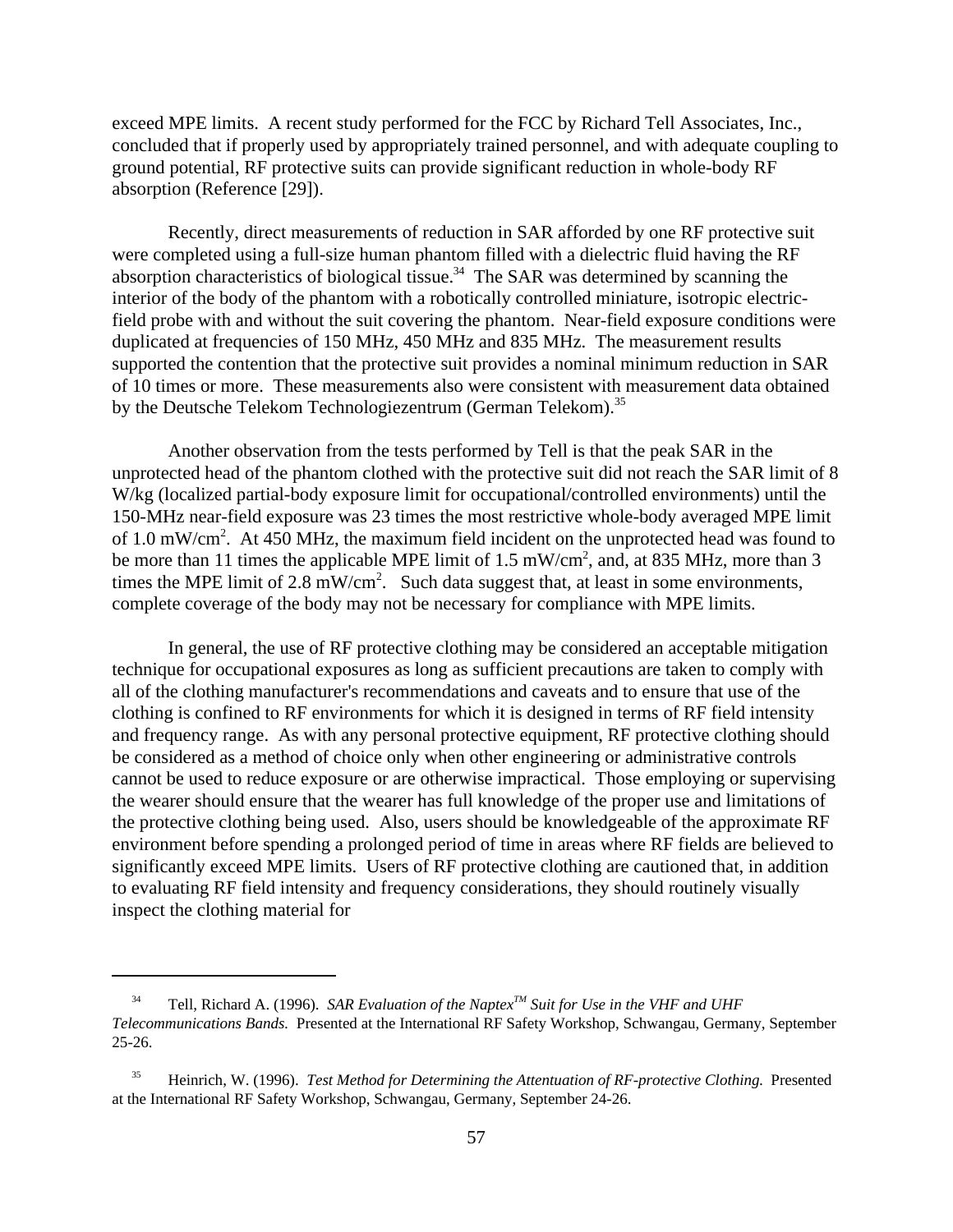exceed MPE limits. A recent study performed for the FCC by Richard Tell Associates, Inc., concluded that if properly used by appropriately trained personnel, and with adequate coupling to ground potential, RF protective suits can provide significant reduction in whole-body RF absorption (Reference [29]).

Recently, direct measurements of reduction in SAR afforded by one RF protective suit were completed using a full-size human phantom filled with a dielectric fluid having the RF absorption characteristics of biological tissue.[34] The SAR was determined by scanning the interior of the body of the phantom with a robotically controlled miniature, isotropic electric-field probe with and without the suit covering the phantom. Near-field exposure conditions were duplicated at frequencies of 150 MHz, 450 MHz and 835 MHz. The measurement results supported the contention that the protective suit provides a nominal minimum reduction in SAR of 10 times or more. These measurements also were consistent with measurement data obtained by the Deutsche Telekom Technologiezentrum (German Telekom).[35]

Another observation from the tests performed by Tell is that the peak SAR in the unprotected head of the phantom clothed with the protective suit did not reach the SAR limit of 8 W/kg (localized partial-body exposure limit for occupational/controlled environments) until the 150-MHz near-field exposure was 23 times the most restrictive whole-body averaged MPE limit of 1.0 $mW/cm^2$. At 450 MHz, the maximum field incident on the unprotected head was found to be more than 11 times the applicable MPE limit of 1.5 $mW/cm^2$, and, at 835 MHz, more than 3 times the MPE limit of 2.8 $mW/cm^2$. Such data suggest that, at least in some environments, complete coverage of the body may not be necessary for compliance with MPE limits.

In general, the use of RF protective clothing may be considered an acceptable mitigation technique for occupational exposures as long as sufficient precautions are taken to comply with all of the clothing manufacturer's recommendations and caveats and to ensure that use of the clothing is confined to RF environments for which it is designed in terms of RF field intensity and frequency range. As with any personal protective equipment, RF protective clothing should be considered as a method of choice only when other engineering or administrative controls cannot be used to reduce exposure or are otherwise impractical. Those employing or supervising the wearer should ensure that the wearer has full knowledge of the proper use and limitations of the protective clothing being used. Also, users should be knowledgeable of the approximate RF environment before spending a prolonged period of time in areas where RF fields are believed to significantly exceed MPE limits. Users of RF protective clothing are cautioned that, in addition to evaluating RF field intensity and frequency considerations, they should routinely visually inspect the clothing material for

---

[34] Tell, Richard A. (1996). *SAR Evaluation of the Naptex™ Suit for Use in the VHF and UHF Telecommunications Bands.* Presented at the International RF Safety Workshop, Schwangau, Germany, September 25-26.

[35] Heinrich, W. (1996). *Test Method for Determining the Attentuation of RF-protective Clothing.* Presented at the International RF Safety Workshop, Schwangau, Germany, September 24-26.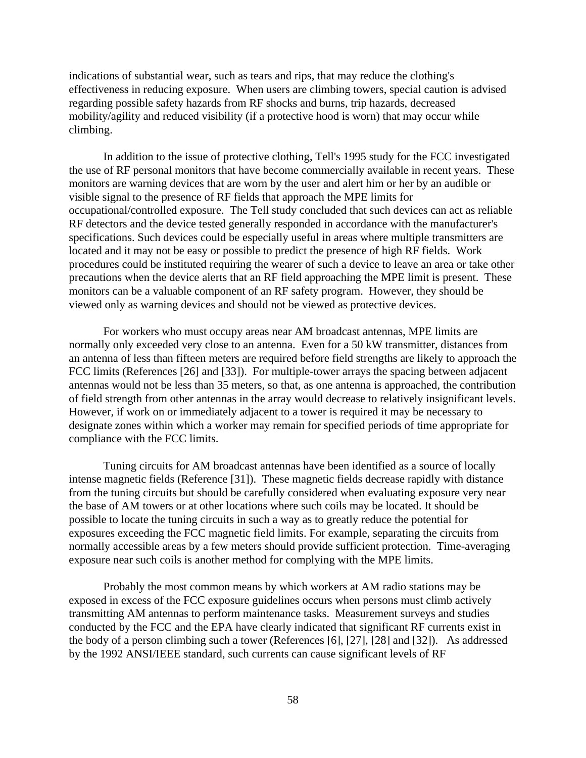indications of substantial wear, such as tears and rips, that may reduce the clothing's effectiveness in reducing exposure. When users are climbing towers, special caution is advised regarding possible safety hazards from RF shocks and burns, trip hazards, decreased mobility/agility and reduced visibility (if a protective hood is worn) that may occur while climbing.

In addition to the issue of protective clothing, Tell's 1995 study for the FCC investigated the use of RF personal monitors that have become commercially available in recent years. These monitors are warning devices that are worn by the user and alert him or her by an audible or visible signal to the presence of RF fields that approach the MPE limits for occupational/controlled exposure. The Tell study concluded that such devices can act as reliable RF detectors and the device tested generally responded in accordance with the manufacturer's specifications. Such devices could be especially useful in areas where multiple transmitters are located and it may not be easy or possible to predict the presence of high RF fields. Work procedures could be instituted requiring the wearer of such a device to leave an area or take other precautions when the device alerts that an RF field approaching the MPE limit is present. These monitors can be a valuable component of an RF safety program. However, they should be viewed only as warning devices and should not be viewed as protective devices.

For workers who must occupy areas near AM broadcast antennas, MPE limits are normally only exceeded very close to an antenna. Even for a 50 kW transmitter, distances from an antenna of less than fifteen meters are required before field strengths are likely to approach the FCC limits (References [26] and [33]). For multiple-tower arrays the spacing between adjacent antennas would not be less than 35 meters, so that, as one antenna is approached, the contribution of field strength from other antennas in the array would decrease to relatively insignificant levels. However, if work on or immediately adjacent to a tower is required it may be necessary to designate zones within which a worker may remain for specified periods of time appropriate for compliance with the FCC limits.

Tuning circuits for AM broadcast antennas have been identified as a source of locally intense magnetic fields (Reference [31]). These magnetic fields decrease rapidly with distance from the tuning circuits but should be carefully considered when evaluating exposure very near the base of AM towers or at other locations where such coils may be located. It should be possible to locate the tuning circuits in such a way as to greatly reduce the potential for exposures exceeding the FCC magnetic field limits. For example, separating the circuits from normally accessible areas by a few meters should provide sufficient protection. Time-averaging exposure near such coils is another method for complying with the MPE limits.

Probably the most common means by which workers at AM radio stations may be exposed in excess of the FCC exposure guidelines occurs when persons must climb actively transmitting AM antennas to perform maintenance tasks. Measurement surveys and studies conducted by the FCC and the EPA have clearly indicated that significant RF currents exist in the body of a person climbing such a tower (References [6], [27], [28] and [32]). As addressed by the 1992 ANSI/IEEE standard, such currents can cause significant levels of RF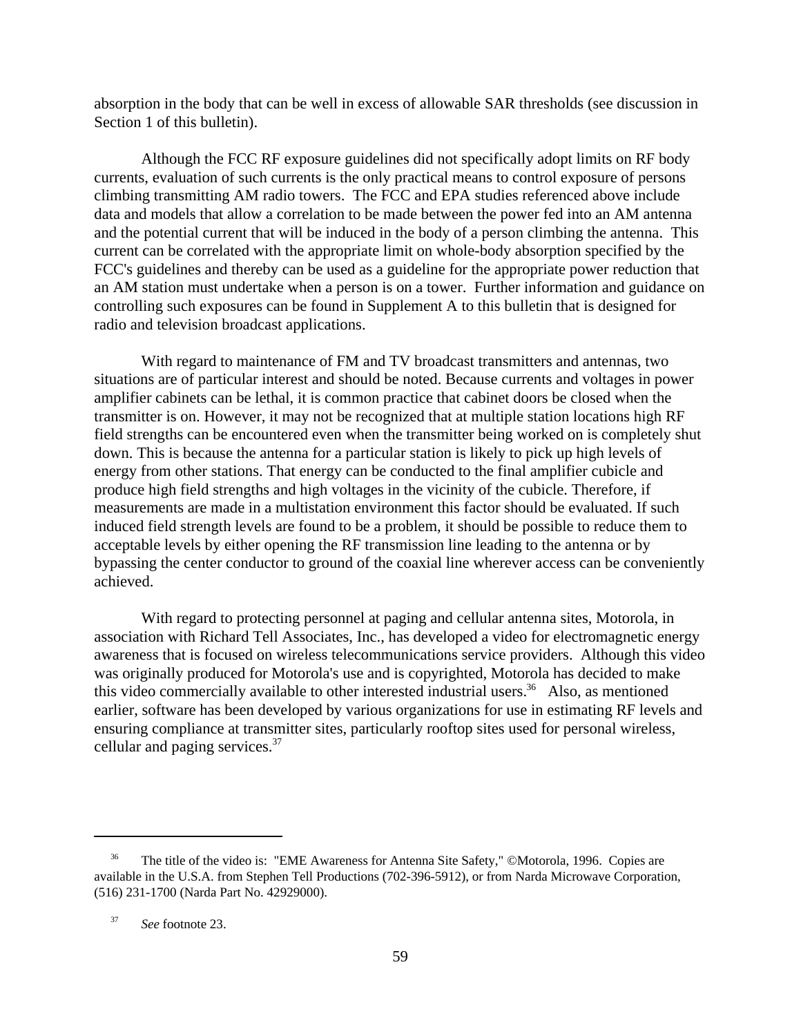absorption in the body that can be well in excess of allowable SAR thresholds (see discussion in Section 1 of this bulletin).

Although the FCC RF exposure guidelines did not specifically adopt limits on RF body currents, evaluation of such currents is the only practical means to control exposure of persons climbing transmitting AM radio towers. The FCC and EPA studies referenced above include data and models that allow a correlation to be made between the power fed into an AM antenna and the potential current that will be induced in the body of a person climbing the antenna. This current can be correlated with the appropriate limit on whole-body absorption specified by the FCC's guidelines and thereby can be used as a guideline for the appropriate power reduction that an AM station must undertake when a person is on a tower. Further information and guidance on controlling such exposures can be found in Supplement A to this bulletin that is designed for radio and television broadcast applications.

With regard to maintenance of FM and TV broadcast transmitters and antennas, two situations are of particular interest and should be noted. Because currents and voltages in power amplifier cabinets can be lethal, it is common practice that cabinet doors be closed when the transmitter is on. However, it may not be recognized that at multiple station locations high RF field strengths can be encountered even when the transmitter being worked on is completely shut down. This is because the antenna for a particular station is likely to pick up high levels of energy from other stations. That energy can be conducted to the final amplifier cubicle and produce high field strengths and high voltages in the vicinity of the cubicle. Therefore, if measurements are made in a multistation environment this factor should be evaluated. If such induced field strength levels are found to be a problem, it should be possible to reduce them to acceptable levels by either opening the RF transmission line leading to the antenna or by bypassing the center conductor to ground of the coaxial line wherever access can be conveniently achieved.

With regard to protecting personnel at paging and cellular antenna sites, Motorola, in association with Richard Tell Associates, Inc., has developed a video for electromagnetic energy awareness that is focused on wireless telecommunications service providers. Although this video was originally produced for Motorola's use and is copyrighted, Motorola has decided to make this video commercially available to other interested industrial users.[36] Also, as mentioned earlier, software has been developed by various organizations for use in estimating RF levels and ensuring compliance at transmitter sites, particularly rooftop sites used for personal wireless, cellular and paging services.[37]

---

[36] The title of the video is: "EME Awareness for Antenna Site Safety," ©Motorola, 1996. Copies are available in the U.S.A. from Stephen Tell Productions (702-396-5912), or from Narda Microwave Corporation, (516) 231-1700 (Narda Part No. 42929000).

[37] *See* footnote 23.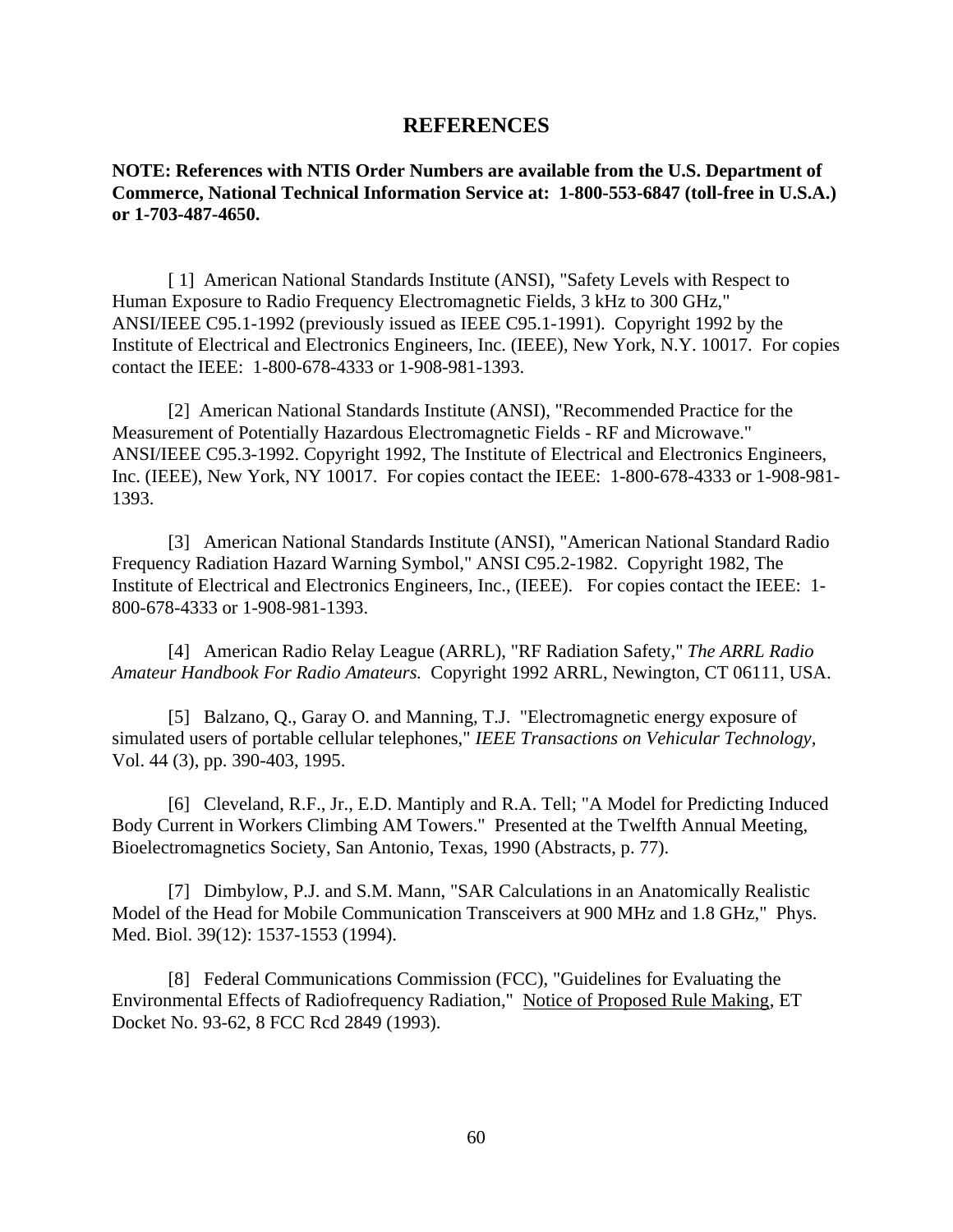# REFERENCES

**NOTE: References with NTIS Order Numbers are available from the U.S. Department of Commerce, National Technical Information Service at: 1-800-553-6847 (toll-free in U.S.A.) or 1-703-487-4650.**

[ 1] American National Standards Institute (ANSI), "Safety Levels with Respect to Human Exposure to Radio Frequency Electromagnetic Fields, 3 kHz to 300 GHz," ANSI/IEEE C95.1-1992 (previously issued as IEEE C95.1-1991). Copyright 1992 by the Institute of Electrical and Electronics Engineers, Inc. (IEEE), New York, N.Y. 10017. For copies contact the IEEE: 1-800-678-4333 or 1-908-981-1393.

[2] American National Standards Institute (ANSI), "Recommended Practice for the Measurement of Potentially Hazardous Electromagnetic Fields - RF and Microwave." ANSI/IEEE C95.3-1992. Copyright 1992, The Institute of Electrical and Electronics Engineers, Inc. (IEEE), New York, NY 10017. For copies contact the IEEE: 1-800-678-4333 or 1-908-981-1393.

[3] American National Standards Institute (ANSI), "American National Standard Radio Frequency Radiation Hazard Warning Symbol," ANSI C95.2-1982. Copyright 1982, The Institute of Electrical and Electronics Engineers, Inc., (IEEE). For copies contact the IEEE: 1-800-678-4333 or 1-908-981-1393.

[4] American Radio Relay League (ARRL), "RF Radiation Safety," *The ARRL Radio Amateur Handbook For Radio Amateurs.* Copyright 1992 ARRL, Newington, CT 06111, USA.

[5] Balzano, Q., Garay O. and Manning, T.J. "Electromagnetic energy exposure of simulated users of portable cellular telephones," *IEEE Transactions on Vehicular Technology,* Vol. 44 (3), pp. 390-403, 1995.

[6] Cleveland, R.F., Jr., E.D. Mantiply and R.A. Tell; "A Model for Predicting Induced Body Current in Workers Climbing AM Towers." Presented at the Twelfth Annual Meeting, Bioelectromagnetics Society, San Antonio, Texas, 1990 (Abstracts, p. 77).

[7] Dimbylow, P.J. and S.M. Mann, "SAR Calculations in an Anatomically Realistic Model of the Head for Mobile Communication Transceivers at 900 MHz and 1.8 GHz," Phys. Med. Biol. 39(12): 1537-1553 (1994).

[8] Federal Communications Commission (FCC), "Guidelines for Evaluating the Environmental Effects of Radiofrequency Radiation," Notice of Proposed Rule Making, ET Docket No. 93-62, 8 FCC Rcd 2849 (1993).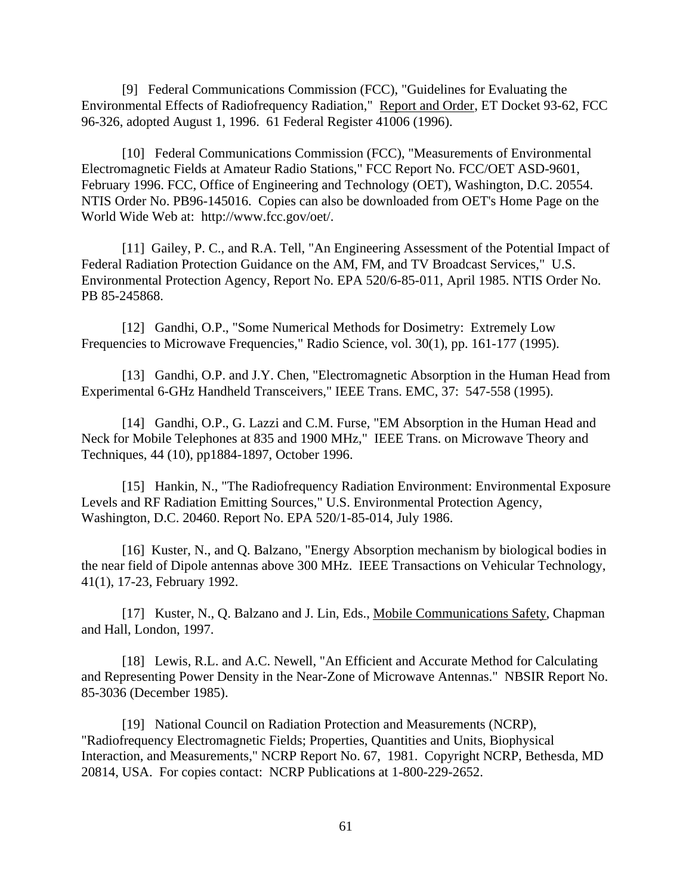[9] Federal Communications Commission (FCC), "Guidelines for Evaluating the Environmental Effects of Radiofrequency Radiation," Report and Order, ET Docket 93-62, FCC 96-326, adopted August 1, 1996. 61 Federal Register 41006 (1996).

[10] Federal Communications Commission (FCC), "Measurements of Environmental Electromagnetic Fields at Amateur Radio Stations," FCC Report No. FCC/OET ASD-9601, February 1996. FCC, Office of Engineering and Technology (OET), Washington, D.C. 20554. NTIS Order No. PB96-145016. Copies can also be downloaded from OET's Home Page on the World Wide Web at: http://www.fcc.gov/oet/.

[11] Gailey, P. C., and R.A. Tell, "An Engineering Assessment of the Potential Impact of Federal Radiation Protection Guidance on the AM, FM, and TV Broadcast Services," U.S. Environmental Protection Agency, Report No. EPA 520/6-85-011, April 1985. NTIS Order No. PB 85-245868.

[12] Gandhi, O.P., "Some Numerical Methods for Dosimetry: Extremely Low Frequencies to Microwave Frequencies," Radio Science, vol. 30(1), pp. 161-177 (1995).

[13] Gandhi, O.P. and J.Y. Chen, "Electromagnetic Absorption in the Human Head from Experimental 6-GHz Handheld Transceivers," IEEE Trans. EMC, 37: 547-558 (1995).

[14] Gandhi, O.P., G. Lazzi and C.M. Furse, "EM Absorption in the Human Head and Neck for Mobile Telephones at 835 and 1900 MHz," IEEE Trans. on Microwave Theory and Techniques, 44 (10), pp1884-1897, October 1996.

[15] Hankin, N., "The Radiofrequency Radiation Environment: Environmental Exposure Levels and RF Radiation Emitting Sources," U.S. Environmental Protection Agency, Washington, D.C. 20460. Report No. EPA 520/1-85-014, July 1986.

[16] Kuster, N., and Q. Balzano, "Energy Absorption mechanism by biological bodies in the near field of Dipole antennas above 300 MHz. IEEE Transactions on Vehicular Technology, 41(1), 17-23, February 1992.

[17] Kuster, N., Q. Balzano and J. Lin, Eds., Mobile Communications Safety, Chapman and Hall, London, 1997.

[18] Lewis, R.L. and A.C. Newell, "An Efficient and Accurate Method for Calculating and Representing Power Density in the Near-Zone of Microwave Antennas." NBSIR Report No. 85-3036 (December 1985).

[19] National Council on Radiation Protection and Measurements (NCRP), "Radiofrequency Electromagnetic Fields; Properties, Quantities and Units, Biophysical Interaction, and Measurements," NCRP Report No. 67, 1981. Copyright NCRP, Bethesda, MD 20814, USA. For copies contact: NCRP Publications at 1-800-229-2652.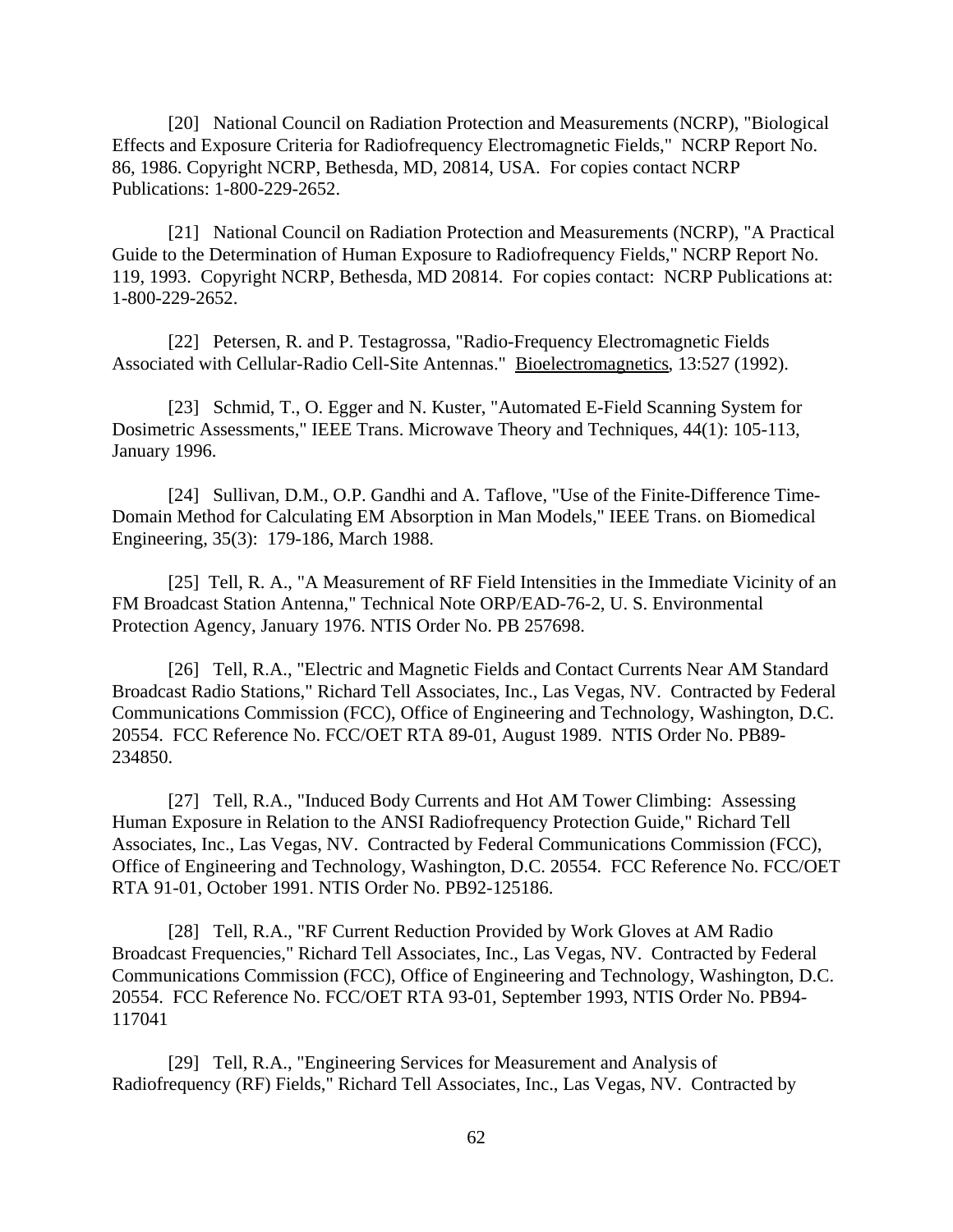[20] National Council on Radiation Protection and Measurements (NCRP), "Biological Effects and Exposure Criteria for Radiofrequency Electromagnetic Fields," NCRP Report No. 86, 1986. Copyright NCRP, Bethesda, MD, 20814, USA. For copies contact NCRP Publications: 1-800-229-2652.

[21] National Council on Radiation Protection and Measurements (NCRP), "A Practical Guide to the Determination of Human Exposure to Radiofrequency Fields," NCRP Report No. 119, 1993. Copyright NCRP, Bethesda, MD 20814. For copies contact: NCRP Publications at: 1-800-229-2652.

[22] Petersen, R. and P. Testagrossa, "Radio-Frequency Electromagnetic Fields Associated with Cellular-Radio Cell-Site Antennas." Bioelectromagnetics, 13:527 (1992).

[23] Schmid, T., O. Egger and N. Kuster, "Automated E-Field Scanning System for Dosimetric Assessments," IEEE Trans. Microwave Theory and Techniques, 44(1): 105-113, January 1996.

[24] Sullivan, D.M., O.P. Gandhi and A. Taflove, "Use of the Finite-Difference Time-Domain Method for Calculating EM Absorption in Man Models," IEEE Trans. on Biomedical Engineering, 35(3): 179-186, March 1988.

[25] Tell, R. A., "A Measurement of RF Field Intensities in the Immediate Vicinity of an FM Broadcast Station Antenna," Technical Note ORP/EAD-76-2, U. S. Environmental Protection Agency, January 1976. NTIS Order No. PB 257698.

[26] Tell, R.A., "Electric and Magnetic Fields and Contact Currents Near AM Standard Broadcast Radio Stations," Richard Tell Associates, Inc., Las Vegas, NV. Contracted by Federal Communications Commission (FCC), Office of Engineering and Technology, Washington, D.C. 20554. FCC Reference No. FCC/OET RTA 89-01, August 1989. NTIS Order No. PB89-234850.

[27] Tell, R.A., "Induced Body Currents and Hot AM Tower Climbing: Assessing Human Exposure in Relation to the ANSI Radiofrequency Protection Guide," Richard Tell Associates, Inc., Las Vegas, NV. Contracted by Federal Communications Commission (FCC), Office of Engineering and Technology, Washington, D.C. 20554. FCC Reference No. FCC/OET RTA 91-01, October 1991. NTIS Order No. PB92-125186.

[28] Tell, R.A., "RF Current Reduction Provided by Work Gloves at AM Radio Broadcast Frequencies," Richard Tell Associates, Inc., Las Vegas, NV. Contracted by Federal Communications Commission (FCC), Office of Engineering and Technology, Washington, D.C. 20554. FCC Reference No. FCC/OET RTA 93-01, September 1993, NTIS Order No. PB94-117041

[29] Tell, R.A., "Engineering Services for Measurement and Analysis of Radiofrequency (RF) Fields," Richard Tell Associates, Inc., Las Vegas, NV. Contracted by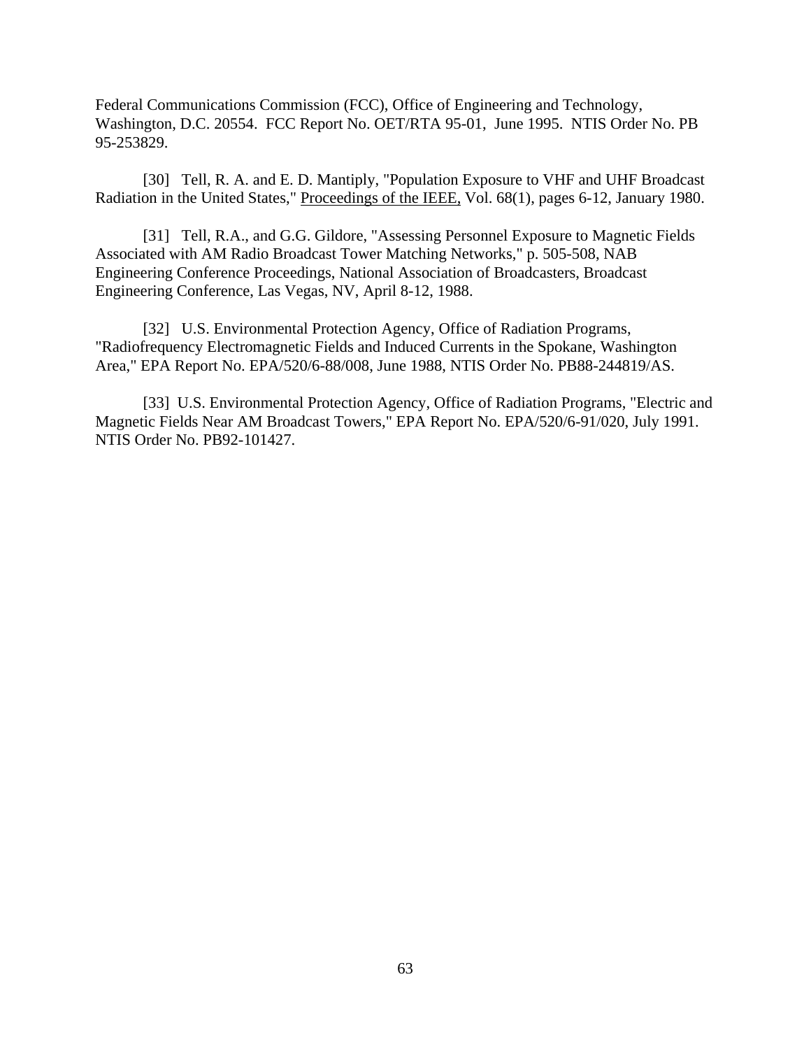Federal Communications Commission (FCC), Office of Engineering and Technology, Washington, D.C. 20554. FCC Report No. OET/RTA 95-01, June 1995. NTIS Order No. PB 95-253829.

[30] Tell, R. A. and E. D. Mantiply, "Population Exposure to VHF and UHF Broadcast Radiation in the United States," Proceedings of the IEEE, Vol. 68(1), pages 6-12, January 1980.

[31] Tell, R.A., and G.G. Gildore, "Assessing Personnel Exposure to Magnetic Fields Associated with AM Radio Broadcast Tower Matching Networks," p. 505-508, NAB Engineering Conference Proceedings, National Association of Broadcasters, Broadcast Engineering Conference, Las Vegas, NV, April 8-12, 1988.

[32] U.S. Environmental Protection Agency, Office of Radiation Programs, "Radiofrequency Electromagnetic Fields and Induced Currents in the Spokane, Washington Area," EPA Report No. EPA/520/6-88/008, June 1988, NTIS Order No. PB88-244819/AS.

[33] U.S. Environmental Protection Agency, Office of Radiation Programs, "Electric and Magnetic Fields Near AM Broadcast Towers," EPA Report No. EPA/520/6-91/020, July 1991. NTIS Order No. PB92-101427.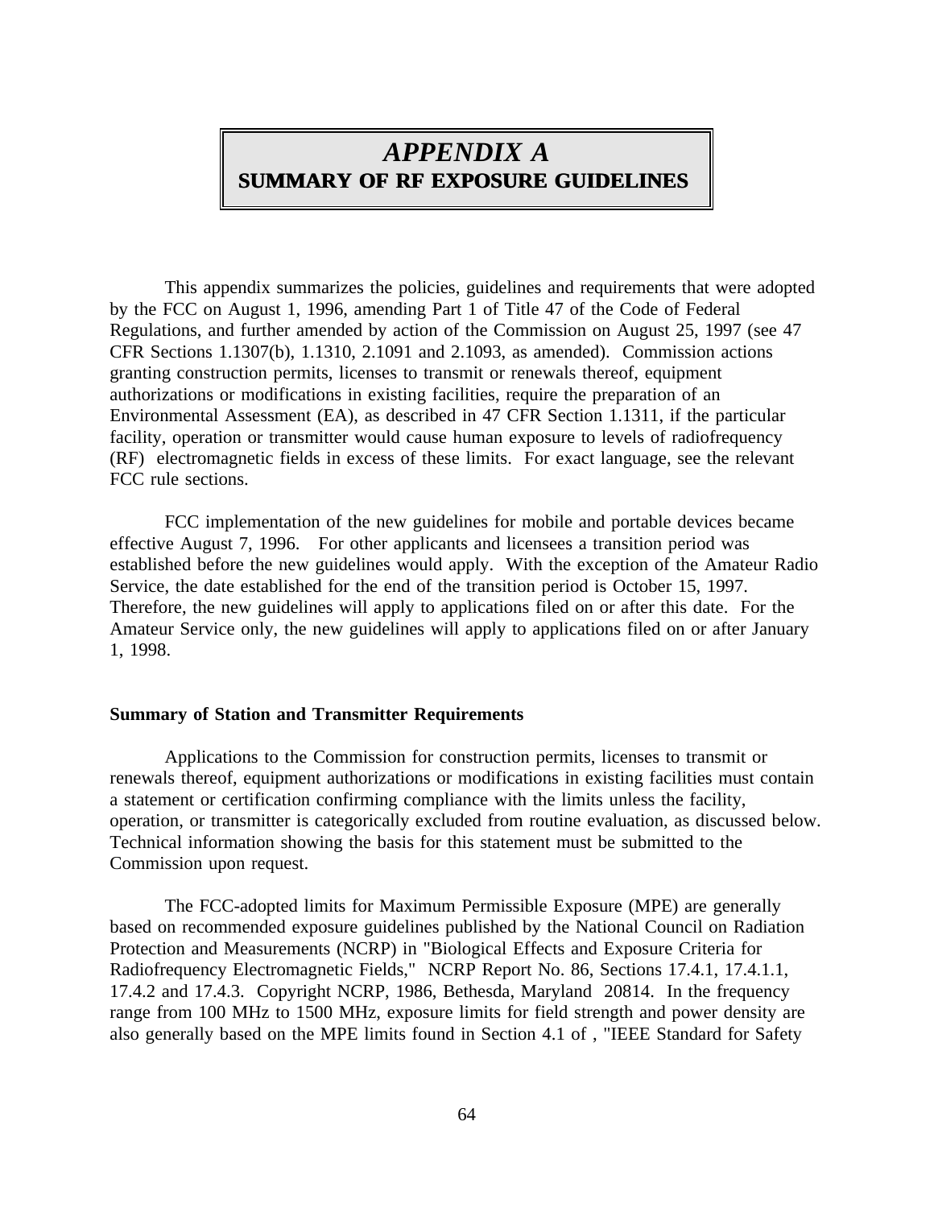# *APPENDIX A*
## SUMMARY OF RF EXPOSURE GUIDELINES

This appendix summarizes the policies, guidelines and requirements that were adopted by the FCC on August 1, 1996, amending Part 1 of Title 47 of the Code of Federal Regulations, and further amended by action of the Commission on August 25, 1997 (see 47 CFR Sections 1.1307(b), 1.1310, 2.1091 and 2.1093, as amended). Commission actions granting construction permits, licenses to transmit or renewals thereof, equipment authorizations or modifications in existing facilities, require the preparation of an Environmental Assessment (EA), as described in 47 CFR Section 1.1311, if the particular facility, operation or transmitter would cause human exposure to levels of radiofrequency (RF) electromagnetic fields in excess of these limits. For exact language, see the relevant FCC rule sections.

FCC implementation of the new guidelines for mobile and portable devices became effective August 7, 1996. For other applicants and licensees a transition period was established before the new guidelines would apply. With the exception of the Amateur Radio Service, the date established for the end of the transition period is October 15, 1997. Therefore, the new guidelines will apply to applications filed on or after this date. For the Amateur Service only, the new guidelines will apply to applications filed on or after January 1, 1998.

**Summary of Station and Transmitter Requirements**

Applications to the Commission for construction permits, licenses to transmit or renewals thereof, equipment authorizations or modifications in existing facilities must contain a statement or certification confirming compliance with the limits unless the facility, operation, or transmitter is categorically excluded from routine evaluation, as discussed below. Technical information showing the basis for this statement must be submitted to the Commission upon request.

The FCC-adopted limits for Maximum Permissible Exposure (MPE) are generally based on recommended exposure guidelines published by the National Council on Radiation Protection and Measurements (NCRP) in "Biological Effects and Exposure Criteria for Radiofrequency Electromagnetic Fields," NCRP Report No. 86, Sections 17.4.1, 17.4.1.1, 17.4.2 and 17.4.3. Copyright NCRP, 1986, Bethesda, Maryland 20814. In the frequency range from 100 MHz to 1500 MHz, exposure limits for field strength and power density are also generally based on the MPE limits found in Section 4.1 of , "IEEE Standard for Safety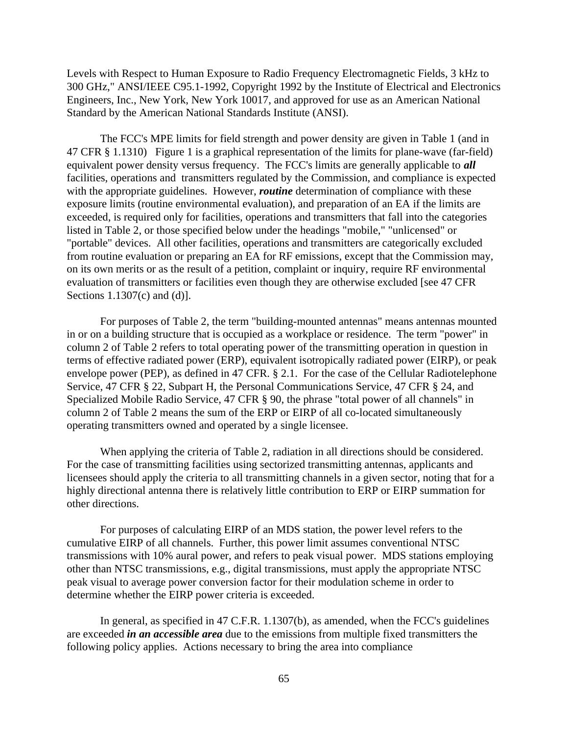Levels with Respect to Human Exposure to Radio Frequency Electromagnetic Fields, 3 kHz to 300 GHz," ANSI/IEEE C95.1-1992, Copyright 1992 by the Institute of Electrical and Electronics Engineers, Inc., New York, New York 10017, and approved for use as an American National Standard by the American National Standards Institute (ANSI).

The FCC's MPE limits for field strength and power density are given in Table 1 (and in 47 CFR § 1.1310) Figure 1 is a graphical representation of the limits for plane-wave (far-field) equivalent power density versus frequency. The FCC's limits are generally applicable to ***all*** facilities, operations and transmitters regulated by the Commission, and compliance is expected with the appropriate guidelines. However, ***routine*** determination of compliance with these exposure limits (routine environmental evaluation), and preparation of an EA if the limits are exceeded, is required only for facilities, operations and transmitters that fall into the categories listed in Table 2, or those specified below under the headings "mobile," "unlicensed" or "portable" devices. All other facilities, operations and transmitters are categorically excluded from routine evaluation or preparing an EA for RF emissions, except that the Commission may, on its own merits or as the result of a petition, complaint or inquiry, require RF environmental evaluation of transmitters or facilities even though they are otherwise excluded [see 47 CFR Sections 1.1307(c) and (d)].

For purposes of Table 2, the term "building-mounted antennas" means antennas mounted in or on a building structure that is occupied as a workplace or residence. The term "power" in column 2 of Table 2 refers to total operating power of the transmitting operation in question in terms of effective radiated power (ERP), equivalent isotropically radiated power (EIRP), or peak envelope power (PEP), as defined in 47 CFR. § 2.1. For the case of the Cellular Radiotelephone Service, 47 CFR § 22, Subpart H, the Personal Communications Service, 47 CFR § 24, and Specialized Mobile Radio Service, 47 CFR § 90, the phrase "total power of all channels" in column 2 of Table 2 means the sum of the ERP or EIRP of all co-located simultaneously operating transmitters owned and operated by a single licensee.

When applying the criteria of Table 2, radiation in all directions should be considered. For the case of transmitting facilities using sectorized transmitting antennas, applicants and licensees should apply the criteria to all transmitting channels in a given sector, noting that for a highly directional antenna there is relatively little contribution to ERP or EIRP summation for other directions.

For purposes of calculating EIRP of an MDS station, the power level refers to the cumulative EIRP of all channels. Further, this power limit assumes conventional NTSC transmissions with 10% aural power, and refers to peak visual power. MDS stations employing other than NTSC transmissions, e.g., digital transmissions, must apply the appropriate NTSC peak visual to average power conversion factor for their modulation scheme in order to determine whether the EIRP power criteria is exceeded.

In general, as specified in 47 C.F.R. 1.1307(b), as amended, when the FCC's guidelines are exceeded ***in an accessible area*** due to the emissions from multiple fixed transmitters the following policy applies. Actions necessary to bring the area into compliance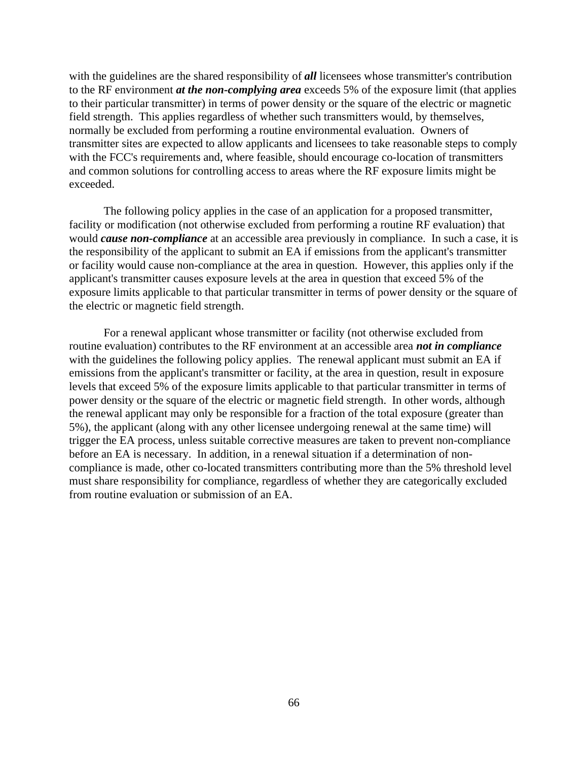with the guidelines are the shared responsibility of ***all*** licensees whose transmitter's contribution to the RF environment ***at the non-complying area*** exceeds 5% of the exposure limit (that applies to their particular transmitter) in terms of power density or the square of the electric or magnetic field strength. This applies regardless of whether such transmitters would, by themselves, normally be excluded from performing a routine environmental evaluation. Owners of transmitter sites are expected to allow applicants and licensees to take reasonable steps to comply with the FCC's requirements and, where feasible, should encourage co-location of transmitters and common solutions for controlling access to areas where the RF exposure limits might be exceeded.

The following policy applies in the case of an application for a proposed transmitter, facility or modification (not otherwise excluded from performing a routine RF evaluation) that would ***cause non-compliance*** at an accessible area previously in compliance. In such a case, it is the responsibility of the applicant to submit an EA if emissions from the applicant's transmitter or facility would cause non-compliance at the area in question. However, this applies only if the applicant's transmitter causes exposure levels at the area in question that exceed 5% of the exposure limits applicable to that particular transmitter in terms of power density or the square of the electric or magnetic field strength.

For a renewal applicant whose transmitter or facility (not otherwise excluded from routine evaluation) contributes to the RF environment at an accessible area ***not in compliance*** with the guidelines the following policy applies. The renewal applicant must submit an EA if emissions from the applicant's transmitter or facility, at the area in question, result in exposure levels that exceed 5% of the exposure limits applicable to that particular transmitter in terms of power density or the square of the electric or magnetic field strength. In other words, although the renewal applicant may only be responsible for a fraction of the total exposure (greater than 5%), the applicant (along with any other licensee undergoing renewal at the same time) will trigger the EA process, unless suitable corrective measures are taken to prevent non-compliance before an EA is necessary. In addition, in a renewal situation if a determination of non-compliance is made, other co-located transmitters contributing more than the 5% threshold level must share responsibility for compliance, regardless of whether they are categorically excluded from routine evaluation or submission of an EA.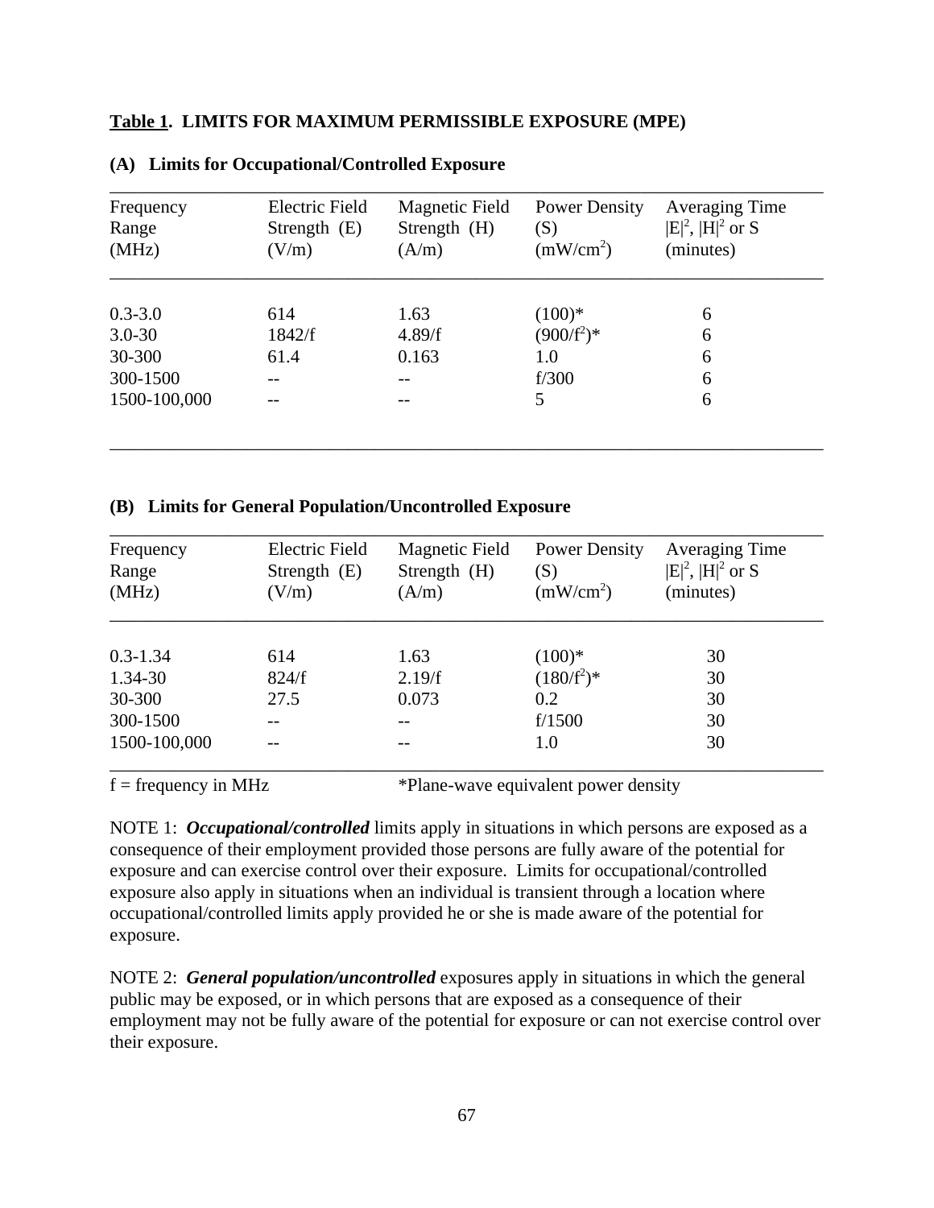**Table 1. LIMITS FOR MAXIMUM PERMISSIBLE EXPOSURE (MPE)**

**(A) Limits for Occupational/Controlled Exposure**

| Frequency Range (MHz) | Electric Field Strength (E) (V/m) | Magnetic Field Strength (H) (A/m) | Power Density (S) ($mW/cm^2$) | Averaging Time $\|E\|^2$, $\|H\|^2$ or S (minutes) |
|---|---|---|---|---|
| 0.3-3.0 | 614 | 1.63 | (100)* | 6 |
| 3.0-30 | 1842/f | 4.89/f | $(900/f^2)$* | 6 |
| 30-300 | 61.4 | 0.163 | 1.0 | 6 |
| 300-1500 | -- | -- | f/300 | 6 |
| 1500-100,000 | -- | -- | 5 | 6 |

**(B) Limits for General Population/Uncontrolled Exposure**

| Frequency Range (MHz) | Electric Field Strength (E) (V/m) | Magnetic Field Strength (H) (A/m) | Power Density (S) ($mW/cm^2$) | Averaging Time $\|E\|^2$, $\|H\|^2$ or S (minutes) |
|---|---|---|---|---|
| 0.3-1.34 | 614 | 1.63 | (100)* | 30 |
| 1.34-30 | 824/f | 2.19/f | $(180/f^2)$* | 30 |
| 30-300 | 27.5 | 0.073 | 0.2 | 30 |
| 300-1500 | -- | -- | f/1500 | 30 |
| 1500-100,000 | -- | -- | 1.0 | 30 |

f = frequency in MHz *Plane-wave equivalent power density

NOTE 1: ***Occupational/controlled*** limits apply in situations in which persons are exposed as a consequence of their employment provided those persons are fully aware of the potential for exposure and can exercise control over their exposure. Limits for occupational/controlled exposure also apply in situations when an individual is transient through a location where occupational/controlled limits apply provided he or she is made aware of the potential for exposure.

NOTE 2: ***General population/uncontrolled*** exposures apply in situations in which the general public may be exposed, or in which persons that are exposed as a consequence of their employment may not be fully aware of the potential for exposure or can not exercise control over their exposure.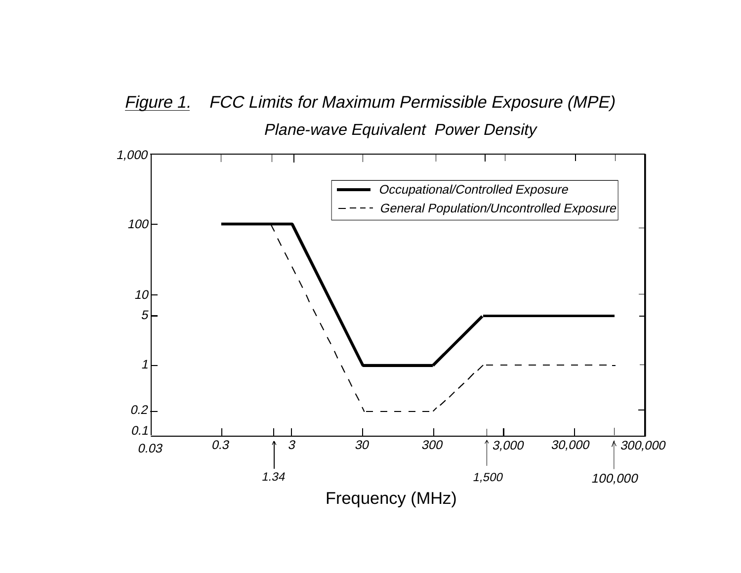*Figure 1.* *FCC Limits for Maximum Permissible Exposure (MPE)*

*Plane-wave Equivalent Power Density*

Occupational/Controlled Exposure

General Population/Uncontrolled Exposure

1,000

100

10

5

1

0.2

0.1

0.03

0.3

1.34

3

30

300

1,500

3,000

30,000

100,000

300,000

Frequency (MHz)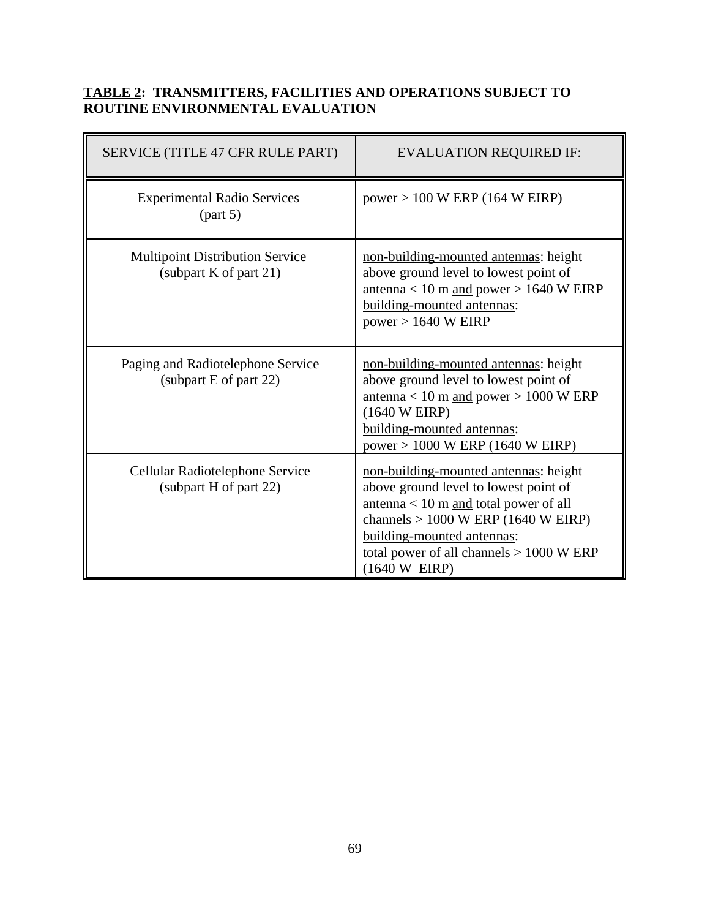**TABLE 2: TRANSMITTERS, FACILITIES AND OPERATIONS SUBJECT TO ROUTINE ENVIRONMENTAL EVALUATION**

| SERVICE (TITLE 47 CFR RULE PART) | EVALUATION REQUIRED IF: |
|---|---|
| Experimental Radio Services (part 5) | power > 100 W ERP (164 W EIRP) |
| Multipoint Distribution Service (subpart K of part 21) | non-building-mounted antennas: height above ground level to lowest point of antenna < 10 m and power > 1640 W EIRP<br>building-mounted antennas:<br>power > 1640 W EIRP |
| Paging and Radiotelephone Service (subpart E of part 22) | non-building-mounted antennas: height above ground level to lowest point of antenna < 10 m and power > 1000 W ERP (1640 W EIRP)<br>building-mounted antennas:<br>power > 1000 W ERP (1640 W EIRP) |
| Cellular Radiotelephone Service (subpart H of part 22) | non-building-mounted antennas: height above ground level to lowest point of antenna < 10 m and total power of all channels > 1000 W ERP (1640 W EIRP)<br>building-mounted antennas:<br>total power of all channels > 1000 W ERP (1640 W EIRP) |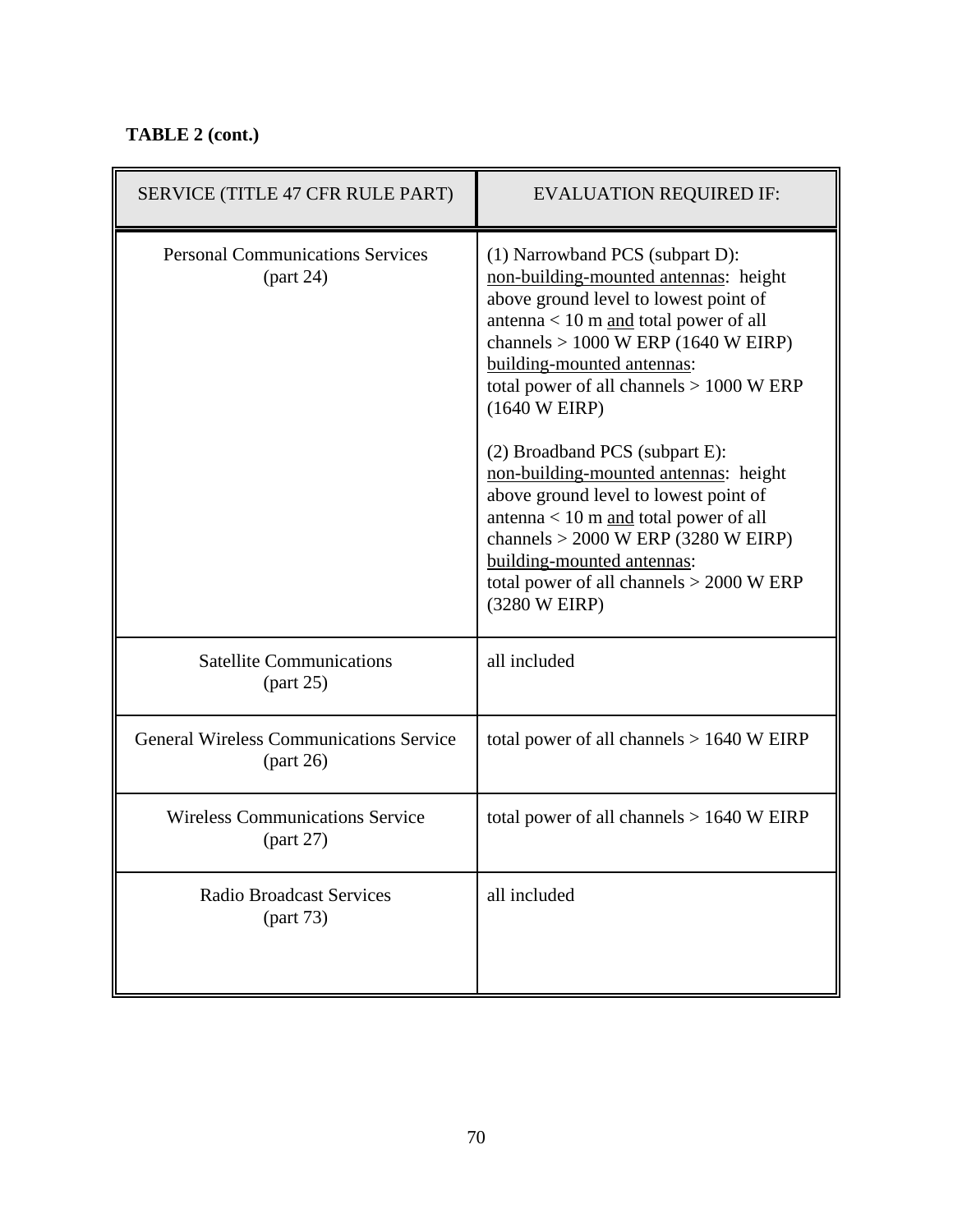**TABLE 2 (cont.)**

| SERVICE (TITLE 47 CFR RULE PART) | EVALUATION REQUIRED IF: |
|---|---|
| Personal Communications Services (part 24) | (1) Narrowband PCS (subpart D): <u>non-building-mounted antennas</u>: height above ground level to lowest point of antenna < 10 m <u>and</u> total power of all channels > 1000 W ERP (1640 W EIRP) <u>building-mounted antennas</u>: total power of all channels > 1000 W ERP (1640 W EIRP)<br><br>(2) Broadband PCS (subpart E): <u>non-building-mounted antennas</u>: height above ground level to lowest point of antenna < 10 m <u>and</u> total power of all channels > 2000 W ERP (3280 W EIRP) <u>building-mounted antennas</u>: total power of all channels > 2000 W ERP (3280 W EIRP) |
| Satellite Communications (part 25) | all included |
| General Wireless Communications Service (part 26) | total power of all channels > 1640 W EIRP |
| Wireless Communications Service (part 27) | total power of all channels > 1640 W EIRP |
| Radio Broadcast Services (part 73) | all included |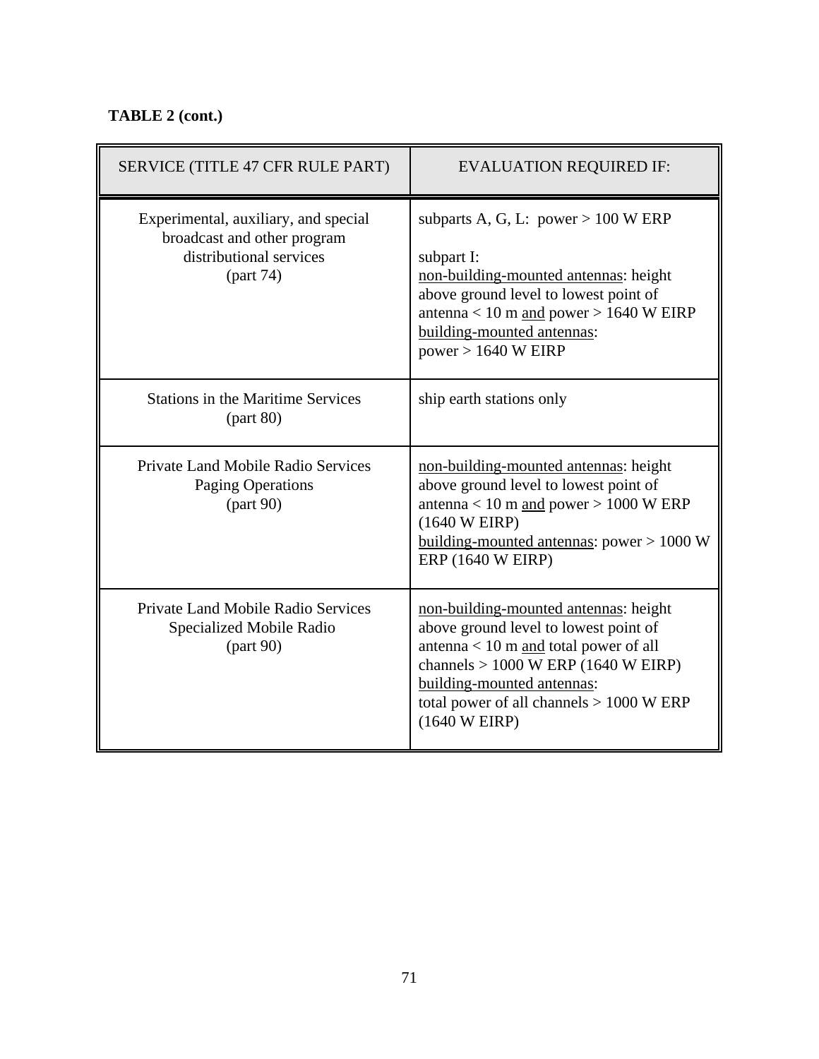**TABLE 2 (cont.)**

| SERVICE (TITLE 47 CFR RULE PART) | EVALUATION REQUIRED IF: |
| --- | --- |
| Experimental, auxiliary, and special broadcast and other program distributional services (part 74) | subparts A, G, L: power > 100 W ERP<br><br>subpart I:<br>non-building-mounted antennas: height above ground level to lowest point of antenna < 10 m and power > 1640 W EIRP<br>building-mounted antennas:<br>power > 1640 W EIRP |
| Stations in the Maritime Services (part 80) | ship earth stations only |
| Private Land Mobile Radio Services Paging Operations (part 90) | non-building-mounted antennas: height above ground level to lowest point of antenna < 10 m and power > 1000 W ERP (1640 W EIRP)<br>building-mounted antennas: power > 1000 W ERP (1640 W EIRP) |
| Private Land Mobile Radio Services Specialized Mobile Radio (part 90) | non-building-mounted antennas: height above ground level to lowest point of antenna < 10 m and total power of all channels > 1000 W ERP (1640 W EIRP)<br>building-mounted antennas:<br>total power of all channels > 1000 W ERP (1640 W EIRP) |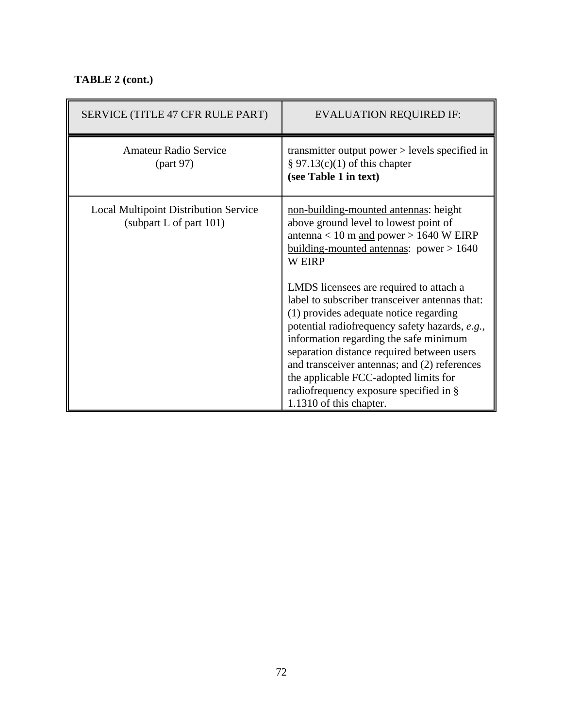**TABLE 2 (cont.)**

| SERVICE (TITLE 47 CFR RULE PART) | EVALUATION REQUIRED IF: |
|---|---|
| Amateur Radio Service<br>(part 97) | transmitter output power > levels specified in § 97.13(c)(1) of this chapter<br>**(see Table 1 in text)** |
| Local Multipoint Distribution Service<br>(subpart L of part 101) | <u>non-building-mounted antennas</u>: height above ground level to lowest point of antenna < 10 m <u>and</u> power > 1640 W EIRP<br><u>building-mounted antennas</u>: power > 1640 W EIRP<br><br>LMDS licensees are required to attach a label to subscriber transceiver antennas that: (1) provides adequate notice regarding potential radiofrequency safety hazards, *e.g.*, information regarding the safe minimum separation distance required between users and transceiver antennas; and (2) references the applicable FCC-adopted limits for radiofrequency exposure specified in § 1.1310 of this chapter. |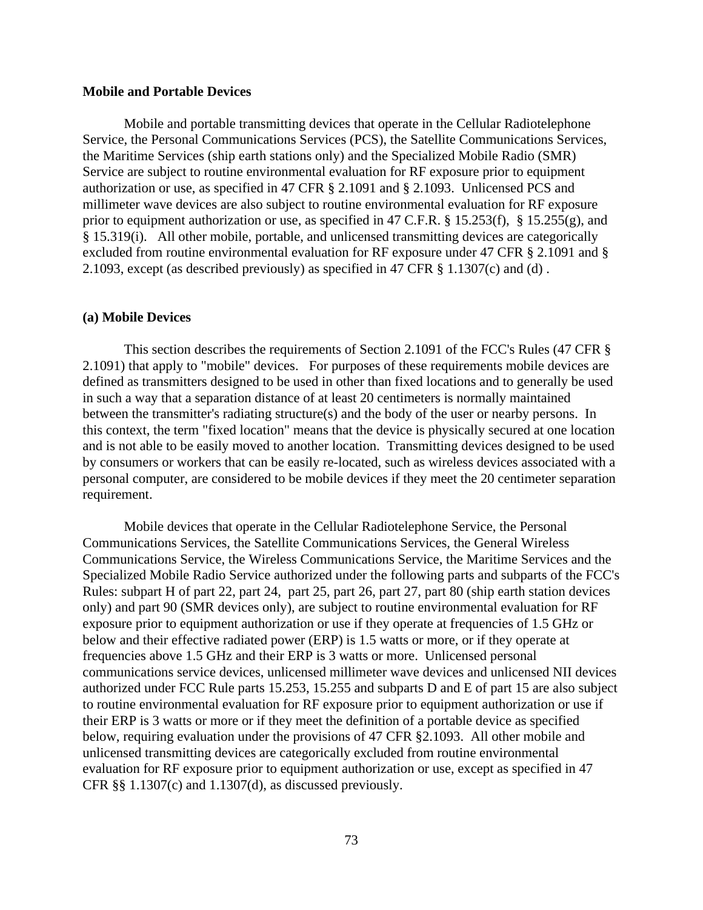**Mobile and Portable Devices**

Mobile and portable transmitting devices that operate in the Cellular Radiotelephone Service, the Personal Communications Services (PCS), the Satellite Communications Services, the Maritime Services (ship earth stations only) and the Specialized Mobile Radio (SMR) Service are subject to routine environmental evaluation for RF exposure prior to equipment authorization or use, as specified in 47 CFR § 2.1091 and § 2.1093. Unlicensed PCS and millimeter wave devices are also subject to routine environmental evaluation for RF exposure prior to equipment authorization or use, as specified in 47 C.F.R. § 15.253(f), § 15.255(g), and § 15.319(i). All other mobile, portable, and unlicensed transmitting devices are categorically excluded from routine environmental evaluation for RF exposure under 47 CFR § 2.1091 and § 2.1093, except (as described previously) as specified in 47 CFR § 1.1307(c) and (d) .

**(a) Mobile Devices**

This section describes the requirements of Section 2.1091 of the FCC's Rules (47 CFR § 2.1091) that apply to "mobile" devices. For purposes of these requirements mobile devices are defined as transmitters designed to be used in other than fixed locations and to generally be used in such a way that a separation distance of at least 20 centimeters is normally maintained between the transmitter's radiating structure(s) and the body of the user or nearby persons. In this context, the term "fixed location" means that the device is physically secured at one location and is not able to be easily moved to another location. Transmitting devices designed to be used by consumers or workers that can be easily re-located, such as wireless devices associated with a personal computer, are considered to be mobile devices if they meet the 20 centimeter separation requirement.

Mobile devices that operate in the Cellular Radiotelephone Service, the Personal Communications Services, the Satellite Communications Services, the General Wireless Communications Service, the Wireless Communications Service, the Maritime Services and the Specialized Mobile Radio Service authorized under the following parts and subparts of the FCC's Rules: subpart H of part 22, part 24, part 25, part 26, part 27, part 80 (ship earth station devices only) and part 90 (SMR devices only), are subject to routine environmental evaluation for RF exposure prior to equipment authorization or use if they operate at frequencies of 1.5 GHz or below and their effective radiated power (ERP) is 1.5 watts or more, or if they operate at frequencies above 1.5 GHz and their ERP is 3 watts or more. Unlicensed personal communications service devices, unlicensed millimeter wave devices and unlicensed NII devices authorized under FCC Rule parts 15.253, 15.255 and subparts D and E of part 15 are also subject to routine environmental evaluation for RF exposure prior to equipment authorization or use if their ERP is 3 watts or more or if they meet the definition of a portable device as specified below, requiring evaluation under the provisions of 47 CFR §2.1093. All other mobile and unlicensed transmitting devices are categorically excluded from routine environmental evaluation for RF exposure prior to equipment authorization or use, except as specified in 47 CFR §§ 1.1307(c) and 1.1307(d), as discussed previously.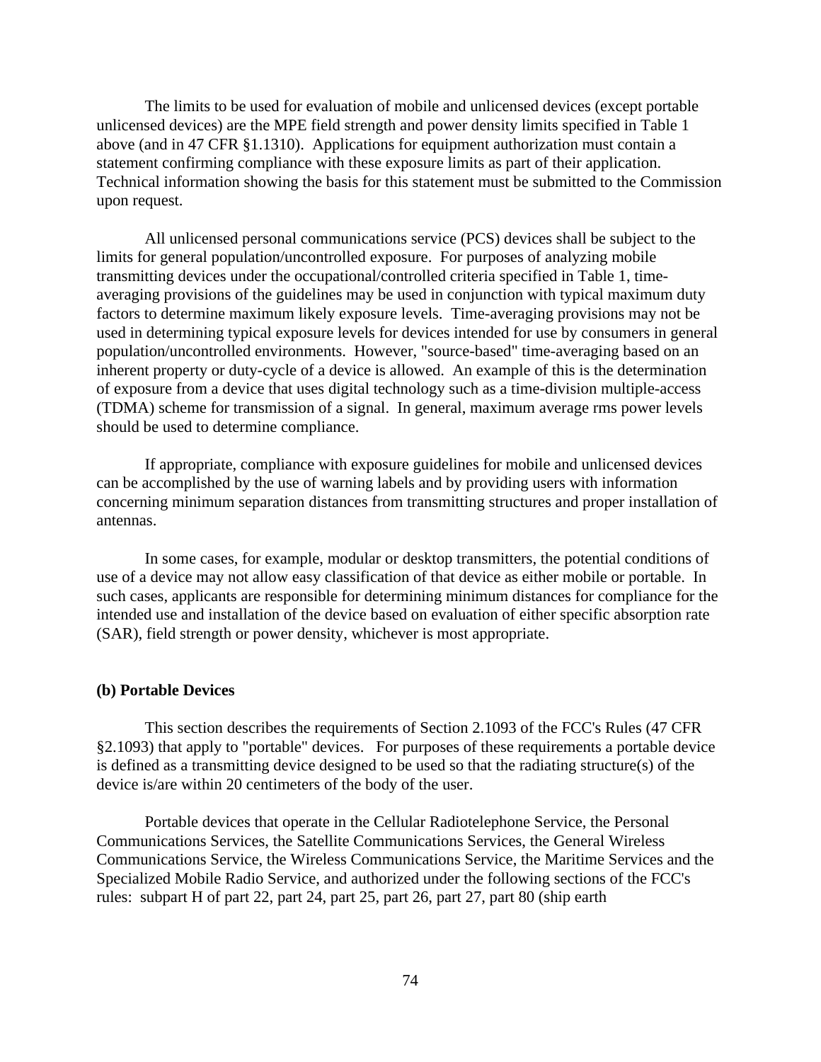The limits to be used for evaluation of mobile and unlicensed devices (except portable unlicensed devices) are the MPE field strength and power density limits specified in Table 1 above (and in 47 CFR §1.1310). Applications for equipment authorization must contain a statement confirming compliance with these exposure limits as part of their application. Technical information showing the basis for this statement must be submitted to the Commission upon request.

All unlicensed personal communications service (PCS) devices shall be subject to the limits for general population/uncontrolled exposure. For purposes of analyzing mobile transmitting devices under the occupational/controlled criteria specified in Table 1, time-averaging provisions of the guidelines may be used in conjunction with typical maximum duty factors to determine maximum likely exposure levels. Time-averaging provisions may not be used in determining typical exposure levels for devices intended for use by consumers in general population/uncontrolled environments. However, "source-based" time-averaging based on an inherent property or duty-cycle of a device is allowed. An example of this is the determination of exposure from a device that uses digital technology such as a time-division multiple-access (TDMA) scheme for transmission of a signal. In general, maximum average rms power levels should be used to determine compliance.

If appropriate, compliance with exposure guidelines for mobile and unlicensed devices can be accomplished by the use of warning labels and by providing users with information concerning minimum separation distances from transmitting structures and proper installation of antennas.

In some cases, for example, modular or desktop transmitters, the potential conditions of use of a device may not allow easy classification of that device as either mobile or portable. In such cases, applicants are responsible for determining minimum distances for compliance for the intended use and installation of the device based on evaluation of either specific absorption rate (SAR), field strength or power density, whichever is most appropriate.

**(b) Portable Devices**

This section describes the requirements of Section 2.1093 of the FCC's Rules (47 CFR §2.1093) that apply to "portable" devices. For purposes of these requirements a portable device is defined as a transmitting device designed to be used so that the radiating structure(s) of the device is/are within 20 centimeters of the body of the user.

Portable devices that operate in the Cellular Radiotelephone Service, the Personal Communications Services, the Satellite Communications Services, the General Wireless Communications Service, the Wireless Communications Service, the Maritime Services and the Specialized Mobile Radio Service, and authorized under the following sections of the FCC's rules: subpart H of part 22, part 24, part 25, part 26, part 27, part 80 (ship earth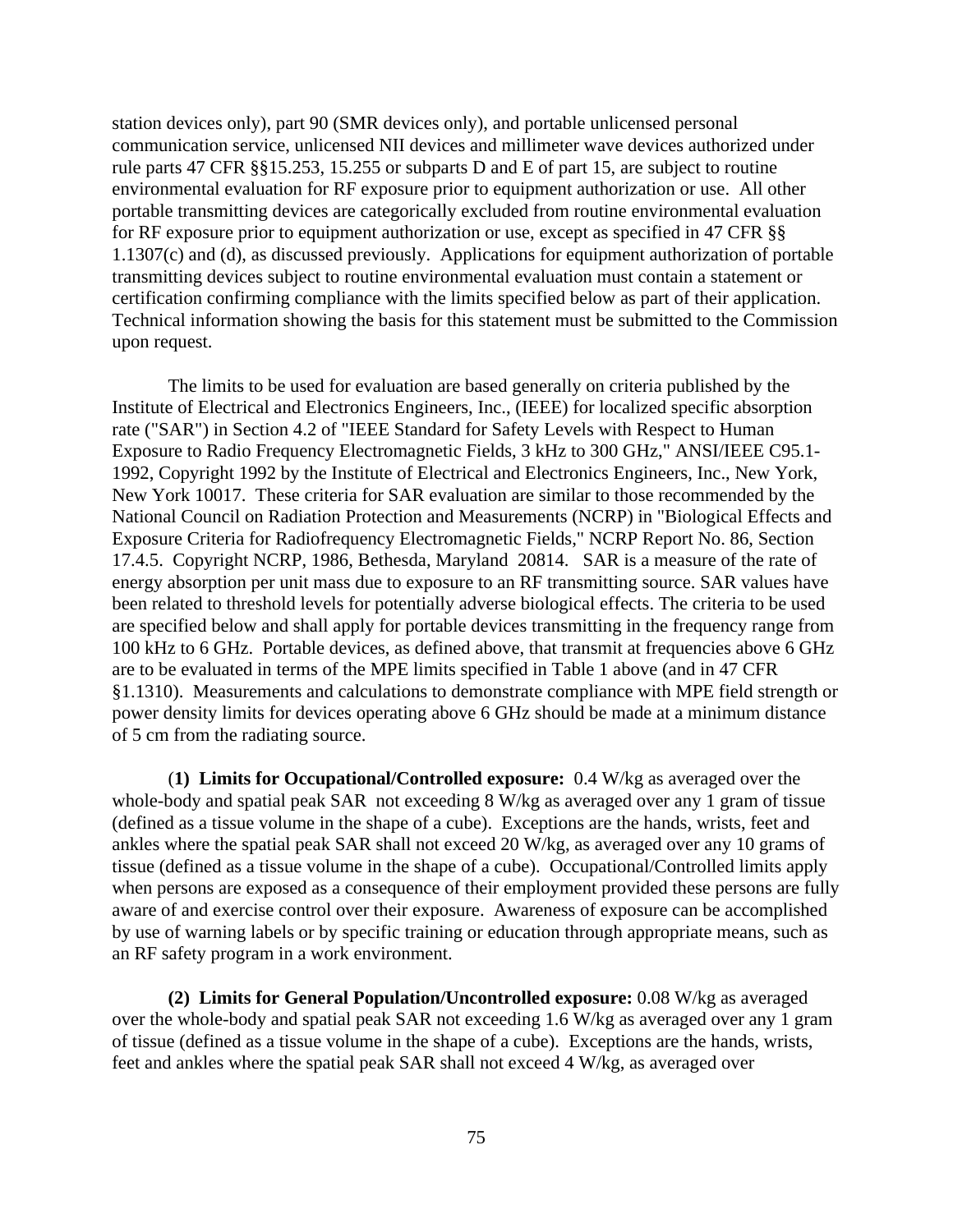station devices only), part 90 (SMR devices only), and portable unlicensed personal communication service, unlicensed NII devices and millimeter wave devices authorized under rule parts 47 CFR §§15.253, 15.255 or subparts D and E of part 15, are subject to routine environmental evaluation for RF exposure prior to equipment authorization or use. All other portable transmitting devices are categorically excluded from routine environmental evaluation for RF exposure prior to equipment authorization or use, except as specified in 47 CFR §§ 1.1307(c) and (d), as discussed previously. Applications for equipment authorization of portable transmitting devices subject to routine environmental evaluation must contain a statement or certification confirming compliance with the limits specified below as part of their application. Technical information showing the basis for this statement must be submitted to the Commission upon request.

The limits to be used for evaluation are based generally on criteria published by the Institute of Electrical and Electronics Engineers, Inc., (IEEE) for localized specific absorption rate ("SAR") in Section 4.2 of "IEEE Standard for Safety Levels with Respect to Human Exposure to Radio Frequency Electromagnetic Fields, 3 kHz to 300 GHz," ANSI/IEEE C95.1-1992, Copyright 1992 by the Institute of Electrical and Electronics Engineers, Inc., New York, New York 10017. These criteria for SAR evaluation are similar to those recommended by the National Council on Radiation Protection and Measurements (NCRP) in "Biological Effects and Exposure Criteria for Radiofrequency Electromagnetic Fields," NCRP Report No. 86, Section 17.4.5. Copyright NCRP, 1986, Bethesda, Maryland 20814. SAR is a measure of the rate of energy absorption per unit mass due to exposure to an RF transmitting source. SAR values have been related to threshold levels for potentially adverse biological effects. The criteria to be used are specified below and shall apply for portable devices transmitting in the frequency range from 100 kHz to 6 GHz. Portable devices, as defined above, that transmit at frequencies above 6 GHz are to be evaluated in terms of the MPE limits specified in Table 1 above (and in 47 CFR §1.1310). Measurements and calculations to demonstrate compliance with MPE field strength or power density limits for devices operating above 6 GHz should be made at a minimum distance of 5 cm from the radiating source.

(**1) Limits for Occupational/Controlled exposure:** 0.4 W/kg as averaged over the whole-body and spatial peak SAR not exceeding 8 W/kg as averaged over any 1 gram of tissue (defined as a tissue volume in the shape of a cube). Exceptions are the hands, wrists, feet and ankles where the spatial peak SAR shall not exceed 20 W/kg, as averaged over any 10 grams of tissue (defined as a tissue volume in the shape of a cube). Occupational/Controlled limits apply when persons are exposed as a consequence of their employment provided these persons are fully aware of and exercise control over their exposure. Awareness of exposure can be accomplished by use of warning labels or by specific training or education through appropriate means, such as an RF safety program in a work environment.

**(2) Limits for General Population/Uncontrolled exposure:** 0.08 W/kg as averaged over the whole-body and spatial peak SAR not exceeding 1.6 W/kg as averaged over any 1 gram of tissue (defined as a tissue volume in the shape of a cube). Exceptions are the hands, wrists, feet and ankles where the spatial peak SAR shall not exceed 4 W/kg, as averaged over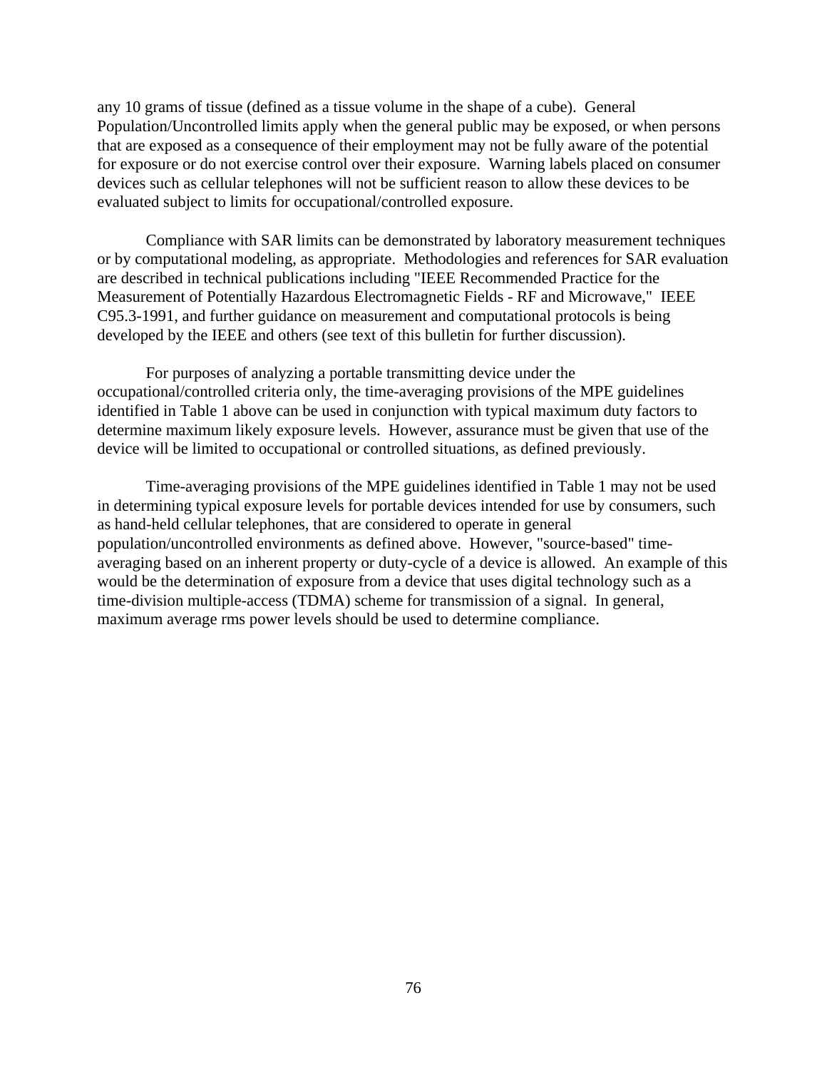any 10 grams of tissue (defined as a tissue volume in the shape of a cube). General Population/Uncontrolled limits apply when the general public may be exposed, or when persons that are exposed as a consequence of their employment may not be fully aware of the potential for exposure or do not exercise control over their exposure. Warning labels placed on consumer devices such as cellular telephones will not be sufficient reason to allow these devices to be evaluated subject to limits for occupational/controlled exposure.

Compliance with SAR limits can be demonstrated by laboratory measurement techniques or by computational modeling, as appropriate. Methodologies and references for SAR evaluation are described in technical publications including "IEEE Recommended Practice for the Measurement of Potentially Hazardous Electromagnetic Fields - RF and Microwave," IEEE C95.3-1991, and further guidance on measurement and computational protocols is being developed by the IEEE and others (see text of this bulletin for further discussion).

For purposes of analyzing a portable transmitting device under the occupational/controlled criteria only, the time-averaging provisions of the MPE guidelines identified in Table 1 above can be used in conjunction with typical maximum duty factors to determine maximum likely exposure levels. However, assurance must be given that use of the device will be limited to occupational or controlled situations, as defined previously.

Time-averaging provisions of the MPE guidelines identified in Table 1 may not be used in determining typical exposure levels for portable devices intended for use by consumers, such as hand-held cellular telephones, that are considered to operate in general population/uncontrolled environments as defined above. However, "source-based" time-averaging based on an inherent property or duty-cycle of a device is allowed. An example of this would be the determination of exposure from a device that uses digital technology such as a time-division multiple-access (TDMA) scheme for transmission of a signal. In general, maximum average rms power levels should be used to determine compliance.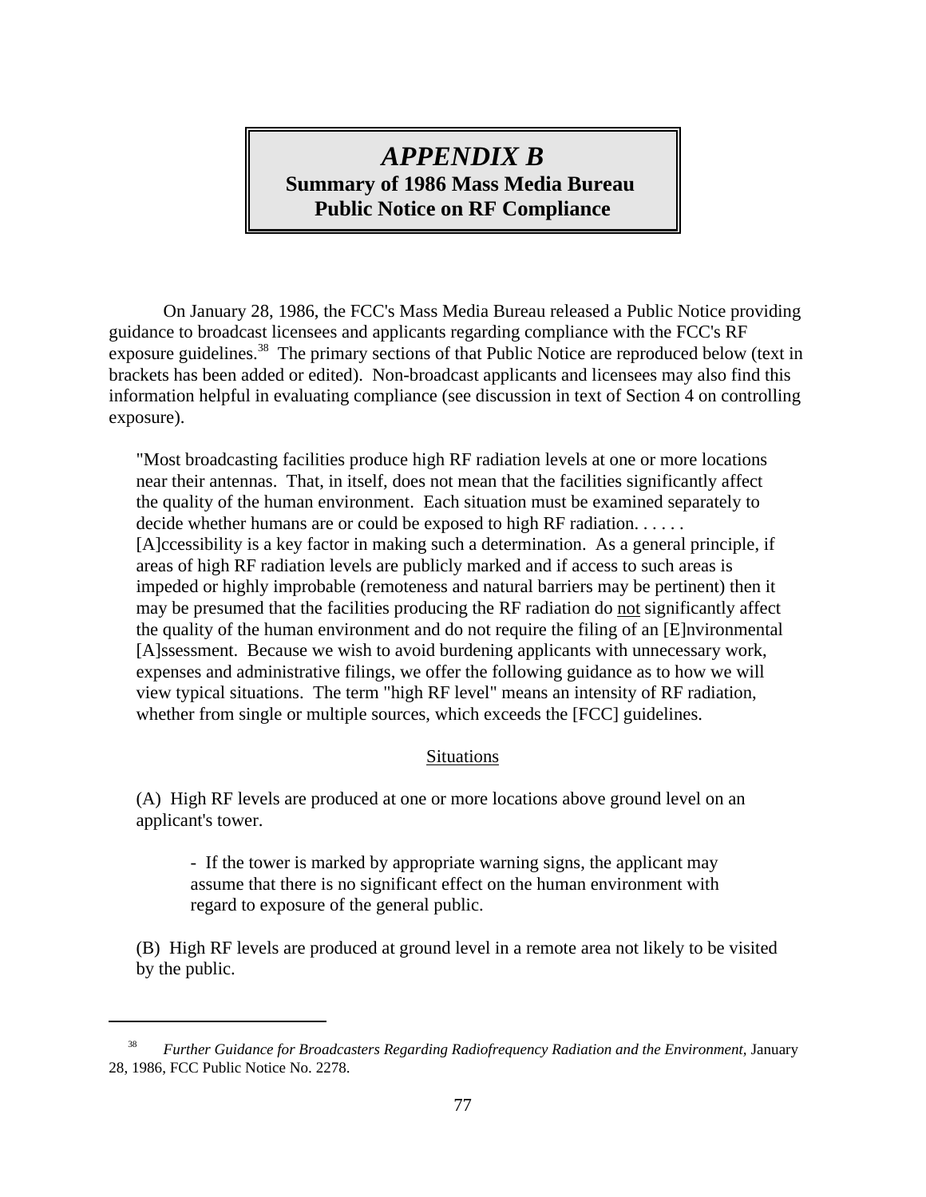# *APPENDIX B*
## Summary of 1986 Mass Media Bureau Public Notice on RF Compliance

On January 28, 1986, the FCC's Mass Media Bureau released a Public Notice providing guidance to broadcast licensees and applicants regarding compliance with the FCC's RF exposure guidelines.[38] The primary sections of that Public Notice are reproduced below (text in brackets has been added or edited). Non-broadcast applicants and licensees may also find this information helpful in evaluating compliance (see discussion in text of Section 4 on controlling exposure).

> "Most broadcasting facilities produce high RF radiation levels at one or more locations near their antennas. That, in itself, does not mean that the facilities significantly affect the quality of the human environment. Each situation must be examined separately to decide whether humans are or could be exposed to high RF radiation. . . . . . [A]ccessibility is a key factor in making such a determination. As a general principle, if areas of high RF radiation levels are publicly marked and if access to such areas is impeded or highly improbable (remoteness and natural barriers may be pertinent) then it may be presumed that the facilities producing the RF radiation do <u>not</u> significantly affect the quality of the human environment and do not require the filing of an [E]nvironmental [A]ssessment. Because we wish to avoid burdening applicants with unnecessary work, expenses and administrative filings, we offer the following guidance as to how we will view typical situations. The term "high RF level" means an intensity of RF radiation, whether from single or multiple sources, which exceeds the [FCC] guidelines.
>
> <u>Situations</u>
>
> (A) High RF levels are produced at one or more locations above ground level on an applicant's tower.
>
> > - If the tower is marked by appropriate warning signs, the applicant may assume that there is no significant effect on the human environment with regard to exposure of the general public.
>
> (B) High RF levels are produced at ground level in a remote area not likely to be visited by the public.

---

[38] *Further Guidance for Broadcasters Regarding Radiofrequency Radiation and the Environment,* January 28, 1986, FCC Public Notice No. 2278.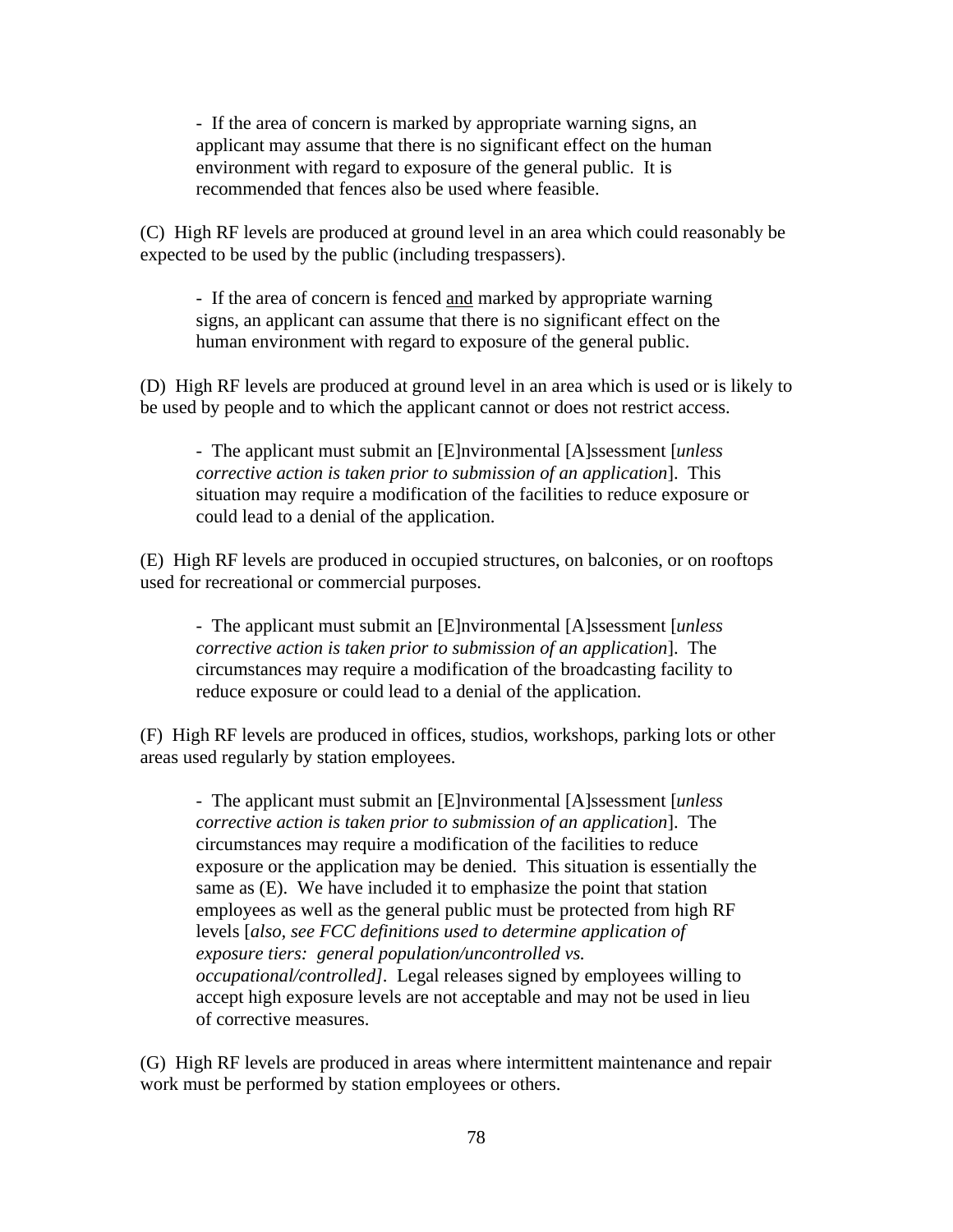- If the area of concern is marked by appropriate warning signs, an applicant may assume that there is no significant effect on the human environment with regard to exposure of the general public. It is recommended that fences also be used where feasible.

(C) High RF levels are produced at ground level in an area which could reasonably be expected to be used by the public (including trespassers).

- If the area of concern is fenced <u>and</u> marked by appropriate warning signs, an applicant can assume that there is no significant effect on the human environment with regard to exposure of the general public.

(D) High RF levels are produced at ground level in an area which is used or is likely to be used by people and to which the applicant cannot or does not restrict access.

- The applicant must submit an [E]nvironmental [A]ssessment [*unless corrective action is taken prior to submission of an application*]. This situation may require a modification of the facilities to reduce exposure or could lead to a denial of the application.

(E) High RF levels are produced in occupied structures, on balconies, or on rooftops used for recreational or commercial purposes.

- The applicant must submit an [E]nvironmental [A]ssessment [*unless corrective action is taken prior to submission of an application*]. The circumstances may require a modification of the broadcasting facility to reduce exposure or could lead to a denial of the application.

(F) High RF levels are produced in offices, studios, workshops, parking lots or other areas used regularly by station employees.

- The applicant must submit an [E]nvironmental [A]ssessment [*unless corrective action is taken prior to submission of an application*]. The circumstances may require a modification of the facilities to reduce exposure or the application may be denied. This situation is essentially the same as (E). We have included it to emphasize the point that station employees as well as the general public must be protected from high RF levels [*also, see FCC definitions used to determine application of exposure tiers: general population/uncontrolled vs. occupational/controlled]*. Legal releases signed by employees willing to accept high exposure levels are not acceptable and may not be used in lieu of corrective measures.

(G) High RF levels are produced in areas where intermittent maintenance and repair work must be performed by station employees or others.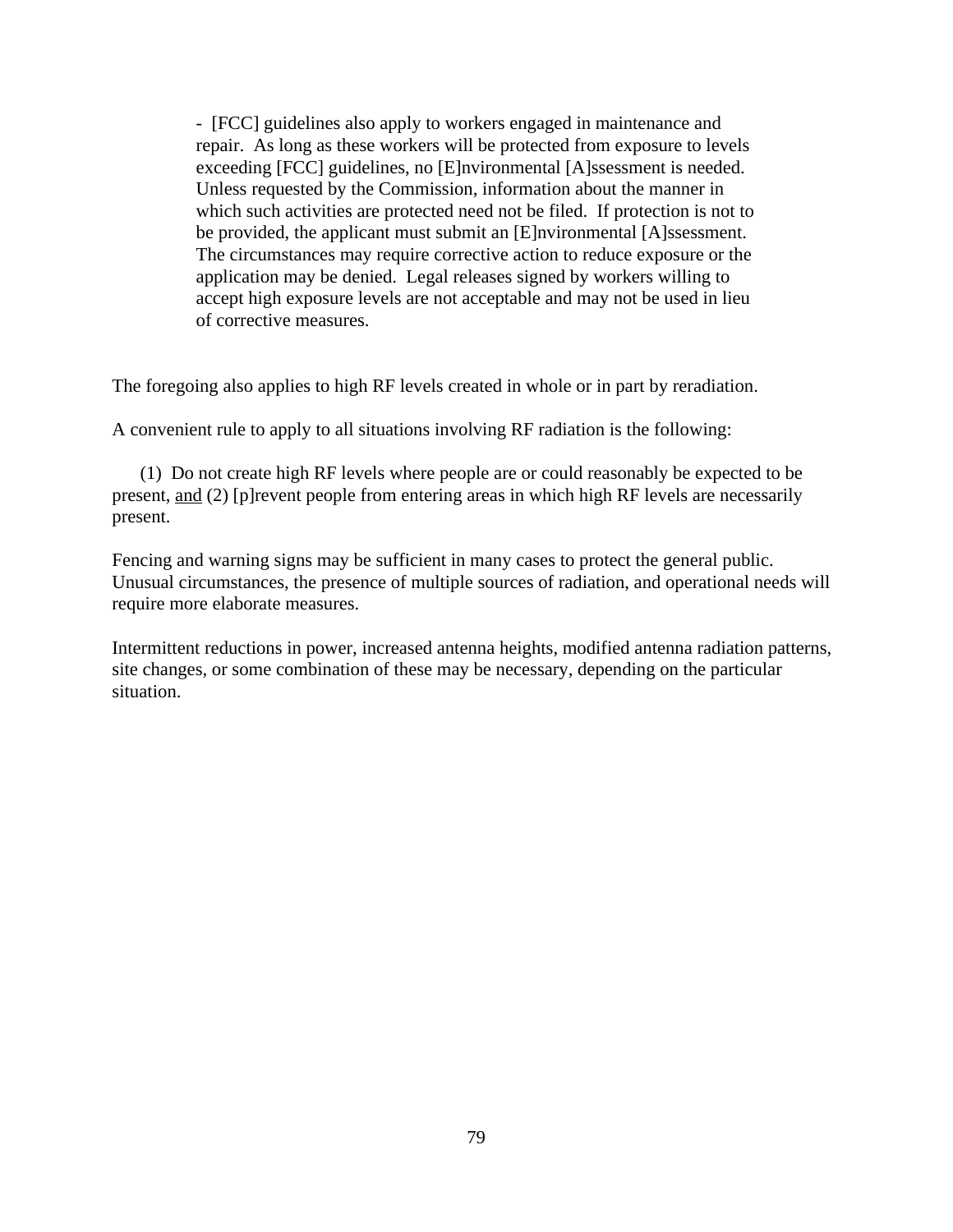> - [FCC] guidelines also apply to workers engaged in maintenance and repair. As long as these workers will be protected from exposure to levels exceeding [FCC] guidelines, no [E]nvironmental [A]ssessment is needed. Unless requested by the Commission, information about the manner in which such activities are protected need not be filed. If protection is not to be provided, the applicant must submit an [E]nvironmental [A]ssessment. The circumstances may require corrective action to reduce exposure or the application may be denied. Legal releases signed by workers willing to accept high exposure levels are not acceptable and may not be used in lieu of corrective measures.

The foregoing also applies to high RF levels created in whole or in part by reradiation.

A convenient rule to apply to all situations involving RF radiation is the following:

(1) Do not create high RF levels where people are or could reasonably be expected to be present, <u>and</u> (2) [p]revent people from entering areas in which high RF levels are necessarily present.

Fencing and warning signs may be sufficient in many cases to protect the general public. Unusual circumstances, the presence of multiple sources of radiation, and operational needs will require more elaborate measures.

Intermittent reductions in power, increased antenna heights, modified antenna radiation patterns, site changes, or some combination of these may be necessary, depending on the particular situation.